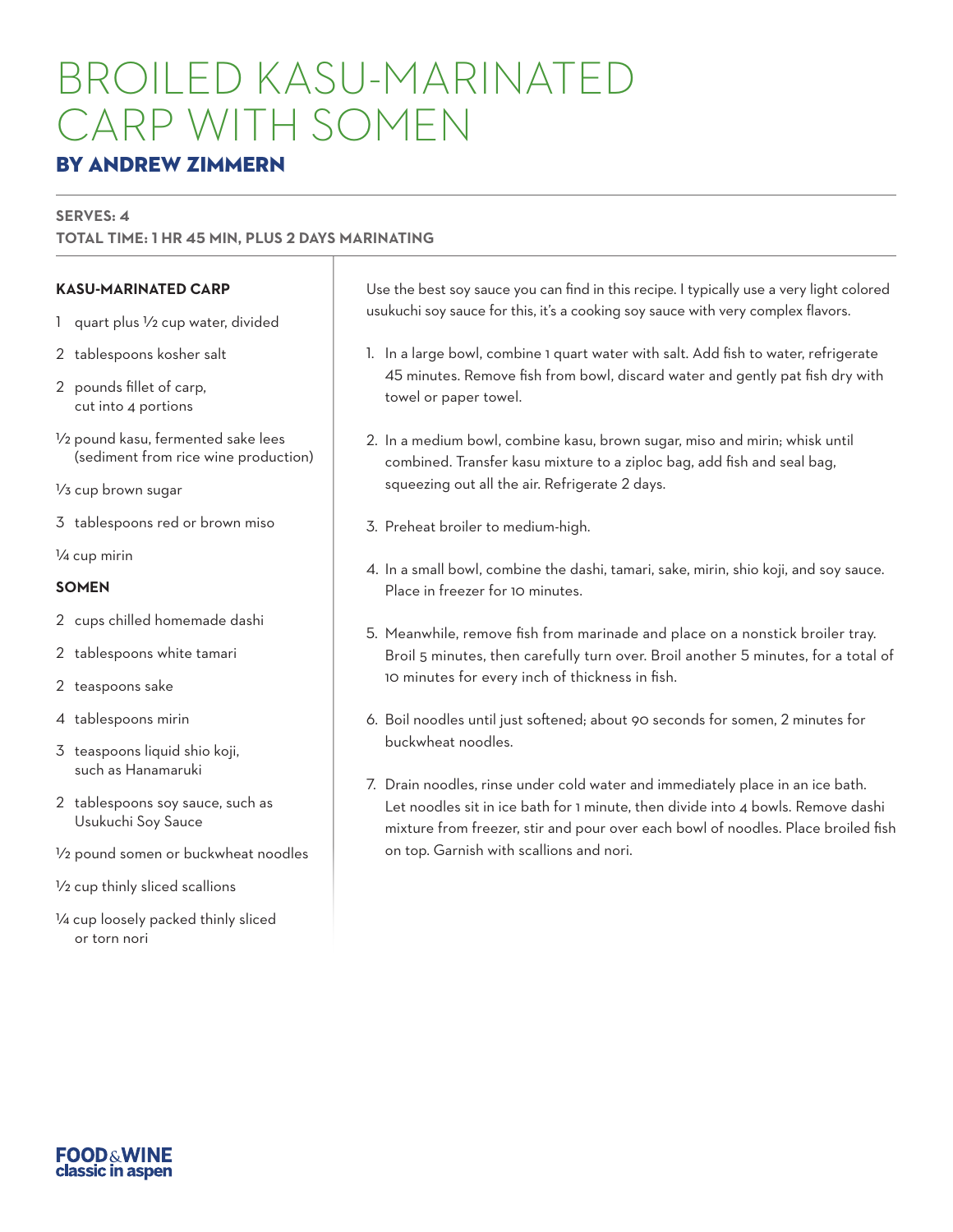# BROILED KASU-MARINATED CARP WITH SOMEN

## BY ANDREW ZIMMERN

**SERVES: 4**

**TOTAL TIME: 1 HR 45 MIN, PLUS 2 DAYS MARINATING**

### KASU-MARINATED CARP

- 1 quart plus ½ cup water, divided
- 2 tablespoons kosher salt
- 2 pounds fillet of carp, cut into 4 portions
- ½ pound kasu, fermented sake lees (sediment from rice wine production)
- ⅓ cup brown sugar
- 3 tablespoons red or brown miso
- ¼ cup mirin

### SOMEN

- 2 cups chilled homemade dashi
- 2 tablespoons white tamari
- 2 teaspoons sake
- 4 tablespoons mirin
- 3 teaspoons liquid shio koji, such as Hanamaruki
- 2 tablespoons soy sauce, such as Usukuchi Soy Sauce
- ½ pound somen or buckwheat noodles
- ½ cup thinly sliced scallions
- ¼ cup loosely packed thinly sliced or torn nori

Use the best soy sauce you can find in this recipe. I typically use a very light colored usukuchi soy sauce for this, it's a cooking soy sauce with very complex flavors.

1. In a large bowl, combine 1 quart water with salt. Add fish to water, refrigerate 45 minutes. Remove fish from bowl, discard water and gently pat fish dry with towel or paper towel.
2. In a medium bowl, combine kasu, brown sugar, miso and mirin; whisk until combined. Transfer kasu mixture to a ziploc bag, add fish and seal bag, squeezing out all the air. Refrigerate 2 days.
3. Preheat broiler to medium-high.
4. In a small bowl, combine the dashi, tamari, sake, mirin, shio koji, and soy sauce. Place in freezer for 10 minutes.
5. Meanwhile, remove fish from marinade and place on a nonstick broiler tray. Broil 5 minutes, then carefully turn over. Broil another 5 minutes, for a total of 10 minutes for every inch of thickness in fish.
6. Boil noodles until just softened; about 90 seconds for somen, 2 minutes for buckwheat noodles.
7. Drain noodles, rinse under cold water and immediately place in an ice bath. Let noodles sit in ice bath for 1 minute, then divide into 4 bowls. Remove dashi mixture from freezer, stir and pour over each bowl of noodles. Place broiled fish on top. Garnish with scallions and nori.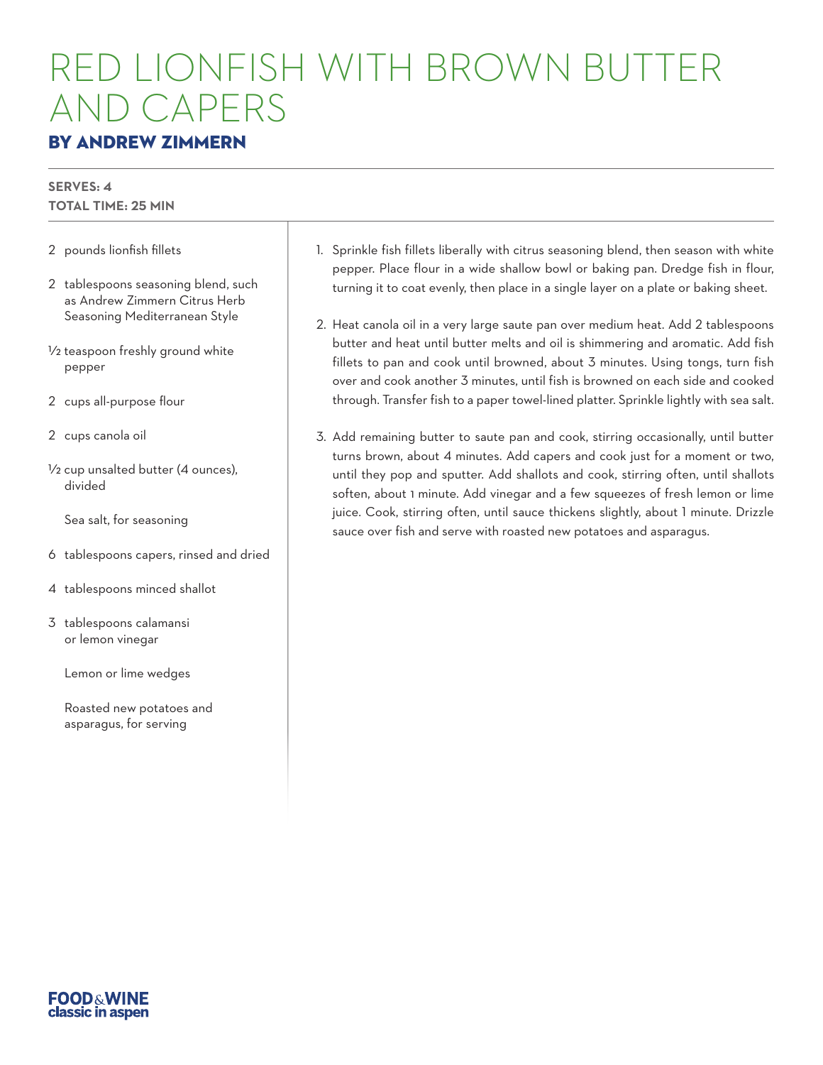# RED LIONFISH WITH BROWN BUTTER AND CAPERS

## BY ANDREW ZIMMERN

**SERVES: 4**
**TOTAL TIME: 25 MIN**

- 2 pounds lionfish fillets
- 2 tablespoons seasoning blend, such as Andrew Zimmern Citrus Herb Seasoning Mediterranean Style
- ½ teaspoon freshly ground white pepper
- 2 cups all-purpose flour
- 2 cups canola oil
- ½ cup unsalted butter (4 ounces), divided
- Sea salt, for seasoning
- 6 tablespoons capers, rinsed and dried
- 4 tablespoons minced shallot
- 3 tablespoons calamansi or lemon vinegar
- Lemon or lime wedges
- Roasted new potatoes and asparagus, for serving

1. Sprinkle fish fillets liberally with citrus seasoning blend, then season with white pepper. Place flour in a wide shallow bowl or baking pan. Dredge fish in flour, turning it to coat evenly, then place in a single layer on a plate or baking sheet.

2. Heat canola oil in a very large saute pan over medium heat. Add 2 tablespoons butter and heat until butter melts and oil is shimmering and aromatic. Add fish fillets to pan and cook until browned, about 3 minutes. Using tongs, turn fish over and cook another 3 minutes, until fish is browned on each side and cooked through. Transfer fish to a paper towel-lined platter. Sprinkle lightly with sea salt.

3. Add remaining butter to saute pan and cook, stirring occasionally, until butter turns brown, about 4 minutes. Add capers and cook just for a moment or two, until they pop and sputter. Add shallots and cook, stirring often, until shallots soften, about 1 minute. Add vinegar and a few squeezes of fresh lemon or lime juice. Cook, stirring often, until sauce thickens slightly, about 1 minute. Drizzle sauce over fish and serve with roasted new potatoes and asparagus.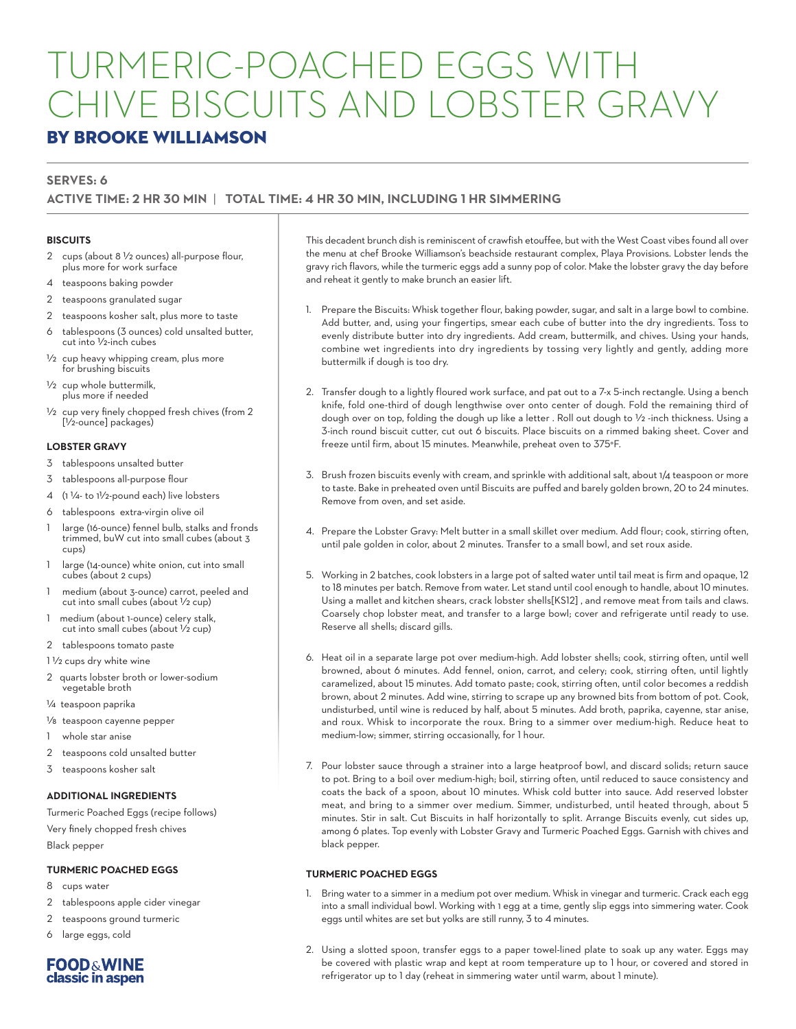# TURMERIC-POACHED EGGS WITH CHIVE BISCUITS AND LOBSTER GRAVY

## BY BROOKE WILLIAMSON

**SERVES: 6**

**ACTIVE TIME: 2 HR 30 MIN | TOTAL TIME: 4 HR 30 MIN, INCLUDING 1 HR SIMMERING**

### BISCUITS

- 2 cups (about 8 ½ ounces) all-purpose flour, plus more for work surface
- 4 teaspoons baking powder
- 2 teaspoons granulated sugar
- 2 teaspoons kosher salt, plus more to taste
- 6 tablespoons (3 ounces) cold unsalted butter, cut into ½-inch cubes
- ½ cup heavy whipping cream, plus more for brushing biscuits
- ½ cup whole buttermilk, plus more if needed
- ½ cup very finely chopped fresh chives (from 2 [½-ounce] packages)

### LOBSTER GRAVY

- 3 tablespoons unsalted butter
- 3 tablespoons all-purpose flour
- 4 (1 ¼- to 1½-pound each) live lobsters
- 6 tablespoons extra-virgin olive oil
- 1 large (16-ounce) fennel bulb, stalks and fronds trimmed, buW cut into small cubes (about 3 cups)
- 1 large (14-ounce) white onion, cut into small cubes (about 2 cups)
- 1 medium (about 3-ounce) carrot, peeled and cut into small cubes (about ½ cup)
- 1 medium (about 1-ounce) celery stalk, cut into small cubes (about ½ cup)
- 2 tablespoons tomato paste
- 1 ½ cups dry white wine
- 2 quarts lobster broth or lower-sodium vegetable broth
- ¼ teaspoon paprika
- ⅛ teaspoon cayenne pepper
- 1 whole star anise
- 2 teaspoons cold unsalted butter
- 3 teaspoons kosher salt

### ADDITIONAL INGREDIENTS

Turmeric Poached Eggs (recipe follows)

Very finely chopped fresh chives

Black pepper

### TURMERIC POACHED EGGS

- 8 cups water
- 2 tablespoons apple cider vinegar
- 2 teaspoons ground turmeric
- 6 large eggs, cold

This decadent brunch dish is reminiscent of crawfish etouffee, but with the West Coast vibes found all over the menu at chef Brooke Williamson's beachside restaurant complex, Playa Provisions. Lobster lends the gravy rich flavors, while the turmeric eggs add a sunny pop of color. Make the lobster gravy the day before and reheat it gently to make brunch an easier lift.

1. Prepare the Biscuits: Whisk together flour, baking powder, sugar, and salt in a large bowl to combine. Add butter, and, using your fingertips, smear each cube of butter into the dry ingredients. Toss to evenly distribute butter into dry ingredients. Add cream, buttermilk, and chives. Using your hands, combine wet ingredients into dry ingredients by tossing very lightly and gently, adding more buttermilk if dough is too dry.

2. Transfer dough to a lightly floured work surface, and pat out to a 7-x 5-inch rectangle. Using a bench knife, fold one-third of dough lengthwise over onto center of dough. Fold the remaining third of dough over on top, folding the dough up like a letter . Roll out dough to ½ -inch thickness. Using a 3-inch round biscuit cutter, cut out 6 biscuits. Place biscuits on a rimmed baking sheet. Cover and freeze until firm, about 15 minutes. Meanwhile, preheat oven to 375°F.

3. Brush frozen biscuits evenly with cream, and sprinkle with additional salt, about 1/4 teaspoon or more to taste. Bake in preheated oven until Biscuits are puffed and barely golden brown, 20 to 24 minutes. Remove from oven, and set aside.

4. Prepare the Lobster Gravy: Melt butter in a small skillet over medium. Add flour; cook, stirring often, until pale golden in color, about 2 minutes. Transfer to a small bowl, and set roux aside.

5. Working in 2 batches, cook lobsters in a large pot of salted water until tail meat is firm and opaque, 12 to 18 minutes per batch. Remove from water. Let stand until cool enough to handle, about 10 minutes. Using a mallet and kitchen shears, crack lobster shells[KS12] , and remove meat from tails and claws. Coarsely chop lobster meat, and transfer to a large bowl; cover and refrigerate until ready to use. Reserve all shells; discard gills.

6. Heat oil in a separate large pot over medium-high. Add lobster shells; cook, stirring often, until well browned, about 6 minutes. Add fennel, onion, carrot, and celery; cook, stirring often, until lightly caramelized, about 15 minutes. Add tomato paste; cook, stirring often, until color becomes a reddish brown, about 2 minutes. Add wine, stirring to scrape up any browned bits from bottom of pot. Cook, undisturbed, until wine is reduced by half, about 5 minutes. Add broth, paprika, cayenne, star anise, and roux. Whisk to incorporate the roux. Bring to a simmer over medium-high. Reduce heat to medium-low; simmer, stirring occasionally, for 1 hour.

7. Pour lobster sauce through a strainer into a large heatproof bowl, and discard solids; return sauce to pot. Bring to a boil over medium-high; boil, stirring often, until reduced to sauce consistency and coats the back of a spoon, about 10 minutes. Whisk cold butter into sauce. Add reserved lobster meat, and bring to a simmer over medium. Simmer, undisturbed, until heated through, about 5 minutes. Stir in salt. Cut Biscuits in half horizontally to split. Arrange Biscuits evenly, cut sides up, among 6 plates. Top evenly with Lobster Gravy and Turmeric Poached Eggs. Garnish with chives and black pepper.

### TURMERIC POACHED EGGS

1. Bring water to a simmer in a medium pot over medium. Whisk in vinegar and turmeric. Crack each egg into a small individual bowl. Working with 1 egg at a time, gently slip eggs into simmering water. Cook eggs until whites are set but yolks are still runny, 3 to 4 minutes.

2. Using a slotted spoon, transfer eggs to a paper towel-lined plate to soak up any water. Eggs may be covered with plastic wrap and kept at room temperature up to 1 hour, or covered and stored in refrigerator up to 1 day (reheat in simmering water until warm, about 1 minute).

FOOD&WINE classic in aspen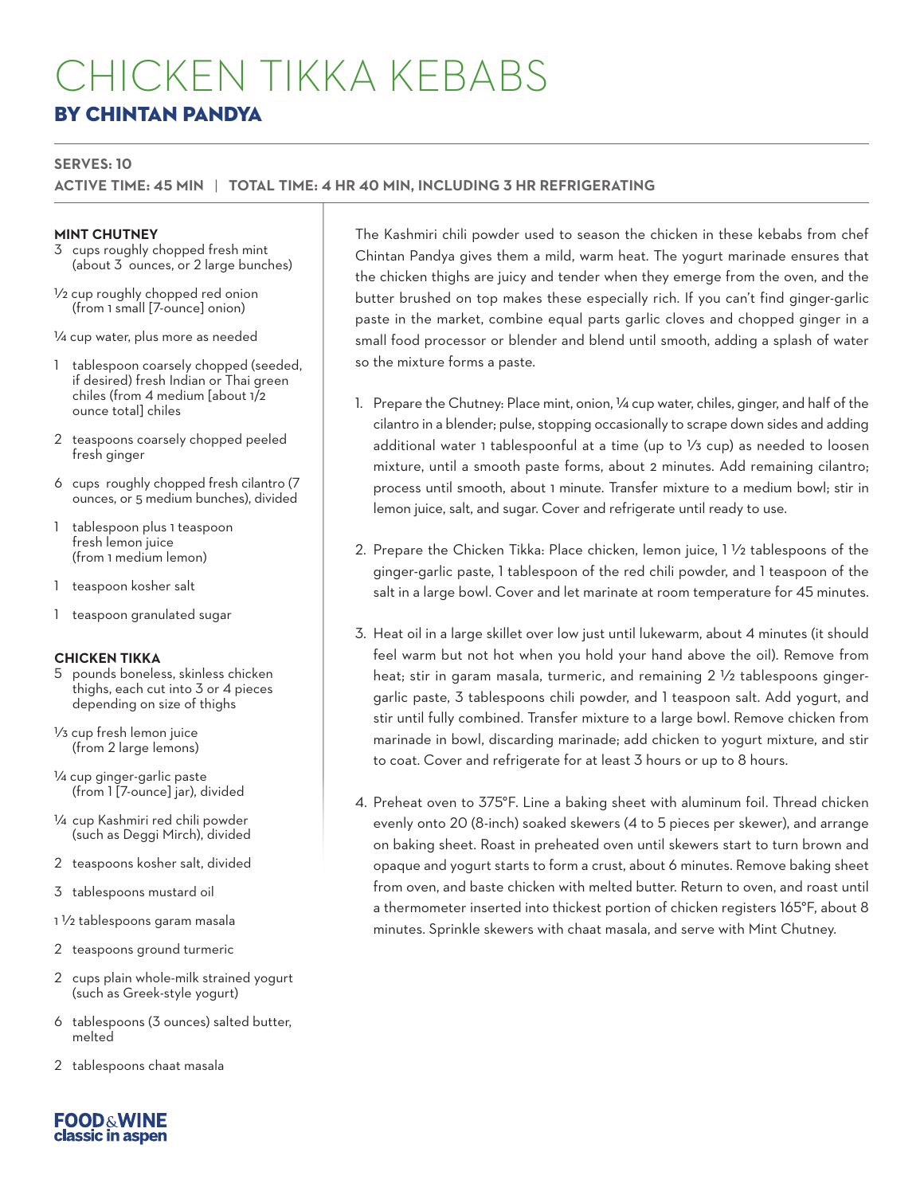# CHICKEN TIKKA KEBABS

## BY CHINTAN PANDYA

**SERVES: 10**

**ACTIVE TIME: 45 MIN | TOTAL TIME: 4 HR 40 MIN, INCLUDING 3 HR REFRIGERATING**

### MINT CHUTNEY

- 3 cups roughly chopped fresh mint (about 3 ounces, or 2 large bunches)
- ½ cup roughly chopped red onion (from 1 small [7-ounce] onion)
- ¼ cup water, plus more as needed
- 1 tablespoon coarsely chopped (seeded, if desired) fresh Indian or Thai green chiles (from 4 medium [about 1/2 ounce total] chiles
- 2 teaspoons coarsely chopped peeled fresh ginger
- 6 cups roughly chopped fresh cilantro (7 ounces, or 5 medium bunches), divided
- 1 tablespoon plus 1 teaspoon fresh lemon juice (from 1 medium lemon)
- 1 teaspoon kosher salt
- 1 teaspoon granulated sugar

### CHICKEN TIKKA

- 5 pounds boneless, skinless chicken thighs, each cut into 3 or 4 pieces depending on size of thighs
- ⅓ cup fresh lemon juice (from 2 large lemons)
- ¼ cup ginger-garlic paste (from 1 [7-ounce] jar), divided
- ¼ cup Kashmiri red chili powder (such as Deggi Mirch), divided
- 2 teaspoons kosher salt, divided
- 3 tablespoons mustard oil
- 1 ½ tablespoons garam masala
- 2 teaspoons ground turmeric
- 2 cups plain whole-milk strained yogurt (such as Greek-style yogurt)
- 6 tablespoons (3 ounces) salted butter, melted
- 2 tablespoons chaat masala

The Kashmiri chili powder used to season the chicken in these kebabs from chef Chintan Pandya gives them a mild, warm heat. The yogurt marinade ensures that the chicken thighs are juicy and tender when they emerge from the oven, and the butter brushed on top makes these especially rich. If you can't find ginger-garlic paste in the market, combine equal parts garlic cloves and chopped ginger in a small food processor or blender and blend until smooth, adding a splash of water so the mixture forms a paste.

1. Prepare the Chutney: Place mint, onion, ¼ cup water, chiles, ginger, and half of the cilantro in a blender; pulse, stopping occasionally to scrape down sides and adding additional water 1 tablespoonful at a time (up to ⅓ cup) as needed to loosen mixture, until a smooth paste forms, about 2 minutes. Add remaining cilantro; process until smooth, about 1 minute. Transfer mixture to a medium bowl; stir in lemon juice, salt, and sugar. Cover and refrigerate until ready to use.

2. Prepare the Chicken Tikka: Place chicken, lemon juice, 1 ½ tablespoons of the ginger-garlic paste, 1 tablespoon of the red chili powder, and 1 teaspoon of the salt in a large bowl. Cover and let marinate at room temperature for 45 minutes.

3. Heat oil in a large skillet over low just until lukewarm, about 4 minutes (it should feel warm but not hot when you hold your hand above the oil). Remove from heat; stir in garam masala, turmeric, and remaining 2 ½ tablespoons ginger-garlic paste, 3 tablespoons chili powder, and 1 teaspoon salt. Add yogurt, and stir until fully combined. Transfer mixture to a large bowl. Remove chicken from marinade in bowl, discarding marinade; add chicken to yogurt mixture, and stir to coat. Cover and refrigerate for at least 3 hours or up to 8 hours.

4. Preheat oven to 375°F. Line a baking sheet with aluminum foil. Thread chicken evenly onto 20 (8-inch) soaked skewers (4 to 5 pieces per skewer), and arrange on baking sheet. Roast in preheated oven until skewers start to turn brown and opaque and yogurt starts to form a crust, about 6 minutes. Remove baking sheet from oven, and baste chicken with melted butter. Return to oven, and roast until a thermometer inserted into thickest portion of chicken registers 165°F, about 8 minutes. Sprinkle skewers with chaat masala, and serve with Mint Chutney.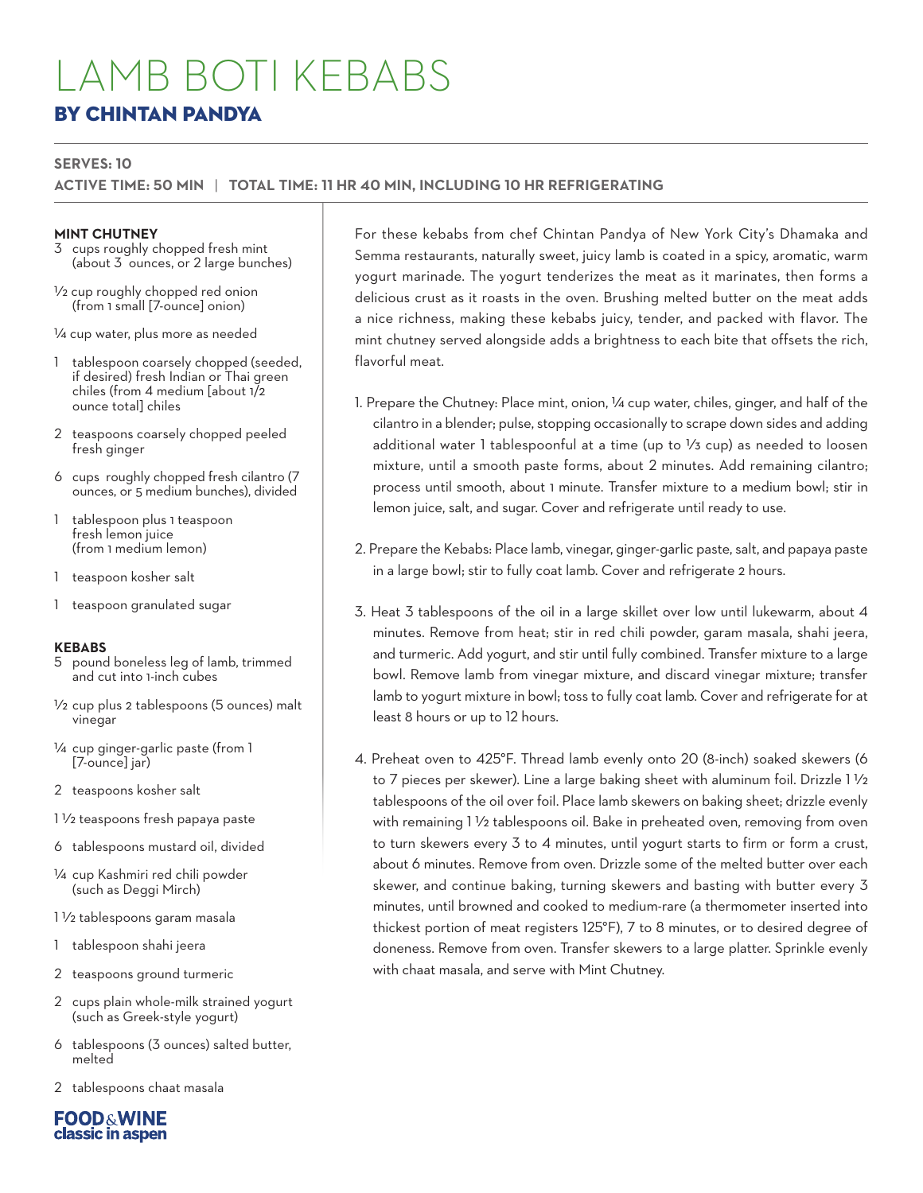# LAMB BOTI KEBABS

## BY CHINTAN PANDYA

**SERVES: 10**

**ACTIVE TIME: 50 MIN | TOTAL TIME: 11 HR 40 MIN, INCLUDING 10 HR REFRIGERATING**

### MINT CHUTNEY

- 3 cups roughly chopped fresh mint (about 3 ounces, or 2 large bunches)
- ½ cup roughly chopped red onion (from 1 small [7-ounce] onion)
- ¼ cup water, plus more as needed
- 1 tablespoon coarsely chopped (seeded, if desired) fresh Indian or Thai green chiles (from 4 medium [about 1/2 ounce total] chiles
- 2 teaspoons coarsely chopped peeled fresh ginger
- 6 cups roughly chopped fresh cilantro (7 ounces, or 5 medium bunches), divided
- 1 tablespoon plus 1 teaspoon fresh lemon juice (from 1 medium lemon)
- 1 teaspoon kosher salt
- 1 teaspoon granulated sugar

### KEBABS

- 5 pound boneless leg of lamb, trimmed and cut into 1-inch cubes
- ½ cup plus 2 tablespoons (5 ounces) malt vinegar
- ¼ cup ginger-garlic paste (from 1 [7-ounce] jar)
- 2 teaspoons kosher salt
- 1 ½ teaspoons fresh papaya paste
- 6 tablespoons mustard oil, divided
- ¼ cup Kashmiri red chili powder (such as Deggi Mirch)
- 1 ½ tablespoons garam masala
- 1 tablespoon shahi jeera
- 2 teaspoons ground turmeric
- 2 cups plain whole-milk strained yogurt (such as Greek-style yogurt)
- 6 tablespoons (3 ounces) salted butter, melted
- 2 tablespoons chaat masala

For these kebabs from chef Chintan Pandya of New York City's Dhamaka and Semma restaurants, naturally sweet, juicy lamb is coated in a spicy, aromatic, warm yogurt marinade. The yogurt tenderizes the meat as it marinates, then forms a delicious crust as it roasts in the oven. Brushing melted butter on the meat adds a nice richness, making these kebabs juicy, tender, and packed with flavor. The mint chutney served alongside adds a brightness to each bite that offsets the rich, flavorful meat.

1. Prepare the Chutney: Place mint, onion, ¼ cup water, chiles, ginger, and half of the cilantro in a blender; pulse, stopping occasionally to scrape down sides and adding additional water 1 tablespoonful at a time (up to ⅓ cup) as needed to loosen mixture, until a smooth paste forms, about 2 minutes. Add remaining cilantro; process until smooth, about 1 minute. Transfer mixture to a medium bowl; stir in lemon juice, salt, and sugar. Cover and refrigerate until ready to use.

2. Prepare the Kebabs: Place lamb, vinegar, ginger-garlic paste, salt, and papaya paste in a large bowl; stir to fully coat lamb. Cover and refrigerate 2 hours.

3. Heat 3 tablespoons of the oil in a large skillet over low until lukewarm, about 4 minutes. Remove from heat; stir in red chili powder, garam masala, shahi jeera, and turmeric. Add yogurt, and stir until fully combined. Transfer mixture to a large bowl. Remove lamb from vinegar mixture, and discard vinegar mixture; transfer lamb to yogurt mixture in bowl; toss to fully coat lamb. Cover and refrigerate for at least 8 hours or up to 12 hours.

4. Preheat oven to 425°F. Thread lamb evenly onto 20 (8-inch) soaked skewers (6 to 7 pieces per skewer). Line a large baking sheet with aluminum foil. Drizzle 1 ½ tablespoons of the oil over foil. Place lamb skewers on baking sheet; drizzle evenly with remaining 1 ½ tablespoons oil. Bake in preheated oven, removing from oven to turn skewers every 3 to 4 minutes, until yogurt starts to firm or form a crust, about 6 minutes. Remove from oven. Drizzle some of the melted butter over each skewer, and continue baking, turning skewers and basting with butter every 3 minutes, until browned and cooked to medium-rare (a thermometer inserted into thickest portion of meat registers 125°F), 7 to 8 minutes, or to desired degree of doneness. Remove from oven. Transfer skewers to a large platter. Sprinkle evenly with chaat masala, and serve with Mint Chutney.

FOOD&WINE classic in aspen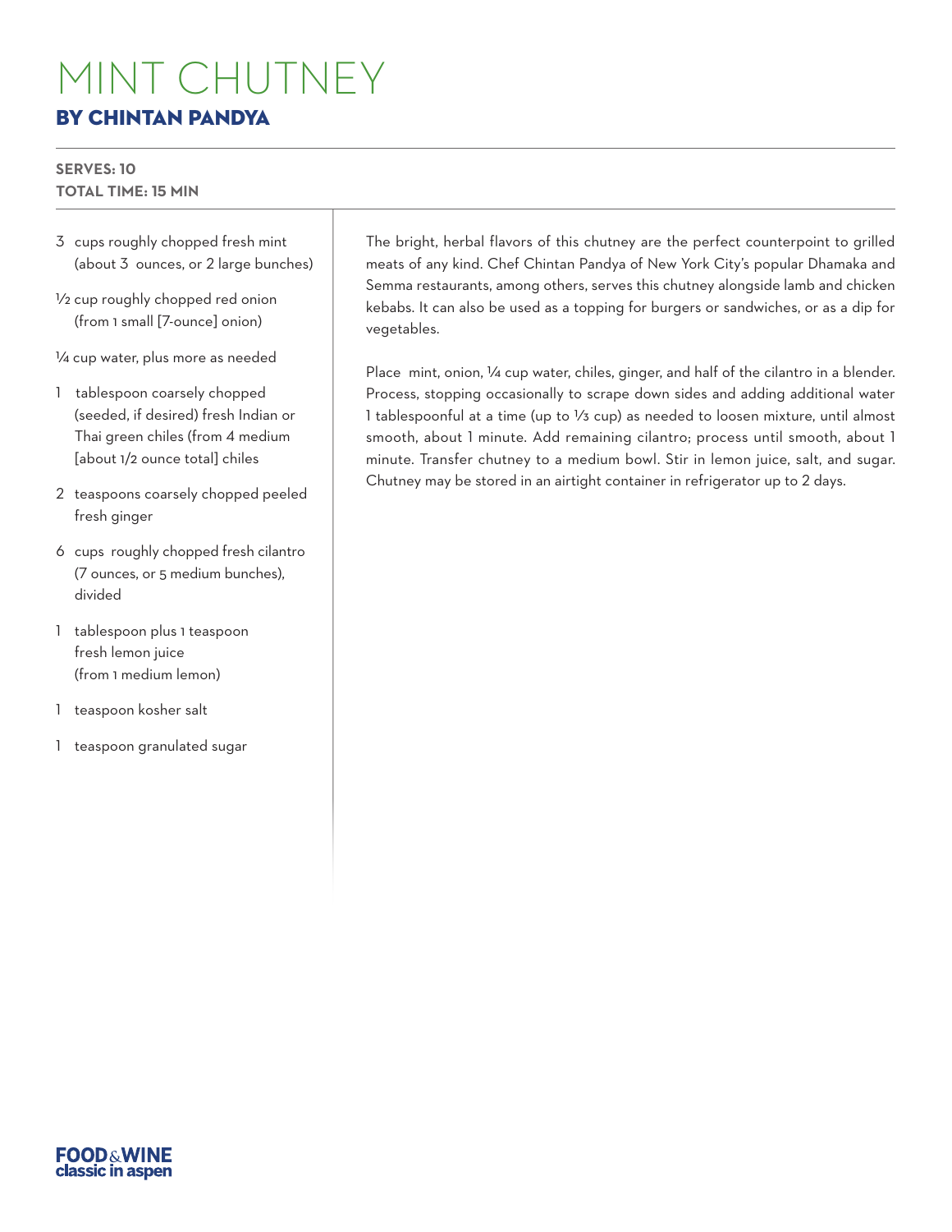# MINT CHUTNEY

## BY CHINTAN PANDYA

**SERVES: 10**
**TOTAL TIME: 15 MIN**

- 3 cups roughly chopped fresh mint (about 3 ounces, or 2 large bunches)
- ½ cup roughly chopped red onion (from 1 small [7-ounce] onion)
- ¼ cup water, plus more as needed
- 1 tablespoon coarsely chopped (seeded, if desired) fresh Indian or Thai green chiles (from 4 medium [about 1/2 ounce total] chiles
- 2 teaspoons coarsely chopped peeled fresh ginger
- 6 cups roughly chopped fresh cilantro (7 ounces, or 5 medium bunches), divided
- 1 tablespoon plus 1 teaspoon fresh lemon juice (from 1 medium lemon)
- 1 teaspoon kosher salt
- 1 teaspoon granulated sugar

The bright, herbal flavors of this chutney are the perfect counterpoint to grilled meats of any kind. Chef Chintan Pandya of New York City's popular Dhamaka and Semma restaurants, among others, serves this chutney alongside lamb and chicken kebabs. It can also be used as a topping for burgers or sandwiches, or as a dip for vegetables.

Place mint, onion, ¼ cup water, chiles, ginger, and half of the cilantro in a blender. Process, stopping occasionally to scrape down sides and adding additional water 1 tablespoonful at a time (up to ⅓ cup) as needed to loosen mixture, until almost smooth, about 1 minute. Add remaining cilantro; process until smooth, about 1 minute. Transfer chutney to a medium bowl. Stir in lemon juice, salt, and sugar. Chutney may be stored in an airtight container in refrigerator up to 2 days.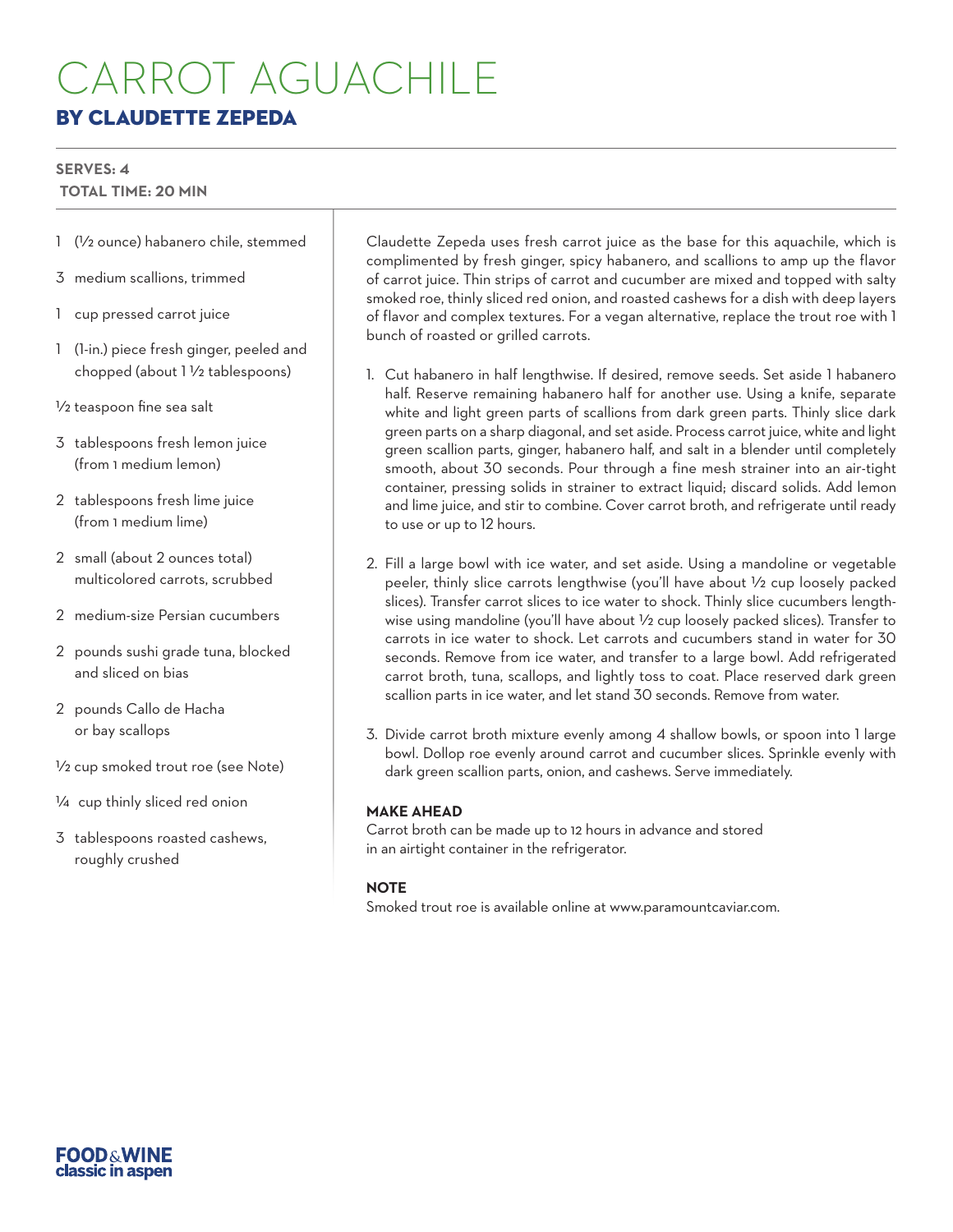# CARROT AGUACHILE

## BY CLAUDETTE ZEPEDA

**SERVES: 4**
**TOTAL TIME: 20 MIN**

- 1 (½ ounce) habanero chile, stemmed
- 3 medium scallions, trimmed
- 1 cup pressed carrot juice
- 1 (1-in.) piece fresh ginger, peeled and chopped (about 1 ½ tablespoons)
- ½ teaspoon fine sea salt
- 3 tablespoons fresh lemon juice (from 1 medium lemon)
- 2 tablespoons fresh lime juice (from 1 medium lime)
- 2 small (about 2 ounces total) multicolored carrots, scrubbed
- 2 medium-size Persian cucumbers
- 2 pounds sushi grade tuna, blocked and sliced on bias
- 2 pounds Callo de Hacha or bay scallops
- ½ cup smoked trout roe (see Note)
- ¼ cup thinly sliced red onion
- 3 tablespoons roasted cashews, roughly crushed

Claudette Zepeda uses fresh carrot juice as the base for this aquachile, which is complimented by fresh ginger, spicy habanero, and scallions to amp up the flavor of carrot juice. Thin strips of carrot and cucumber are mixed and topped with salty smoked roe, thinly sliced red onion, and roasted cashews for a dish with deep layers of flavor and complex textures. For a vegan alternative, replace the trout roe with 1 bunch of roasted or grilled carrots.

1. Cut habanero in half lengthwise. If desired, remove seeds. Set aside 1 habanero half. Reserve remaining habanero half for another use. Using a knife, separate white and light green parts of scallions from dark green parts. Thinly slice dark green parts on a sharp diagonal, and set aside. Process carrot juice, white and light green scallion parts, ginger, habanero half, and salt in a blender until completely smooth, about 30 seconds. Pour through a fine mesh strainer into an air-tight container, pressing solids in strainer to extract liquid; discard solids. Add lemon and lime juice, and stir to combine. Cover carrot broth, and refrigerate until ready to use or up to 12 hours.

2. Fill a large bowl with ice water, and set aside. Using a mandoline or vegetable peeler, thinly slice carrots lengthwise (you'll have about ½ cup loosely packed slices). Transfer carrot slices to ice water to shock. Thinly slice cucumbers lengthwise using mandoline (you'll have about ½ cup loosely packed slices). Transfer to carrots in ice water to shock. Let carrots and cucumbers stand in water for 30 seconds. Remove from ice water, and transfer to a large bowl. Add refrigerated carrot broth, tuna, scallops, and lightly toss to coat. Place reserved dark green scallion parts in ice water, and let stand 30 seconds. Remove from water.

3. Divide carrot broth mixture evenly among 4 shallow bowls, or spoon into 1 large bowl. Dollop roe evenly around carrot and cucumber slices. Sprinkle evenly with dark green scallion parts, onion, and cashews. Serve immediately.

**MAKE AHEAD**
Carrot broth can be made up to 12 hours in advance and stored in an airtight container in the refrigerator.

**NOTE**
Smoked trout roe is available online at www.paramountcaviar.com.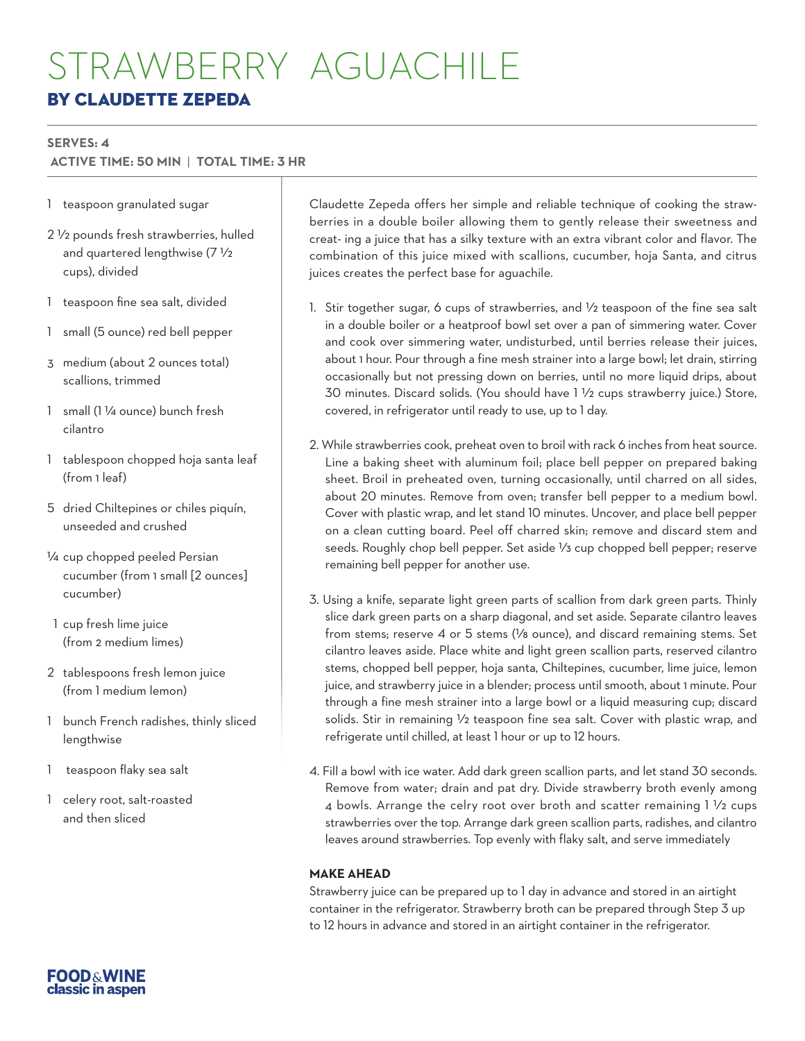# STRAWBERRY AGUACHILE

## BY CLAUDETTE ZEPEDA

**SERVES: 4**
**ACTIVE TIME: 50 MIN | TOTAL TIME: 3 HR**

- 1 teaspoon granulated sugar
- 2 ½ pounds fresh strawberries, hulled and quartered lengthwise (7 ½ cups), divided
- 1 teaspoon fine sea salt, divided
- 1 small (5 ounce) red bell pepper
- 3 medium (about 2 ounces total) scallions, trimmed
- 1 small (1 ¼ ounce) bunch fresh cilantro
- 1 tablespoon chopped hoja santa leaf (from 1 leaf)
- 5 dried Chiltepines or chiles piquín, unseeded and crushed
- ¼ cup chopped peeled Persian cucumber (from 1 small [2 ounces] cucumber)
- 1 cup fresh lime juice (from 2 medium limes)
- 2 tablespoons fresh lemon juice (from 1 medium lemon)
- 1 bunch French radishes, thinly sliced lengthwise
- 1 teaspoon flaky sea salt
- 1 celery root, salt-roasted and then sliced

Claudette Zepeda offers her simple and reliable technique of cooking the strawberries in a double boiler allowing them to gently release their sweetness and creat- ing a juice that has a silky texture with an extra vibrant color and flavor. The combination of this juice mixed with scallions, cucumber, hoja Santa, and citrus juices creates the perfect base for aguachile.

1. Stir together sugar, 6 cups of strawberries, and ½ teaspoon of the fine sea salt in a double boiler or a heatproof bowl set over a pan of simmering water. Cover and cook over simmering water, undisturbed, until berries release their juices, about 1 hour. Pour through a fine mesh strainer into a large bowl; let drain, stirring occasionally but not pressing down on berries, until no more liquid drips, about 30 minutes. Discard solids. (You should have 1 ½ cups strawberry juice.) Store, covered, in refrigerator until ready to use, up to 1 day.

2. While strawberries cook, preheat oven to broil with rack 6 inches from heat source. Line a baking sheet with aluminum foil; place bell pepper on prepared baking sheet. Broil in preheated oven, turning occasionally, until charred on all sides, about 20 minutes. Remove from oven; transfer bell pepper to a medium bowl. Cover with plastic wrap, and let stand 10 minutes. Uncover, and place bell pepper on a clean cutting board. Peel off charred skin; remove and discard stem and seeds. Roughly chop bell pepper. Set aside ⅓ cup chopped bell pepper; reserve remaining bell pepper for another use.

3. Using a knife, separate light green parts of scallion from dark green parts. Thinly slice dark green parts on a sharp diagonal, and set aside. Separate cilantro leaves from stems; reserve 4 or 5 stems (⅛ ounce), and discard remaining stems. Set cilantro leaves aside. Place white and light green scallion parts, reserved cilantro stems, chopped bell pepper, hoja santa, Chiltepines, cucumber, lime juice, lemon juice, and strawberry juice in a blender; process until smooth, about 1 minute. Pour through a fine mesh strainer into a large bowl or a liquid measuring cup; discard solids. Stir in remaining ½ teaspoon fine sea salt. Cover with plastic wrap, and refrigerate until chilled, at least 1 hour or up to 12 hours.

4. Fill a bowl with ice water. Add dark green scallion parts, and let stand 30 seconds. Remove from water; drain and pat dry. Divide strawberry broth evenly among 4 bowls. Arrange the celry root over broth and scatter remaining 1 ½ cups strawberries over the top. Arrange dark green scallion parts, radishes, and cilantro leaves around strawberries. Top evenly with flaky salt, and serve immediately

**MAKE AHEAD**

Strawberry juice can be prepared up to 1 day in advance and stored in an airtight container in the refrigerator. Strawberry broth can be prepared through Step 3 up to 12 hours in advance and stored in an airtight container in the refrigerator.

FOOD&WINE classic in aspen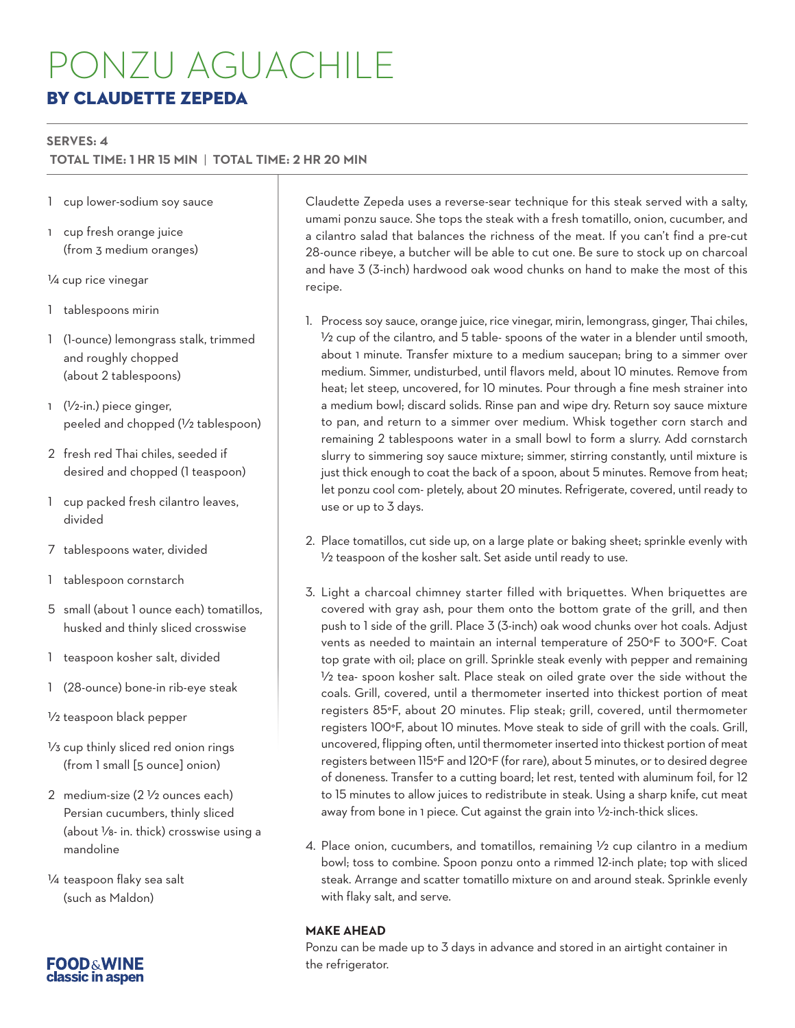# PONZU AGUACHILE

## BY CLAUDETTE ZEPEDA

**SERVES: 4**
**TOTAL TIME: 1 HR 15 MIN | TOTAL TIME: 2 HR 20 MIN**

- 1 cup lower-sodium soy sauce
- 1 cup fresh orange juice (from 3 medium oranges)
- ¼ cup rice vinegar
- 1 tablespoons mirin
- 1 (1-ounce) lemongrass stalk, trimmed and roughly chopped (about 2 tablespoons)
- 1 (½-in.) piece ginger, peeled and chopped (½ tablespoon)
- 2 fresh red Thai chiles, seeded if desired and chopped (1 teaspoon)
- 1 cup packed fresh cilantro leaves, divided
- 7 tablespoons water, divided
- 1 tablespoon cornstarch
- 5 small (about 1 ounce each) tomatillos, husked and thinly sliced crosswise
- 1 teaspoon kosher salt, divided
- 1 (28-ounce) bone-in rib-eye steak
- ½ teaspoon black pepper
- ⅓ cup thinly sliced red onion rings (from 1 small [5 ounce] onion)
- 2 medium-size (2 ½ ounces each) Persian cucumbers, thinly sliced (about ⅛- in. thick) crosswise using a mandoline
- ¼ teaspoon flaky sea salt (such as Maldon)

Claudette Zepeda uses a reverse-sear technique for this steak served with a salty, umami ponzu sauce. She tops the steak with a fresh tomatillo, onion, cucumber, and a cilantro salad that balances the richness of the meat. If you can't find a pre-cut 28-ounce ribeye, a butcher will be able to cut one. Be sure to stock up on charcoal and have 3 (3-inch) hardwood oak wood chunks on hand to make the most of this recipe.

1. Process soy sauce, orange juice, rice vinegar, mirin, lemongrass, ginger, Thai chiles, ½ cup of the cilantro, and 5 table- spoons of the water in a blender until smooth, about 1 minute. Transfer mixture to a medium saucepan; bring to a simmer over medium. Simmer, undisturbed, until flavors meld, about 10 minutes. Remove from heat; let steep, uncovered, for 10 minutes. Pour through a fine mesh strainer into a medium bowl; discard solids. Rinse pan and wipe dry. Return soy sauce mixture to pan, and return to a simmer over medium. Whisk together corn starch and remaining 2 tablespoons water in a small bowl to form a slurry. Add cornstarch slurry to simmering soy sauce mixture; simmer, stirring constantly, until mixture is just thick enough to coat the back of a spoon, about 5 minutes. Remove from heat; let ponzu cool com- pletely, about 20 minutes. Refrigerate, covered, until ready to use or up to 3 days.

2. Place tomatillos, cut side up, on a large plate or baking sheet; sprinkle evenly with ½ teaspoon of the kosher salt. Set aside until ready to use.

3. Light a charcoal chimney starter filled with briquettes. When briquettes are covered with gray ash, pour them onto the bottom grate of the grill, and then push to 1 side of the grill. Place 3 (3-inch) oak wood chunks over hot coals. Adjust vents as needed to maintain an internal temperature of 250°F to 300°F. Coat top grate with oil; place on grill. Sprinkle steak evenly with pepper and remaining ½ tea- spoon kosher salt. Place steak on oiled grate over the side without the coals. Grill, covered, until a thermometer inserted into thickest portion of meat registers 85°F, about 20 minutes. Flip steak; grill, covered, until thermometer registers 100°F, about 10 minutes. Move steak to side of grill with the coals. Grill, uncovered, flipping often, until thermometer inserted into thickest portion of meat registers between 115°F and 120°F (for rare), about 5 minutes, or to desired degree of doneness. Transfer to a cutting board; let rest, tented with aluminum foil, for 12 to 15 minutes to allow juices to redistribute in steak. Using a sharp knife, cut meat away from bone in 1 piece. Cut against the grain into ½-inch-thick slices.

4. Place onion, cucumbers, and tomatillos, remaining ½ cup cilantro in a medium bowl; toss to combine. Spoon ponzu onto a rimmed 12-inch plate; top with sliced steak. Arrange and scatter tomatillo mixture on and around steak. Sprinkle evenly with flaky salt, and serve.

**MAKE AHEAD**

Ponzu can be made up to 3 days in advance and stored in an airtight container in the refrigerator.

**FOOD&WINE classic in aspen**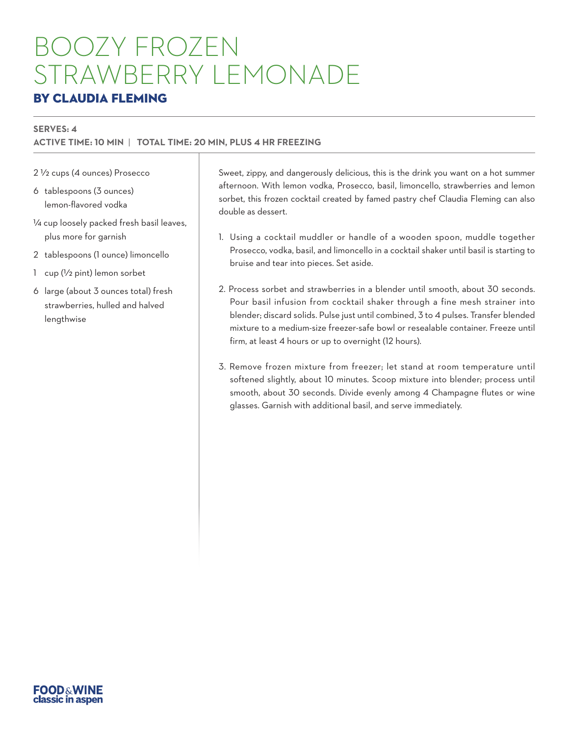# BOOZY FROZEN STRAWBERRY LEMONADE

## BY CLAUDIA FLEMING

**SERVES: 4**

**ACTIVE TIME: 10 MIN | TOTAL TIME: 20 MIN, PLUS 4 HR FREEZING**

- 2 ½ cups (4 ounces) Prosecco
- 6 tablespoons (3 ounces) lemon-flavored vodka
- ¼ cup loosely packed fresh basil leaves, plus more for garnish
- 2 tablespoons (1 ounce) limoncello
- 1 cup (½ pint) lemon sorbet
- 6 large (about 3 ounces total) fresh strawberries, hulled and halved lengthwise

Sweet, zippy, and dangerously delicious, this is the drink you want on a hot summer afternoon. With lemon vodka, Prosecco, basil, limoncello, strawberries and lemon sorbet, this frozen cocktail created by famed pastry chef Claudia Fleming can also double as dessert.

1. Using a cocktail muddler or handle of a wooden spoon, muddle together Prosecco, vodka, basil, and limoncello in a cocktail shaker until basil is starting to bruise and tear into pieces. Set aside.

2. Process sorbet and strawberries in a blender until smooth, about 30 seconds. Pour basil infusion from cocktail shaker through a fine mesh strainer into blender; discard solids. Pulse just until combined, 3 to 4 pulses. Transfer blended mixture to a medium-size freezer-safe bowl or resealable container. Freeze until firm, at least 4 hours or up to overnight (12 hours).

3. Remove frozen mixture from freezer; let stand at room temperature until softened slightly, about 10 minutes. Scoop mixture into blender; process until smooth, about 30 seconds. Divide evenly among 4 Champagne flutes or wine glasses. Garnish with additional basil, and serve immediately.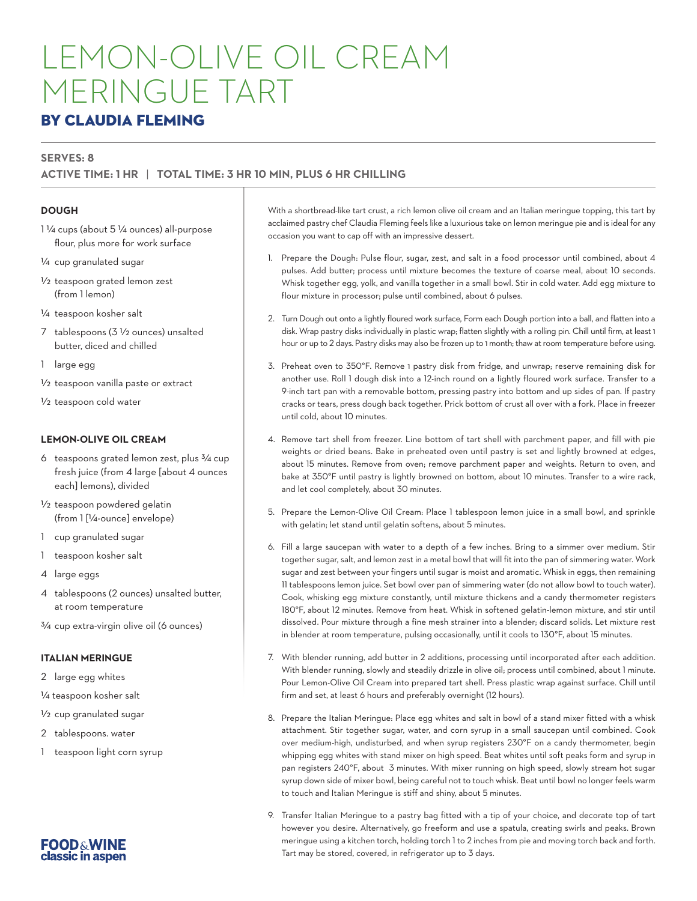# LEMON-OLIVE OIL CREAM MERINGUE TART

## BY CLAUDIA FLEMING

**SERVES: 8**

**ACTIVE TIME: 1 HR | TOTAL TIME: 3 HR 10 MIN, PLUS 6 HR CHILLING**

### DOUGH

- 1 ¼ cups (about 5 ¼ ounces) all-purpose flour, plus more for work surface
- ¼ cup granulated sugar
- ½ teaspoon grated lemon zest (from 1 lemon)
- ¼ teaspoon kosher salt
- 7 tablespoons (3 ½ ounces) unsalted butter, diced and chilled
- 1 large egg
- ½ teaspoon vanilla paste or extract
- ½ teaspoon cold water

### LEMON-OLIVE OIL CREAM

- 6 teaspoons grated lemon zest, plus ¾ cup fresh juice (from 4 large [about 4 ounces each] lemons), divided
- ½ teaspoon powdered gelatin (from 1 [¼-ounce] envelope)
- 1 cup granulated sugar
- 1 teaspoon kosher salt
- 4 large eggs
- 4 tablespoons (2 ounces) unsalted butter, at room temperature
- ¾ cup extra-virgin olive oil (6 ounces)

### ITALIAN MERINGUE

- 2 large egg whites
- ¼ teaspoon kosher salt
- ½ cup granulated sugar
- 2 tablespoons. water
- 1 teaspoon light corn syrup

With a shortbread-like tart crust, a rich lemon olive oil cream and an Italian meringue topping, this tart by acclaimed pastry chef Claudia Fleming feels like a luxurious take on lemon meringue pie and is ideal for any occasion you want to cap off with an impressive dessert.

1. Prepare the Dough: Pulse flour, sugar, zest, and salt in a food processor until combined, about 4 pulses. Add butter; process until mixture becomes the texture of coarse meal, about 10 seconds. Whisk together egg, yolk, and vanilla together in a small bowl. Stir in cold water. Add egg mixture to flour mixture in processor; pulse until combined, about 6 pulses.
2. Turn Dough out onto a lightly floured work surface, Form each Dough portion into a ball, and flatten into a disk. Wrap pastry disks individually in plastic wrap; flatten slightly with a rolling pin. Chill until firm, at least 1 hour or up to 2 days. Pastry disks may also be frozen up to 1 month; thaw at room temperature before using.
3. Preheat oven to 350°F. Remove 1 pastry disk from fridge, and unwrap; reserve remaining disk for another use. Roll 1 dough disk into a 12-inch round on a lightly floured work surface. Transfer to a 9-inch tart pan with a removable bottom, pressing pastry into bottom and up sides of pan. If pastry cracks or tears, press dough back together. Prick bottom of crust all over with a fork. Place in freezer until cold, about 10 minutes.
4. Remove tart shell from freezer. Line bottom of tart shell with parchment paper, and fill with pie weights or dried beans. Bake in preheated oven until pastry is set and lightly browned at edges, about 15 minutes. Remove from oven; remove parchment paper and weights. Return to oven, and bake at 350°F until pastry is lightly browned on bottom, about 10 minutes. Transfer to a wire rack, and let cool completely, about 30 minutes.
5. Prepare the Lemon-Olive Oil Cream: Place 1 tablespoon lemon juice in a small bowl, and sprinkle with gelatin; let stand until gelatin softens, about 5 minutes.
6. Fill a large saucepan with water to a depth of a few inches. Bring to a simmer over medium. Stir together sugar, salt, and lemon zest in a metal bowl that will fit into the pan of simmering water. Work sugar and zest between your fingers until sugar is moist and aromatic. Whisk in eggs, then remaining 11 tablespoons lemon juice. Set bowl over pan of simmering water (do not allow bowl to touch water). Cook, whisking egg mixture constantly, until mixture thickens and a candy thermometer registers 180°F, about 12 minutes. Remove from heat. Whisk in softened gelatin-lemon mixture, and stir until dissolved. Pour mixture through a fine mesh strainer into a blender; discard solids. Let mixture rest in blender at room temperature, pulsing occasionally, until it cools to 130°F, about 15 minutes.
7. With blender running, add butter in 2 additions, processing until incorporated after each addition. With blender running, slowly and steadily drizzle in olive oil; process until combined, about 1 minute. Pour Lemon-Olive Oil Cream into prepared tart shell. Press plastic wrap against surface. Chill until firm and set, at least 6 hours and preferably overnight (12 hours).
8. Prepare the Italian Meringue: Place egg whites and salt in bowl of a stand mixer fitted with a whisk attachment. Stir together sugar, water, and corn syrup in a small saucepan until combined. Cook over medium-high, undisturbed, and when syrup registers 230°F on a candy thermometer, begin whipping egg whites with stand mixer on high speed. Beat whites until soft peaks form and syrup in pan registers 240°F, about 3 minutes. With mixer running on high speed, slowly stream hot sugar syrup down side of mixer bowl, being careful not to touch whisk. Beat until bowl no longer feels warm to touch and Italian Meringue is stiff and shiny, about 5 minutes.
9. Transfer Italian Meringue to a pastry bag fitted with a tip of your choice, and decorate top of tart however you desire. Alternatively, go freeform and use a spatula, creating swirls and peaks. Brown meringue using a kitchen torch, holding torch 1 to 2 inches from pie and moving torch back and forth. Tart may be stored, covered, in refrigerator up to 3 days.

FOOD&WINE classic in aspen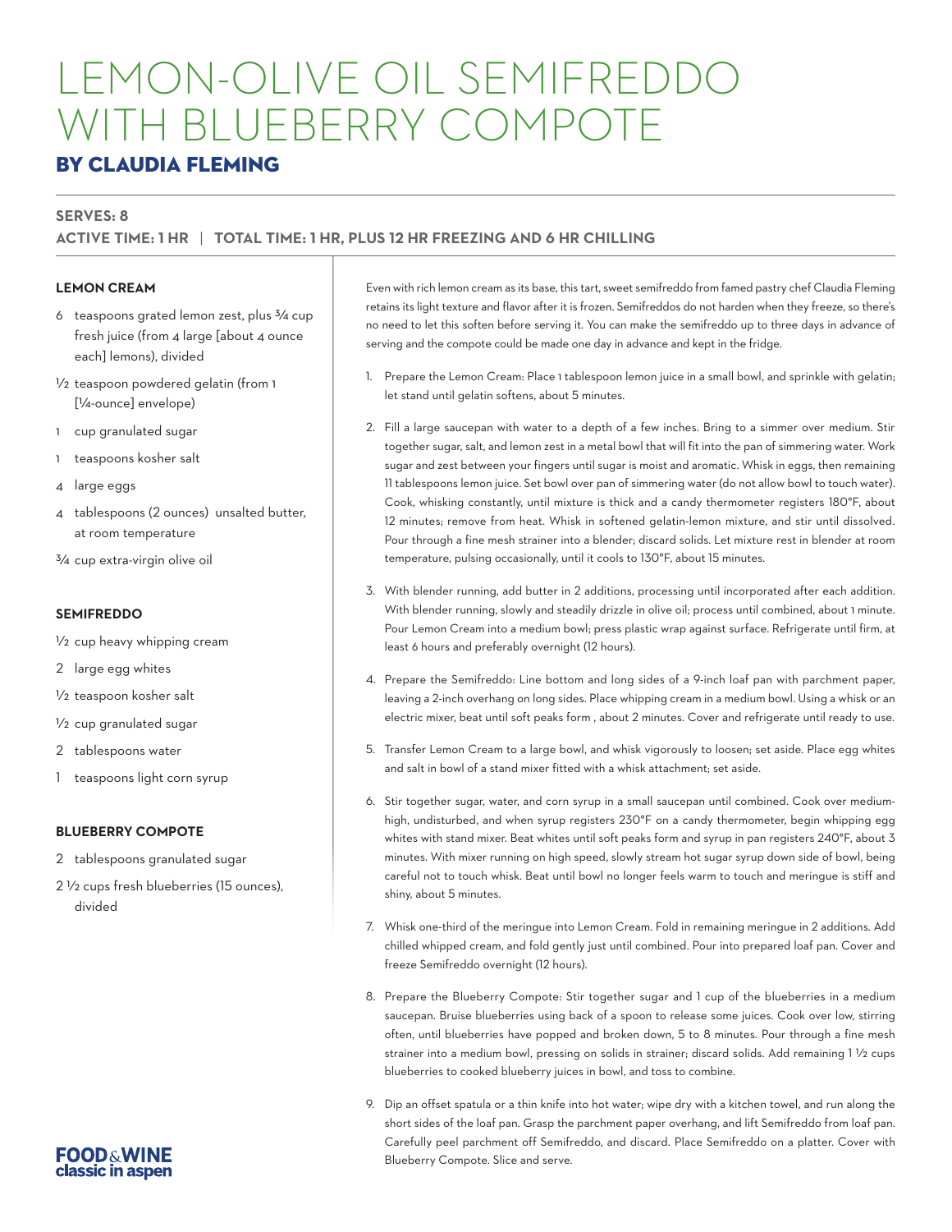# LEMON-OLIVE OIL SEMIFREDDO WITH BLUEBERRY COMPOTE

## BY CLAUDIA FLEMING

**SERVES: 8**

**ACTIVE TIME: 1 HR | TOTAL TIME: 1 HR, PLUS 12 HR FREEZING AND 6 HR CHILLING**

### LEMON CREAM

- 6 teaspoons grated lemon zest, plus ¾ cup fresh juice (from 4 large [about 4 ounce each] lemons), divided
- ½ teaspoon powdered gelatin (from 1 [¼-ounce] envelope)
- 1 cup granulated sugar
- 1 teaspoons kosher salt
- 4 large eggs
- 4 tablespoons (2 ounces) unsalted butter, at room temperature
- ¾ cup extra-virgin olive oil

### SEMIFREDDO

- ½ cup heavy whipping cream
- 2 large egg whites
- ½ teaspoon kosher salt
- ½ cup granulated sugar
- 2 tablespoons water
- 1 teaspoons light corn syrup

### BLUEBERRY COMPOTE

- 2 tablespoons granulated sugar
- 2 ½ cups fresh blueberries (15 ounces), divided

Even with rich lemon cream as its base, this tart, sweet semifreddo from famed pastry chef Claudia Fleming retains its light texture and flavor after it is frozen. Semifreddos do not harden when they freeze, so there's no need to let this soften before serving it. You can make the semifreddo up to three days in advance of serving and the compote could be made one day in advance and kept in the fridge.

1. Prepare the Lemon Cream: Place 1 tablespoon lemon juice in a small bowl, and sprinkle with gelatin; let stand until gelatin softens, about 5 minutes.
2. Fill a large saucepan with water to a depth of a few inches. Bring to a simmer over medium. Stir together sugar, salt, and lemon zest in a metal bowl that will fit into the pan of simmering water. Work sugar and zest between your fingers until sugar is moist and aromatic. Whisk in eggs, then remaining 11 tablespoons lemon juice. Set bowl over pan of simmering water (do not allow bowl to touch water). Cook, whisking constantly, until mixture is thick and a candy thermometer registers 180°F, about 12 minutes; remove from heat. Whisk in softened gelatin-lemon mixture, and stir until dissolved. Pour through a fine mesh strainer into a blender; discard solids. Let mixture rest in blender at room temperature, pulsing occasionally, until it cools to 130°F, about 15 minutes.
3. With blender running, add butter in 2 additions, processing until incorporated after each addition. With blender running, slowly and steadily drizzle in olive oil; process until combined, about 1 minute. Pour Lemon Cream into a medium bowl; press plastic wrap against surface. Refrigerate until firm, at least 6 hours and preferably overnight (12 hours).
4. Prepare the Semifreddo: Line bottom and long sides of a 9-inch loaf pan with parchment paper, leaving a 2-inch overhang on long sides. Place whipping cream in a medium bowl. Using a whisk or an electric mixer, beat until soft peaks form , about 2 minutes. Cover and refrigerate until ready to use.
5. Transfer Lemon Cream to a large bowl, and whisk vigorously to loosen; set aside. Place egg whites and salt in bowl of a stand mixer fitted with a whisk attachment; set aside.
6. Stir together sugar, water, and corn syrup in a small saucepan until combined. Cook over medium-high, undisturbed, and when syrup registers 230°F on a candy thermometer, begin whipping egg whites with stand mixer. Beat whites until soft peaks form and syrup in pan registers 240°F, about 3 minutes. With mixer running on high speed, slowly stream hot sugar syrup down side of bowl, being careful not to touch whisk. Beat until bowl no longer feels warm to touch and meringue is stiff and shiny, about 5 minutes.
7. Whisk one-third of the meringue into Lemon Cream. Fold in remaining meringue in 2 additions. Add chilled whipped cream, and fold gently just until combined. Pour into prepared loaf pan. Cover and freeze Semifreddo overnight (12 hours).
8. Prepare the Blueberry Compote: Stir together sugar and 1 cup of the blueberries in a medium saucepan. Bruise blueberries using back of a spoon to release some juices. Cook over low, stirring often, until blueberries have popped and broken down, 5 to 8 minutes. Pour through a fine mesh strainer into a medium bowl, pressing on solids in strainer; discard solids. Add remaining 1 ½ cups blueberries to cooked blueberry juices in bowl, and toss to combine.
9. Dip an offset spatula or a thin knife into hot water; wipe dry with a kitchen towel, and run along the short sides of the loaf pan. Grasp the parchment paper overhang, and lift Semifreddo from loaf pan. Carefully peel parchment off Semifreddo, and discard. Place Semifreddo on a platter. Cover with Blueberry Compote. Slice and serve.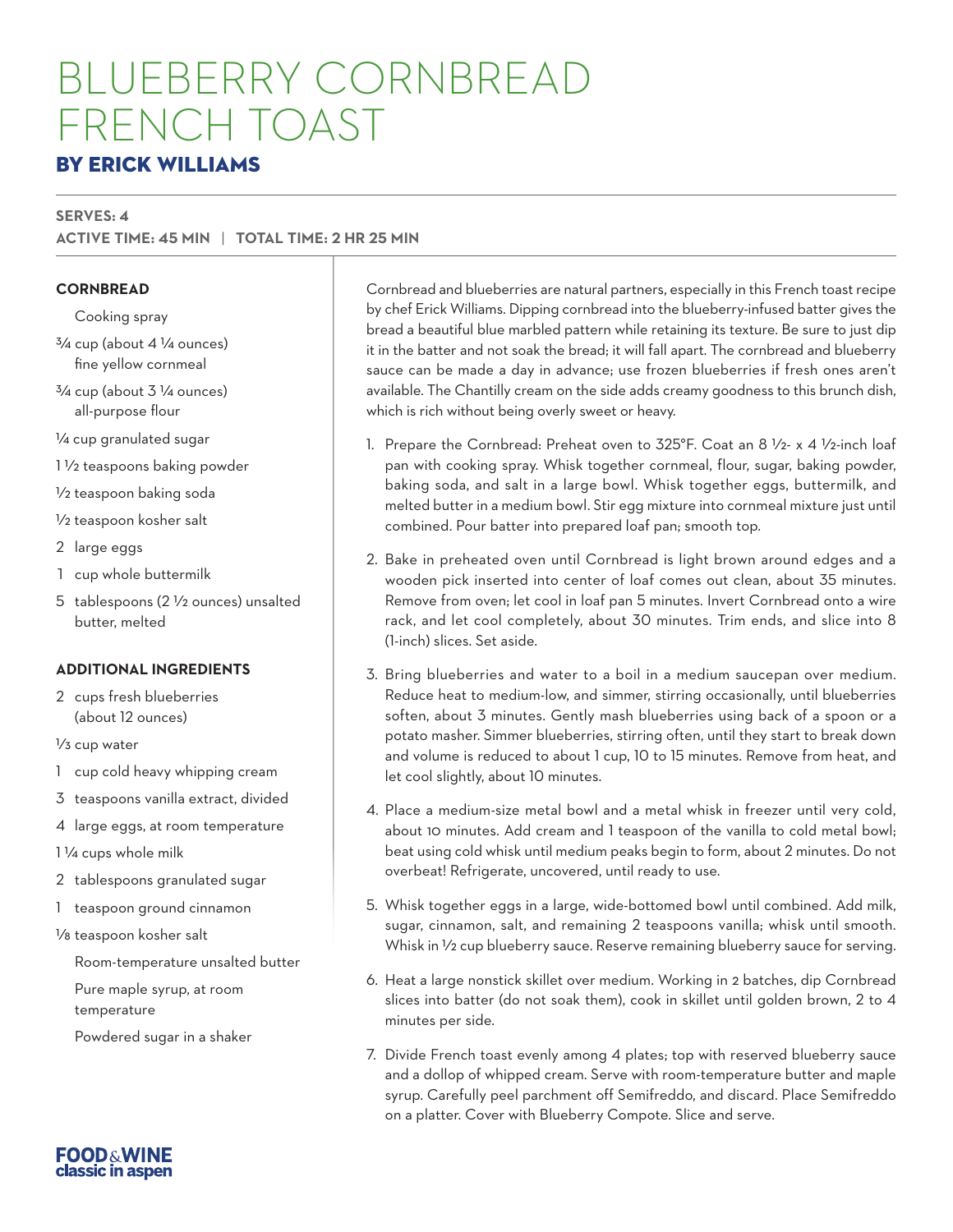# BLUEBERRY CORNBREAD FRENCH TOAST

## BY ERICK WILLIAMS

**SERVES: 4**

**ACTIVE TIME: 45 MIN | TOTAL TIME: 2 HR 25 MIN**

### CORNBREAD

Cooking spray

¾ cup (about 4 ¼ ounces) fine yellow cornmeal

¾ cup (about 3 ¼ ounces) all-purpose flour

¼ cup granulated sugar

1 ½ teaspoons baking powder

½ teaspoon baking soda

½ teaspoon kosher salt

2 large eggs

1 cup whole buttermilk

5 tablespoons (2 ½ ounces) unsalted butter, melted

### ADDITIONAL INGREDIENTS

2 cups fresh blueberries (about 12 ounces)

⅓ cup water

1 cup cold heavy whipping cream

3 teaspoons vanilla extract, divided

4 large eggs, at room temperature

1 ¼ cups whole milk

2 tablespoons granulated sugar

1 teaspoon ground cinnamon

⅛ teaspoon kosher salt

Room-temperature unsalted butter

Pure maple syrup, at room temperature

Powdered sugar in a shaker

Cornbread and blueberries are natural partners, especially in this French toast recipe by chef Erick Williams. Dipping cornbread into the blueberry-infused batter gives the bread a beautiful blue marbled pattern while retaining its texture. Be sure to just dip it in the batter and not soak the bread; it will fall apart. The cornbread and blueberry sauce can be made a day in advance; use frozen blueberries if fresh ones aren't available. The Chantilly cream on the side adds creamy goodness to this brunch dish, which is rich without being overly sweet or heavy.

1. Prepare the Cornbread: Preheat oven to 325°F. Coat an 8 ½- x 4 ½-inch loaf pan with cooking spray. Whisk together cornmeal, flour, sugar, baking powder, baking soda, and salt in a large bowl. Whisk together eggs, buttermilk, and melted butter in a medium bowl. Stir egg mixture into cornmeal mixture just until combined. Pour batter into prepared loaf pan; smooth top.

2. Bake in preheated oven until Cornbread is light brown around edges and a wooden pick inserted into center of loaf comes out clean, about 35 minutes. Remove from oven; let cool in loaf pan 5 minutes. Invert Cornbread onto a wire rack, and let cool completely, about 30 minutes. Trim ends, and slice into 8 (1-inch) slices. Set aside.

3. Bring blueberries and water to a boil in a medium saucepan over medium. Reduce heat to medium-low, and simmer, stirring occasionally, until blueberries soften, about 3 minutes. Gently mash blueberries using back of a spoon or a potato masher. Simmer blueberries, stirring often, until they start to break down and volume is reduced to about 1 cup, 10 to 15 minutes. Remove from heat, and let cool slightly, about 10 minutes.

4. Place a medium-size metal bowl and a metal whisk in freezer until very cold, about 10 minutes. Add cream and 1 teaspoon of the vanilla to cold metal bowl; beat using cold whisk until medium peaks begin to form, about 2 minutes. Do not overbeat! Refrigerate, uncovered, until ready to use.

5. Whisk together eggs in a large, wide-bottomed bowl until combined. Add milk, sugar, cinnamon, salt, and remaining 2 teaspoons vanilla; whisk until smooth. Whisk in ½ cup blueberry sauce. Reserve remaining blueberry sauce for serving.

6. Heat a large nonstick skillet over medium. Working in 2 batches, dip Cornbread slices into batter (do not soak them), cook in skillet until golden brown, 2 to 4 minutes per side.

7. Divide French toast evenly among 4 plates; top with reserved blueberry sauce and a dollop of whipped cream. Serve with room-temperature butter and maple syrup. Carefully peel parchment off Semifreddo, and discard. Place Semifreddo on a platter. Cover with Blueberry Compote. Slice and serve.

FOOD&WINE classic in aspen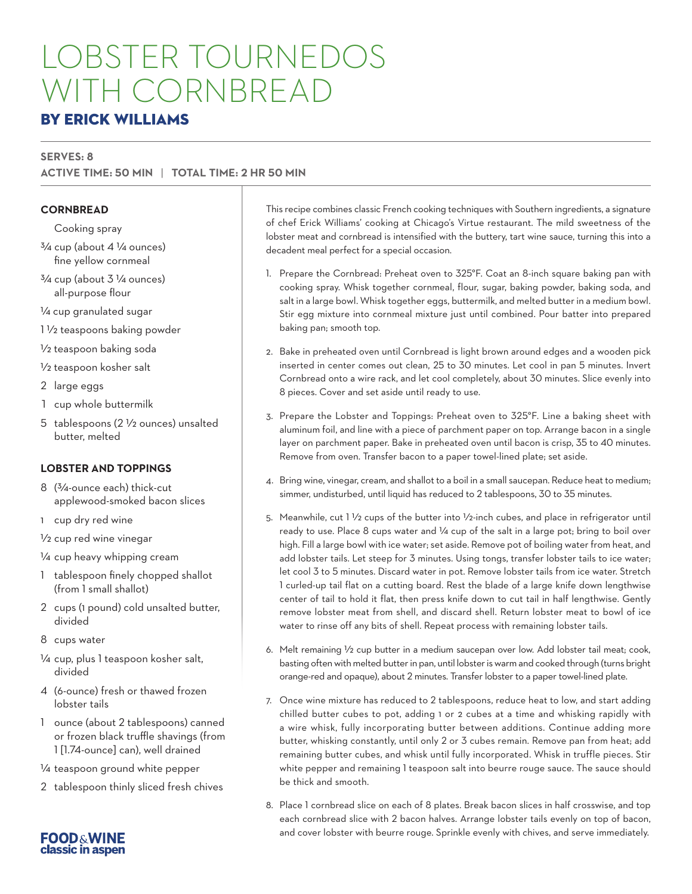# LOBSTER TOURNEDOS WITH CORNBREAD

## BY ERICK WILLIAMS

**SERVES: 8**
**ACTIVE TIME: 50 MIN | TOTAL TIME: 2 HR 50 MIN**

### CORNBREAD

- Cooking spray
- ¾ cup (about 4 ¼ ounces) fine yellow cornmeal
- ¾ cup (about 3 ¼ ounces) all-purpose flour
- ¼ cup granulated sugar
- 1 ½ teaspoons baking powder
- ½ teaspoon baking soda
- ½ teaspoon kosher salt
- 2 large eggs
- 1 cup whole buttermilk
- 5 tablespoons (2 ½ ounces) unsalted butter, melted

### LOBSTER AND TOPPINGS

- 8 (¾-ounce each) thick-cut applewood-smoked bacon slices
- 1 cup dry red wine
- ½ cup red wine vinegar
- ¼ cup heavy whipping cream
- 1 tablespoon finely chopped shallot (from 1 small shallot)
- 2 cups (1 pound) cold unsalted butter, divided
- 8 cups water
- ¼ cup, plus 1 teaspoon kosher salt, divided
- 4 (6-ounce) fresh or thawed frozen lobster tails
- 1 ounce (about 2 tablespoons) canned or frozen black truffle shavings (from 1 [1.74-ounce] can), well drained
- ¼ teaspoon ground white pepper
- 2 tablespoon thinly sliced fresh chives

This recipe combines classic French cooking techniques with Southern ingredients, a signature of chef Erick Williams' cooking at Chicago's Virtue restaurant. The mild sweetness of the lobster meat and cornbread is intensified with the buttery, tart wine sauce, turning this into a decadent meal perfect for a special occasion.

1. Prepare the Cornbread: Preheat oven to 325°F. Coat an 8-inch square baking pan with cooking spray. Whisk together cornmeal, flour, sugar, baking powder, baking soda, and salt in a large bowl. Whisk together eggs, buttermilk, and melted butter in a medium bowl. Stir egg mixture into cornmeal mixture just until combined. Pour batter into prepared baking pan; smooth top.

2. Bake in preheated oven until Cornbread is light brown around edges and a wooden pick inserted in center comes out clean, 25 to 30 minutes. Let cool in pan 5 minutes. Invert Cornbread onto a wire rack, and let cool completely, about 30 minutes. Slice evenly into 8 pieces. Cover and set aside until ready to use.

3. Prepare the Lobster and Toppings: Preheat oven to 325°F. Line a baking sheet with aluminum foil, and line with a piece of parchment paper on top. Arrange bacon in a single layer on parchment paper. Bake in preheated oven until bacon is crisp, 35 to 40 minutes. Remove from oven. Transfer bacon to a paper towel-lined plate; set aside.

4. Bring wine, vinegar, cream, and shallot to a boil in a small saucepan. Reduce heat to medium; simmer, undisturbed, until liquid has reduced to 2 tablespoons, 30 to 35 minutes.

5. Meanwhile, cut 1 ½ cups of the butter into ½-inch cubes, and place in refrigerator until ready to use. Place 8 cups water and ¼ cup of the salt in a large pot; bring to boil over high. Fill a large bowl with ice water; set aside. Remove pot of boiling water from heat, and add lobster tails. Let steep for 3 minutes. Using tongs, transfer lobster tails to ice water; let cool 3 to 5 minutes. Discard water in pot. Remove lobster tails from ice water. Stretch 1 curled-up tail flat on a cutting board. Rest the blade of a large knife down lengthwise center of tail to hold it flat, then press knife down to cut tail in half lengthwise. Gently remove lobster meat from shell, and discard shell. Return lobster meat to bowl of ice water to rinse off any bits of shell. Repeat process with remaining lobster tails.

6. Melt remaining ½ cup butter in a medium saucepan over low. Add lobster tail meat; cook, basting often with melted butter in pan, until lobster is warm and cooked through (turns bright orange-red and opaque), about 2 minutes. Transfer lobster to a paper towel-lined plate.

7. Once wine mixture has reduced to 2 tablespoons, reduce heat to low, and start adding chilled butter cubes to pot, adding 1 or 2 cubes at a time and whisking rapidly with a wire whisk, fully incorporating butter between additions. Continue adding more butter, whisking constantly, until only 2 or 3 cubes remain. Remove pan from heat; add remaining butter cubes, and whisk until fully incorporated. Whisk in truffle pieces. Stir white pepper and remaining 1 teaspoon salt into beurre rouge sauce. The sauce should be thick and smooth.

8. Place 1 cornbread slice on each of 8 plates. Break bacon slices in half crosswise, and top each cornbread slice with 2 bacon halves. Arrange lobster tails evenly on top of bacon, and cover lobster with beurre rouge. Sprinkle evenly with chives, and serve immediately.

**FOOD & WINE classic in aspen**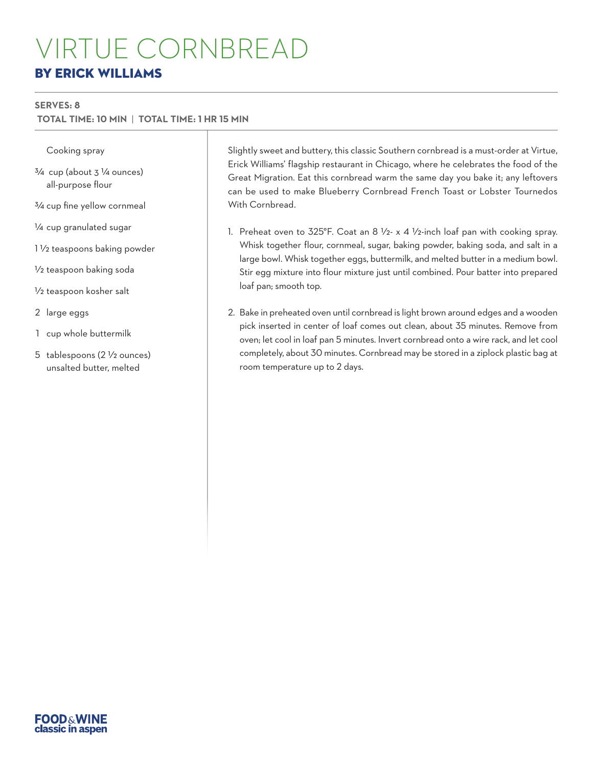# VIRTUE CORNBREAD

## BY ERICK WILLIAMS

**SERVES: 8**

**TOTAL TIME: 10 MIN | TOTAL TIME: 1 HR 15 MIN**

- Cooking spray
- ¾ cup (about 3 ¼ ounces) all-purpose flour
- ¾ cup fine yellow cornmeal
- ¼ cup granulated sugar
- 1 ½ teaspoons baking powder
- ½ teaspoon baking soda
- ½ teaspoon kosher salt
- 2 large eggs
- 1 cup whole buttermilk
- 5 tablespoons (2 ½ ounces) unsalted butter, melted

Slightly sweet and buttery, this classic Southern cornbread is a must-order at Virtue, Erick Williams' flagship restaurant in Chicago, where he celebrates the food of the Great Migration. Eat this cornbread warm the same day you bake it; any leftovers can be used to make Blueberry Cornbread French Toast or Lobster Tournedos With Cornbread.

1. Preheat oven to 325°F. Coat an 8 ½- x 4 ½-inch loaf pan with cooking spray. Whisk together flour, cornmeal, sugar, baking powder, baking soda, and salt in a large bowl. Whisk together eggs, buttermilk, and melted butter in a medium bowl. Stir egg mixture into flour mixture just until combined. Pour batter into prepared loaf pan; smooth top.

2. Bake in preheated oven until cornbread is light brown around edges and a wooden pick inserted in center of loaf comes out clean, about 35 minutes. Remove from oven; let cool in loaf pan 5 minutes. Invert cornbread onto a wire rack, and let cool completely, about 30 minutes. Cornbread may be stored in a ziplock plastic bag at room temperature up to 2 days.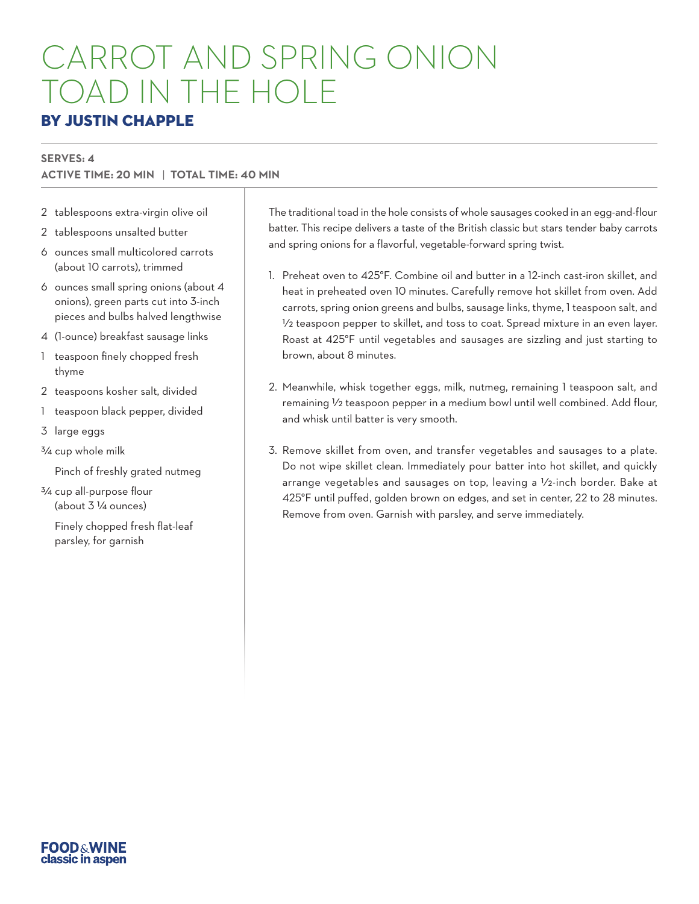# CARROT AND SPRING ONION TOAD IN THE HOLE

## BY JUSTIN CHAPPLE

**SERVES: 4**
**ACTIVE TIME: 20 MIN | TOTAL TIME: 40 MIN**

- 2 tablespoons extra-virgin olive oil
- 2 tablespoons unsalted butter
- 6 ounces small multicolored carrots (about 10 carrots), trimmed
- 6 ounces small spring onions (about 4 onions), green parts cut into 3-inch pieces and bulbs halved lengthwise
- 4 (1-ounce) breakfast sausage links
- 1 teaspoon finely chopped fresh thyme
- 2 teaspoons kosher salt, divided
- 1 teaspoon black pepper, divided
- 3 large eggs
- ¾ cup whole milk
- Pinch of freshly grated nutmeg
- ¾ cup all-purpose flour (about 3 ¼ ounces)
- Finely chopped fresh flat-leaf parsley, for garnish

The traditional toad in the hole consists of whole sausages cooked in an egg-and-flour batter. This recipe delivers a taste of the British classic but stars tender baby carrots and spring onions for a flavorful, vegetable-forward spring twist.

1. Preheat oven to 425°F. Combine oil and butter in a 12-inch cast-iron skillet, and heat in preheated oven 10 minutes. Carefully remove hot skillet from oven. Add carrots, spring onion greens and bulbs, sausage links, thyme, 1 teaspoon salt, and ½ teaspoon pepper to skillet, and toss to coat. Spread mixture in an even layer. Roast at 425°F until vegetables and sausages are sizzling and just starting to brown, about 8 minutes.

2. Meanwhile, whisk together eggs, milk, nutmeg, remaining 1 teaspoon salt, and remaining ½ teaspoon pepper in a medium bowl until well combined. Add flour, and whisk until batter is very smooth.

3. Remove skillet from oven, and transfer vegetables and sausages to a plate. Do not wipe skillet clean. Immediately pour batter into hot skillet, and quickly arrange vegetables and sausages on top, leaving a ½-inch border. Bake at 425°F until puffed, golden brown on edges, and set in center, 22 to 28 minutes. Remove from oven. Garnish with parsley, and serve immediately.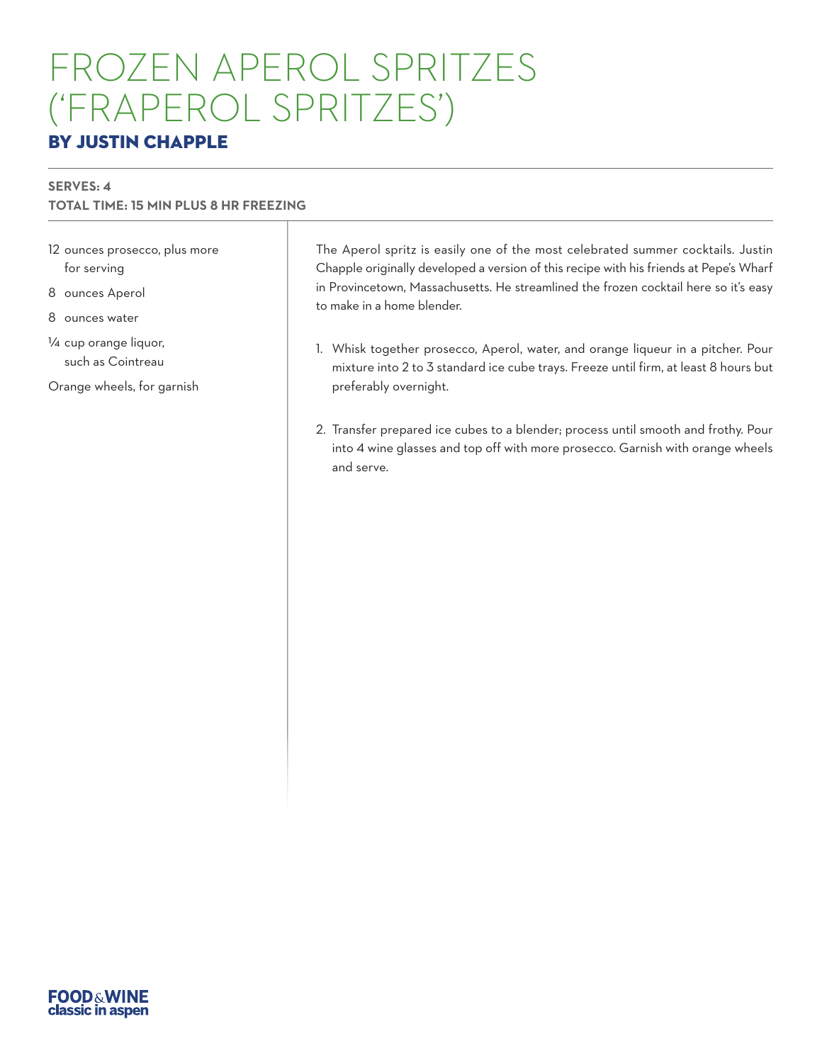# FROZEN APEROL SPRITZES ('FRAPEROL SPRITZES')

## BY JUSTIN CHAPPLE

**SERVES: 4**
**TOTAL TIME: 15 MIN PLUS 8 HR FREEZING**

- 12 ounces prosecco, plus more for serving
- 8 ounces Aperol
- 8 ounces water
- ¼ cup orange liquor, such as Cointreau
- Orange wheels, for garnish

The Aperol spritz is easily one of the most celebrated summer cocktails. Justin Chapple originally developed a version of this recipe with his friends at Pepe's Wharf in Provincetown, Massachusetts. He streamlined the frozen cocktail here so it's easy to make in a home blender.

1. Whisk together prosecco, Aperol, water, and orange liqueur in a pitcher. Pour mixture into 2 to 3 standard ice cube trays. Freeze until firm, at least 8 hours but preferably overnight.

2. Transfer prepared ice cubes to a blender; process until smooth and frothy. Pour into 4 wine glasses and top off with more prosecco. Garnish with orange wheels and serve.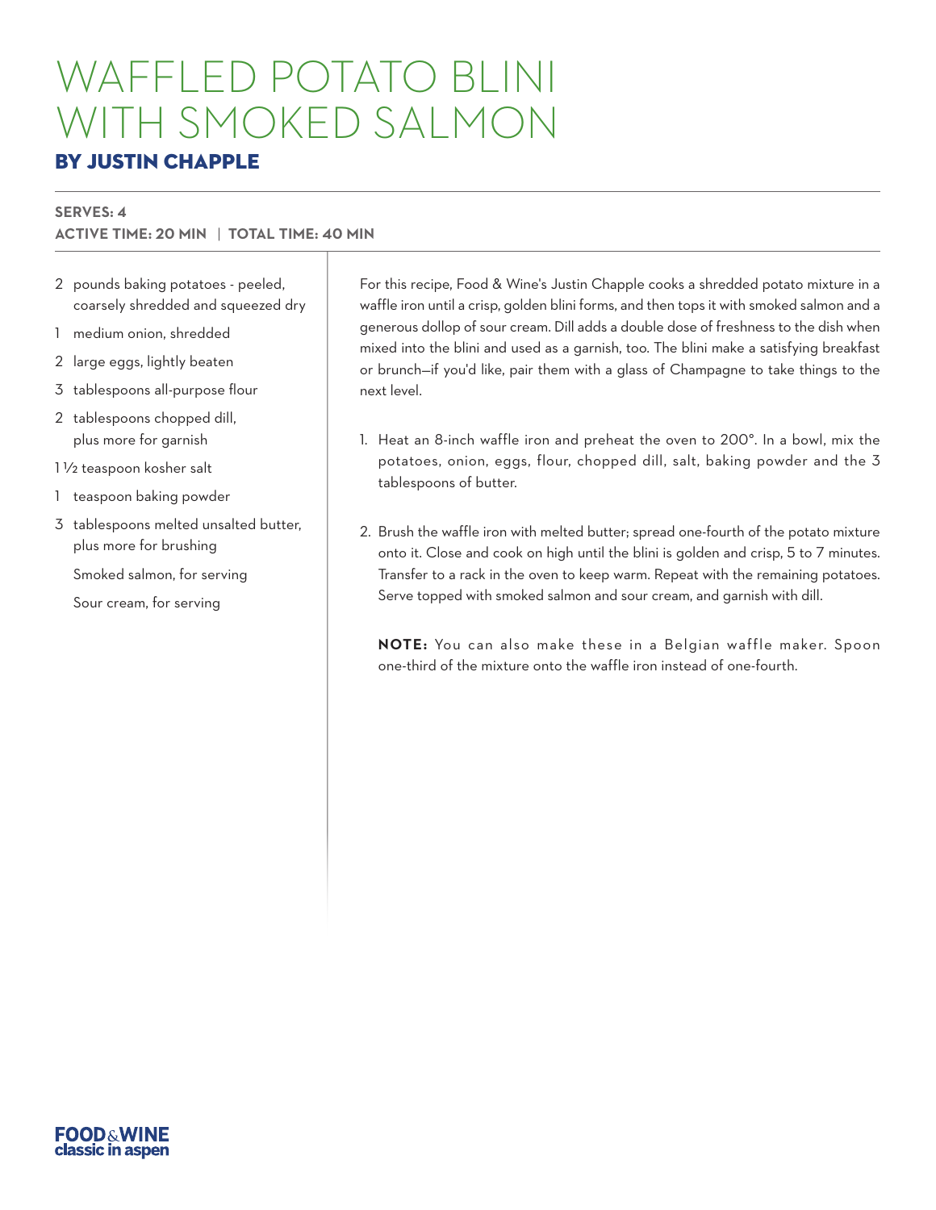# WAFFLED POTATO BLINI WITH SMOKED SALMON

## BY JUSTIN CHAPPLE

**SERVES: 4**
**ACTIVE TIME: 20 MIN | TOTAL TIME: 40 MIN**

- 2 pounds baking potatoes - peeled, coarsely shredded and squeezed dry
- 1 medium onion, shredded
- 2 large eggs, lightly beaten
- 3 tablespoons all-purpose flour
- 2 tablespoons chopped dill, plus more for garnish
- 1 ½ teaspoon kosher salt
- 1 teaspoon baking powder
- 3 tablespoons melted unsalted butter, plus more for brushing
- Smoked salmon, for serving
- Sour cream, for serving

For this recipe, Food & Wine's Justin Chapple cooks a shredded potato mixture in a waffle iron until a crisp, golden blini forms, and then tops it with smoked salmon and a generous dollop of sour cream. Dill adds a double dose of freshness to the dish when mixed into the blini and used as a garnish, too. The blini make a satisfying breakfast or brunch—if you'd like, pair them with a glass of Champagne to take things to the next level.

1. Heat an 8-inch waffle iron and preheat the oven to 200°. In a bowl, mix the potatoes, onion, eggs, flour, chopped dill, salt, baking powder and the 3 tablespoons of butter.

2. Brush the waffle iron with melted butter; spread one-fourth of the potato mixture onto it. Close and cook on high until the blini is golden and crisp, 5 to 7 minutes. Transfer to a rack in the oven to keep warm. Repeat with the remaining potatoes. Serve topped with smoked salmon and sour cream, and garnish with dill.

   **NOTE:** You can also make these in a Belgian waffle maker. Spoon one-third of the mixture onto the waffle iron instead of one-fourth.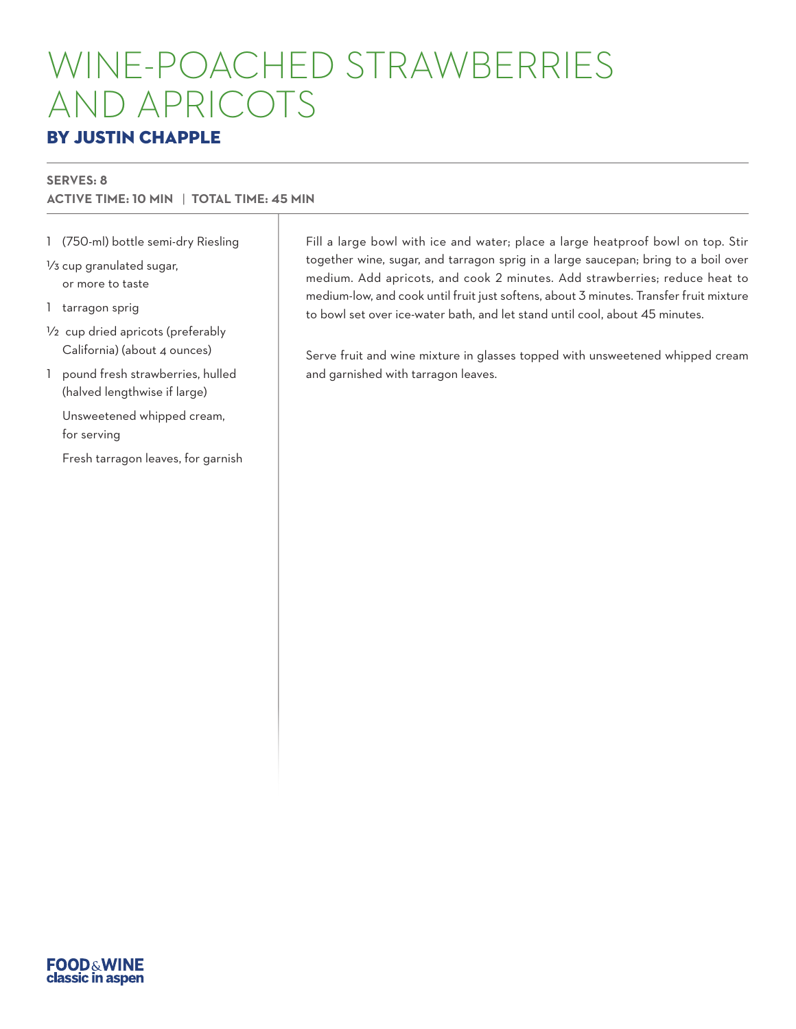# WINE-POACHED STRAWBERRIES AND APRICOTS

## BY JUSTIN CHAPPLE

**SERVES: 8**
**ACTIVE TIME: 10 MIN | TOTAL TIME: 45 MIN**

- 1 (750-ml) bottle semi-dry Riesling
- ⅓ cup granulated sugar, or more to taste
- 1 tarragon sprig
- ½ cup dried apricots (preferably California) (about 4 ounces)
- 1 pound fresh strawberries, hulled (halved lengthwise if large)
- Unsweetened whipped cream, for serving
- Fresh tarragon leaves, for garnish

Fill a large bowl with ice and water; place a large heatproof bowl on top. Stir together wine, sugar, and tarragon sprig in a large saucepan; bring to a boil over medium. Add apricots, and cook 2 minutes. Add strawberries; reduce heat to medium-low, and cook until fruit just softens, about 3 minutes. Transfer fruit mixture to bowl set over ice-water bath, and let stand until cool, about 45 minutes.

Serve fruit and wine mixture in glasses topped with unsweetened whipped cream and garnished with tarragon leaves.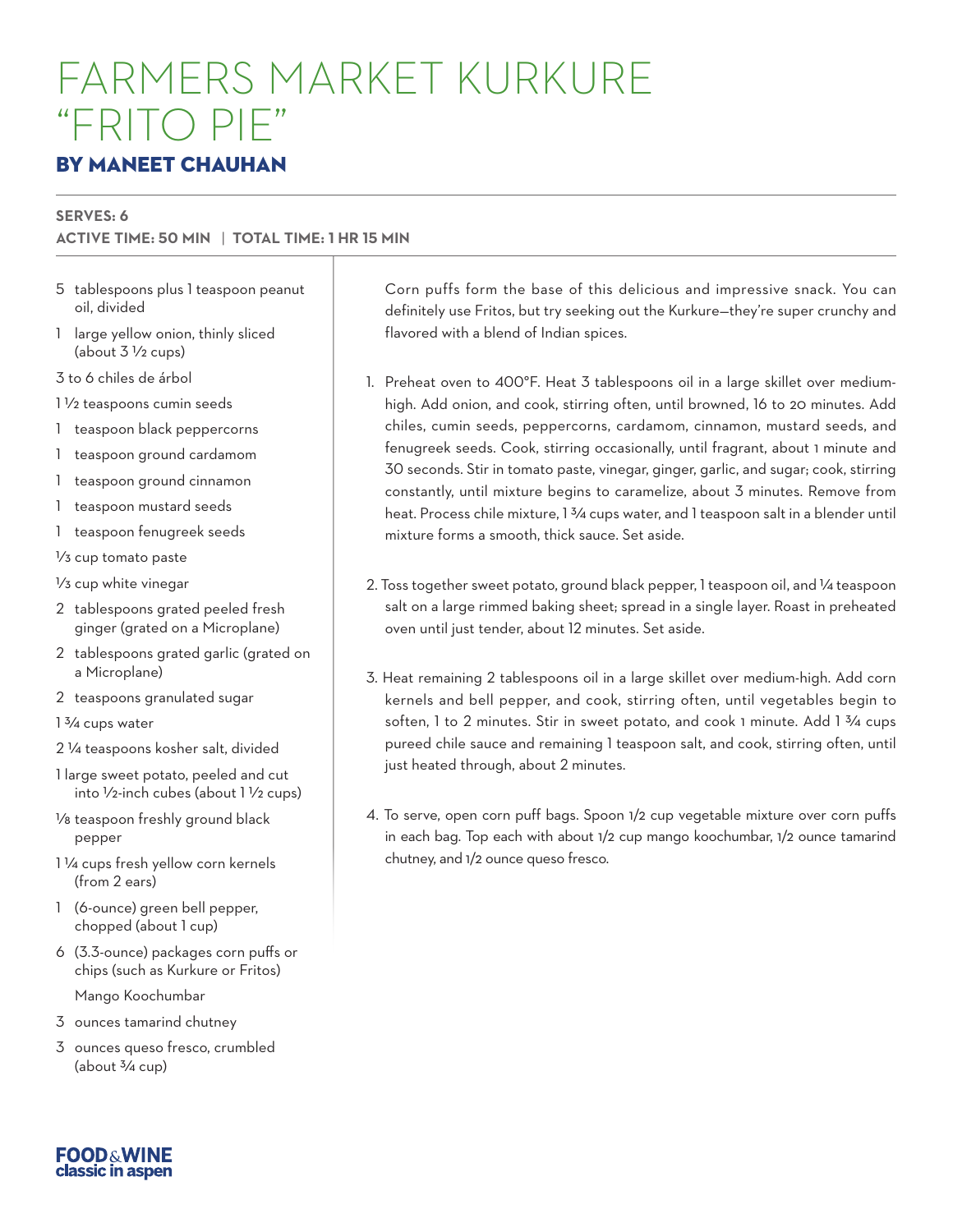# FARMERS MARKET KURKURE "FRITO PIE"

## BY MANEET CHAUHAN

**SERVES: 6**
**ACTIVE TIME: 50 MIN | TOTAL TIME: 1 HR 15 MIN**

- 5 tablespoons plus 1 teaspoon peanut oil, divided
- 1 large yellow onion, thinly sliced (about 3 ½ cups)
- 3 to 6 chiles de árbol
- 1 ½ teaspoons cumin seeds
- 1 teaspoon black peppercorns
- 1 teaspoon ground cardamom
- 1 teaspoon ground cinnamon
- 1 teaspoon mustard seeds
- 1 teaspoon fenugreek seeds
- ⅓ cup tomato paste
- ⅓ cup white vinegar
- 2 tablespoons grated peeled fresh ginger (grated on a Microplane)
- 2 tablespoons grated garlic (grated on a Microplane)
- 2 teaspoons granulated sugar
- 1 ¾ cups water
- 2 ¼ teaspoons kosher salt, divided
- 1 large sweet potato, peeled and cut into ½-inch cubes (about 1 ½ cups)
- ⅛ teaspoon freshly ground black pepper
- 1 ¼ cups fresh yellow corn kernels (from 2 ears)
- 1 (6-ounce) green bell pepper, chopped (about 1 cup)
- 6 (3.3-ounce) packages corn puffs or chips (such as Kurkure or Fritos)
- Mango Koochumbar
- 3 ounces tamarind chutney
- 3 ounces queso fresco, crumbled (about ¾ cup)

Corn puffs form the base of this delicious and impressive snack. You can definitely use Fritos, but try seeking out the Kurkure—they're super crunchy and flavored with a blend of Indian spices.

1. Preheat oven to 400°F. Heat 3 tablespoons oil in a large skillet over medium-high. Add onion, and cook, stirring often, until browned, 16 to 20 minutes. Add chiles, cumin seeds, peppercorns, cardamom, cinnamon, mustard seeds, and fenugreek seeds. Cook, stirring occasionally, until fragrant, about 1 minute and 30 seconds. Stir in tomato paste, vinegar, ginger, garlic, and sugar; cook, stirring constantly, until mixture begins to caramelize, about 3 minutes. Remove from heat. Process chile mixture, 1 ¾ cups water, and 1 teaspoon salt in a blender until mixture forms a smooth, thick sauce. Set aside.

2. Toss together sweet potato, ground black pepper, 1 teaspoon oil, and ¼ teaspoon salt on a large rimmed baking sheet; spread in a single layer. Roast in preheated oven until just tender, about 12 minutes. Set aside.

3. Heat remaining 2 tablespoons oil in a large skillet over medium-high. Add corn kernels and bell pepper, and cook, stirring often, until vegetables begin to soften, 1 to 2 minutes. Stir in sweet potato, and cook 1 minute. Add 1 ¾ cups pureed chile sauce and remaining 1 teaspoon salt, and cook, stirring often, until just heated through, about 2 minutes.

4. To serve, open corn puff bags. Spoon 1/2 cup vegetable mixture over corn puffs in each bag. Top each with about 1/2 cup mango koochumbar, 1/2 ounce tamarind chutney, and 1/2 ounce queso fresco.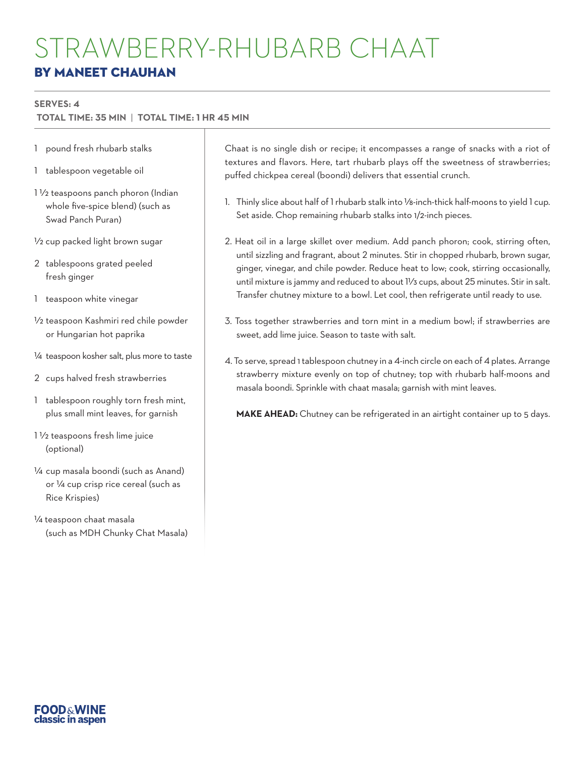# STRAWBERRY-RHUBARB CHAAT

## BY MANEET CHAUHAN

**SERVES: 4**
**TOTAL TIME: 35 MIN | TOTAL TIME: 1 HR 45 MIN**

- 1 pound fresh rhubarb stalks
- 1 tablespoon vegetable oil
- 1 ½ teaspoons panch phoron (Indian whole five-spice blend) (such as Swad Panch Puran)
- ½ cup packed light brown sugar
- 2 tablespoons grated peeled fresh ginger
- 1 teaspoon white vinegar
- ½ teaspoon Kashmiri red chile powder or Hungarian hot paprika
- ¼ teaspoon kosher salt, plus more to taste
- 2 cups halved fresh strawberries
- 1 tablespoon roughly torn fresh mint, plus small mint leaves, for garnish
- 1 ½ teaspoons fresh lime juice (optional)
- ¼ cup masala boondi (such as Anand) or ¼ cup crisp rice cereal (such as Rice Krispies)
- ¼ teaspoon chaat masala (such as MDH Chunky Chat Masala)

Chaat is no single dish or recipe; it encompasses a range of snacks with a riot of textures and flavors. Here, tart rhubarb plays off the sweetness of strawberries; puffed chickpea cereal (boondi) delivers that essential crunch.

1. Thinly slice about half of 1 rhubarb stalk into ⅛-inch-thick half-moons to yield 1 cup. Set aside. Chop remaining rhubarb stalks into 1/2-inch pieces.

2. Heat oil in a large skillet over medium. Add panch phoron; cook, stirring often, until sizzling and fragrant, about 2 minutes. Stir in chopped rhubarb, brown sugar, ginger, vinegar, and chile powder. Reduce heat to low; cook, stirring occasionally, until mixture is jammy and reduced to about 1⅓ cups, about 25 minutes. Stir in salt. Transfer chutney mixture to a bowl. Let cool, then refrigerate until ready to use.

3. Toss together strawberries and torn mint in a medium bowl; if strawberries are sweet, add lime juice. Season to taste with salt.

4. To serve, spread 1 tablespoon chutney in a 4-inch circle on each of 4 plates. Arrange strawberry mixture evenly on top of chutney; top with rhubarb half-moons and masala boondi. Sprinkle with chaat masala; garnish with mint leaves.

**MAKE AHEAD:** Chutney can be refrigerated in an airtight container up to 5 days.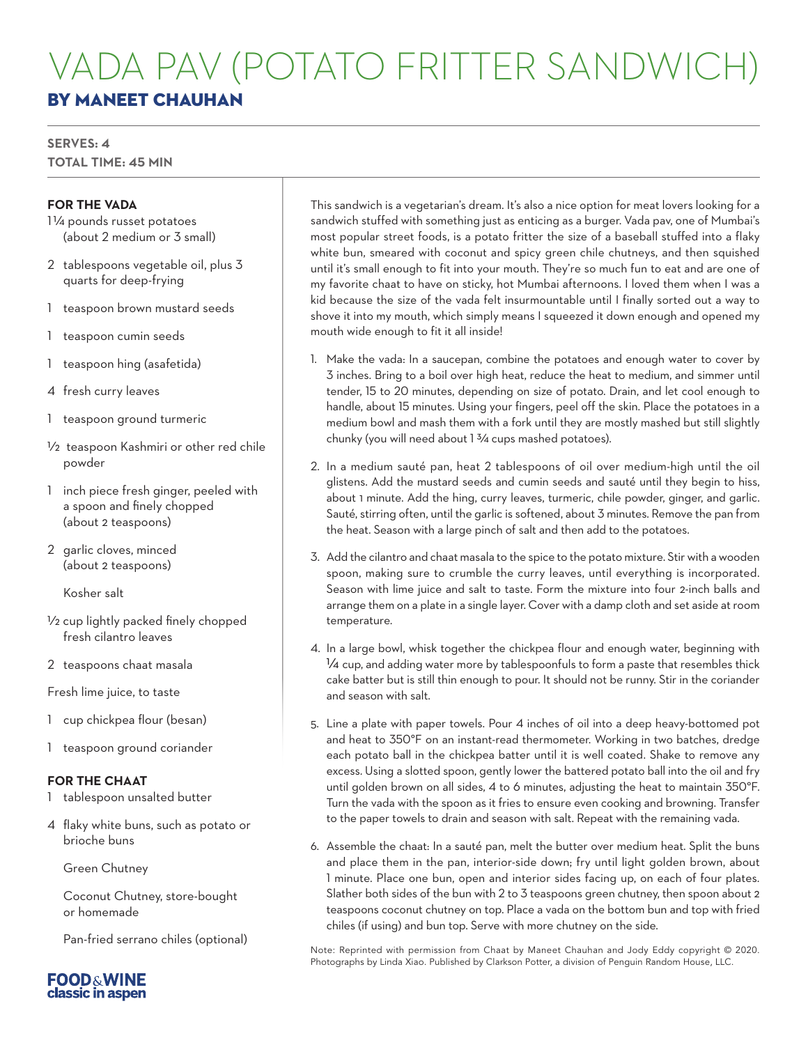# VADA PAV (POTATO FRITTER SANDWICH)

## BY MANEET CHAUHAN

**SERVES: 4**
**TOTAL TIME: 45 MIN**

**FOR THE VADA**

- 1¼ pounds russet potatoes (about 2 medium or 3 small)
- 2 tablespoons vegetable oil, plus 3 quarts for deep-frying
- 1 teaspoon brown mustard seeds
- 1 teaspoon cumin seeds
- 1 teaspoon hing (asafetida)
- 4 fresh curry leaves
- 1 teaspoon ground turmeric
- ½ teaspoon Kashmiri or other red chile powder
- 1 inch piece fresh ginger, peeled with a spoon and finely chopped (about 2 teaspoons)
- 2 garlic cloves, minced (about 2 teaspoons)
- Kosher salt
- ½ cup lightly packed finely chopped fresh cilantro leaves
- 2 teaspoons chaat masala
- Fresh lime juice, to taste
- 1 cup chickpea flour (besan)
- 1 teaspoon ground coriander

**FOR THE CHAAT**

- 1 tablespoon unsalted butter
- 4 flaky white buns, such as potato or brioche buns
- Green Chutney
- Coconut Chutney, store-bought or homemade
- Pan-fried serrano chiles (optional)

This sandwich is a vegetarian's dream. It's also a nice option for meat lovers looking for a sandwich stuffed with something just as enticing as a burger. Vada pav, one of Mumbai's most popular street foods, is a potato fritter the size of a baseball stuffed into a flaky white bun, smeared with coconut and spicy green chile chutneys, and then squished until it's small enough to fit into your mouth. They're so much fun to eat and are one of my favorite chaat to have on sticky, hot Mumbai afternoons. I loved them when I was a kid because the size of the vada felt insurmountable until I finally sorted out a way to shove it into my mouth, which simply means I squeezed it down enough and opened my mouth wide enough to fit it all inside!

1. Make the vada: In a saucepan, combine the potatoes and enough water to cover by 3 inches. Bring to a boil over high heat, reduce the heat to medium, and simmer until tender, 15 to 20 minutes, depending on size of potato. Drain, and let cool enough to handle, about 15 minutes. Using your fingers, peel off the skin. Place the potatoes in a medium bowl and mash them with a fork until they are mostly mashed but still slightly chunky (you will need about 1¾ cups mashed potatoes).
2. In a medium sauté pan, heat 2 tablespoons of oil over medium-high until the oil glistens. Add the mustard seeds and cumin seeds and sauté until they begin to hiss, about 1 minute. Add the hing, curry leaves, turmeric, chile powder, ginger, and garlic. Sauté, stirring often, until the garlic is softened, about 3 minutes. Remove the pan from the heat. Season with a large pinch of salt and then add to the potatoes.
3. Add the cilantro and chaat masala to the spice to the potato mixture. Stir with a wooden spoon, making sure to crumble the curry leaves, until everything is incorporated. Season with lime juice and salt to taste. Form the mixture into four 2-inch balls and arrange them on a plate in a single layer. Cover with a damp cloth and set aside at room temperature.
4. In a large bowl, whisk together the chickpea flour and enough water, beginning with ¼ cup, and adding water more by tablespoonfuls to form a paste that resembles thick cake batter but is still thin enough to pour. It should not be runny. Stir in the coriander and season with salt.
5. Line a plate with paper towels. Pour 4 inches of oil into a deep heavy-bottomed pot and heat to 350°F on an instant-read thermometer. Working in two batches, dredge each potato ball in the chickpea batter until it is well coated. Shake to remove any excess. Using a slotted spoon, gently lower the battered potato ball into the oil and fry until golden brown on all sides, 4 to 6 minutes, adjusting the heat to maintain 350°F. Turn the vada with the spoon as it fries to ensure even cooking and browning. Transfer to the paper towels to drain and season with salt. Repeat with the remaining vada.
6. Assemble the chaat: In a sauté pan, melt the butter over medium heat. Split the buns and place them in the pan, interior-side down; fry until light golden brown, about 1 minute. Place one bun, open and interior sides facing up, on each of four plates. Slather both sides of the bun with 2 to 3 teaspoons green chutney, then spoon about 2 teaspoons coconut chutney on top. Place a vada on the bottom bun and top with fried chiles (if using) and bun top. Serve with more chutney on the side.

Note: Reprinted with permission from Chaat by Maneet Chauhan and Jody Eddy copyright © 2020. Photographs by Linda Xiao. Published by Clarkson Potter, a division of Penguin Random House, LLC.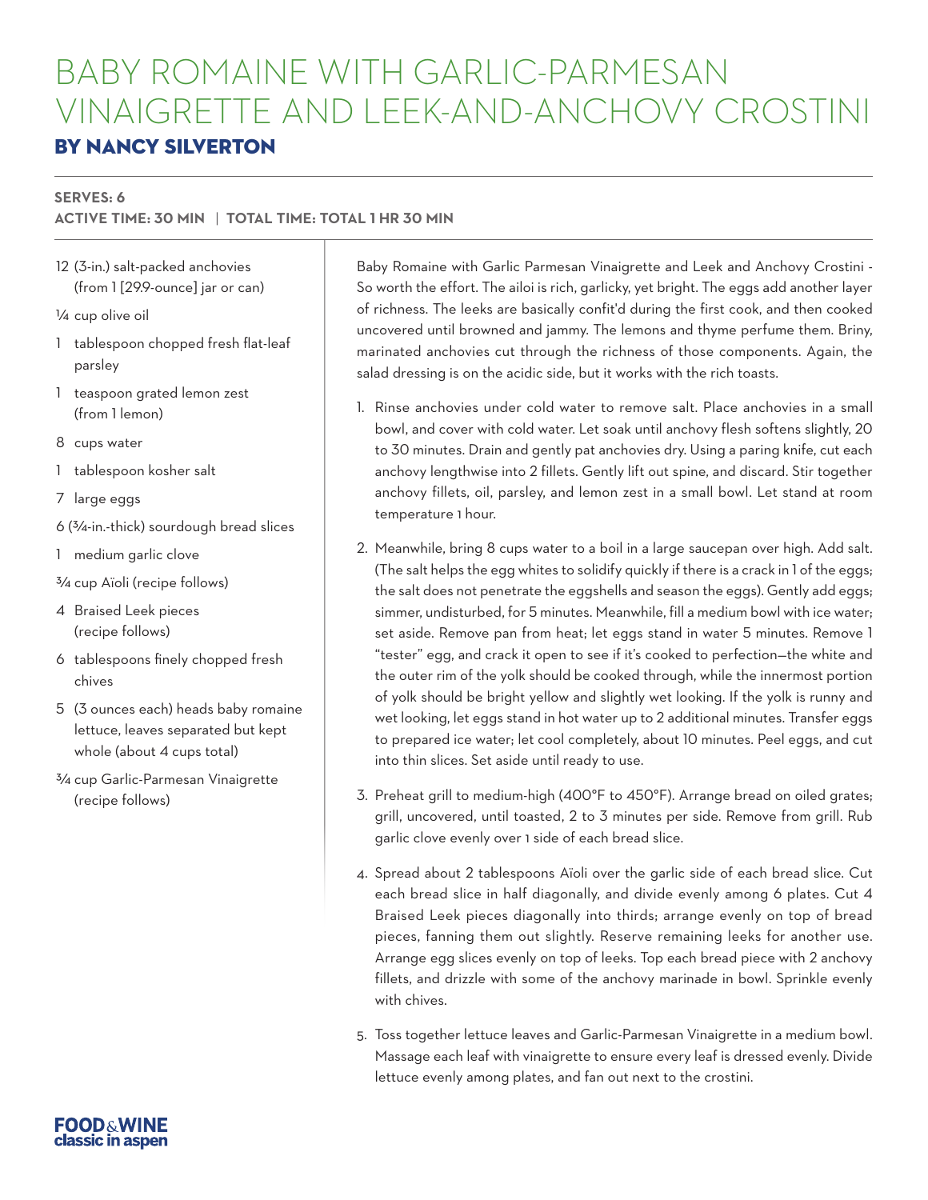# BABY ROMAINE WITH GARLIC-PARMESAN VINAIGRETTE AND LEEK-AND-ANCHOVY CROSTINI

## BY NANCY SILVERTON

**SERVES: 6**
**ACTIVE TIME: 30 MIN | TOTAL TIME: TOTAL 1 HR 30 MIN**

- 12 (3-in.) salt-packed anchovies (from 1 [29.9-ounce] jar or can)
- ¼ cup olive oil
- 1 tablespoon chopped fresh flat-leaf parsley
- 1 teaspoon grated lemon zest (from 1 lemon)
- 8 cups water
- 1 tablespoon kosher salt
- 7 large eggs
- 6 (¾-in.-thick) sourdough bread slices
- 1 medium garlic clove
- ¾ cup Aïoli (recipe follows)
- 4 Braised Leek pieces (recipe follows)
- 6 tablespoons finely chopped fresh chives
- 5 (3 ounces each) heads baby romaine lettuce, leaves separated but kept whole (about 4 cups total)
- ¾ cup Garlic-Parmesan Vinaigrette (recipe follows)

Baby Romaine with Garlic Parmesan Vinaigrette and Leek and Anchovy Crostini - So worth the effort. The ailoi is rich, garlicky, yet bright. The eggs add another layer of richness. The leeks are basically confit'd during the first cook, and then cooked uncovered until browned and jammy. The lemons and thyme perfume them. Briny, marinated anchovies cut through the richness of those components. Again, the salad dressing is on the acidic side, but it works with the rich toasts.

1. Rinse anchovies under cold water to remove salt. Place anchovies in a small bowl, and cover with cold water. Let soak until anchovy flesh softens slightly, 20 to 30 minutes. Drain and gently pat anchovies dry. Using a paring knife, cut each anchovy lengthwise into 2 fillets. Gently lift out spine, and discard. Stir together anchovy fillets, oil, parsley, and lemon zest in a small bowl. Let stand at room temperature 1 hour.

2. Meanwhile, bring 8 cups water to a boil in a large saucepan over high. Add salt. (The salt helps the egg whites to solidify quickly if there is a crack in 1 of the eggs; the salt does not penetrate the eggshells and season the eggs). Gently add eggs; simmer, undisturbed, for 5 minutes. Meanwhile, fill a medium bowl with ice water; set aside. Remove pan from heat; let eggs stand in water 5 minutes. Remove 1 "tester" egg, and crack it open to see if it's cooked to perfection—the white and the outer rim of the yolk should be cooked through, while the innermost portion of yolk should be bright yellow and slightly wet looking. If the yolk is runny and wet looking, let eggs stand in hot water up to 2 additional minutes. Transfer eggs to prepared ice water; let cool completely, about 10 minutes. Peel eggs, and cut into thin slices. Set aside until ready to use.

3. Preheat grill to medium-high (400°F to 450°F). Arrange bread on oiled grates; grill, uncovered, until toasted, 2 to 3 minutes per side. Remove from grill. Rub garlic clove evenly over 1 side of each bread slice.

4. Spread about 2 tablespoons Aïoli over the garlic side of each bread slice. Cut each bread slice in half diagonally, and divide evenly among 6 plates. Cut 4 Braised Leek pieces diagonally into thirds; arrange evenly on top of bread pieces, fanning them out slightly. Reserve remaining leeks for another use. Arrange egg slices evenly on top of leeks. Top each bread piece with 2 anchovy fillets, and drizzle with some of the anchovy marinade in bowl. Sprinkle evenly with chives.

5. Toss together lettuce leaves and Garlic-Parmesan Vinaigrette in a medium bowl. Massage each leaf with vinaigrette to ensure every leaf is dressed evenly. Divide lettuce evenly among plates, and fan out next to the crostini.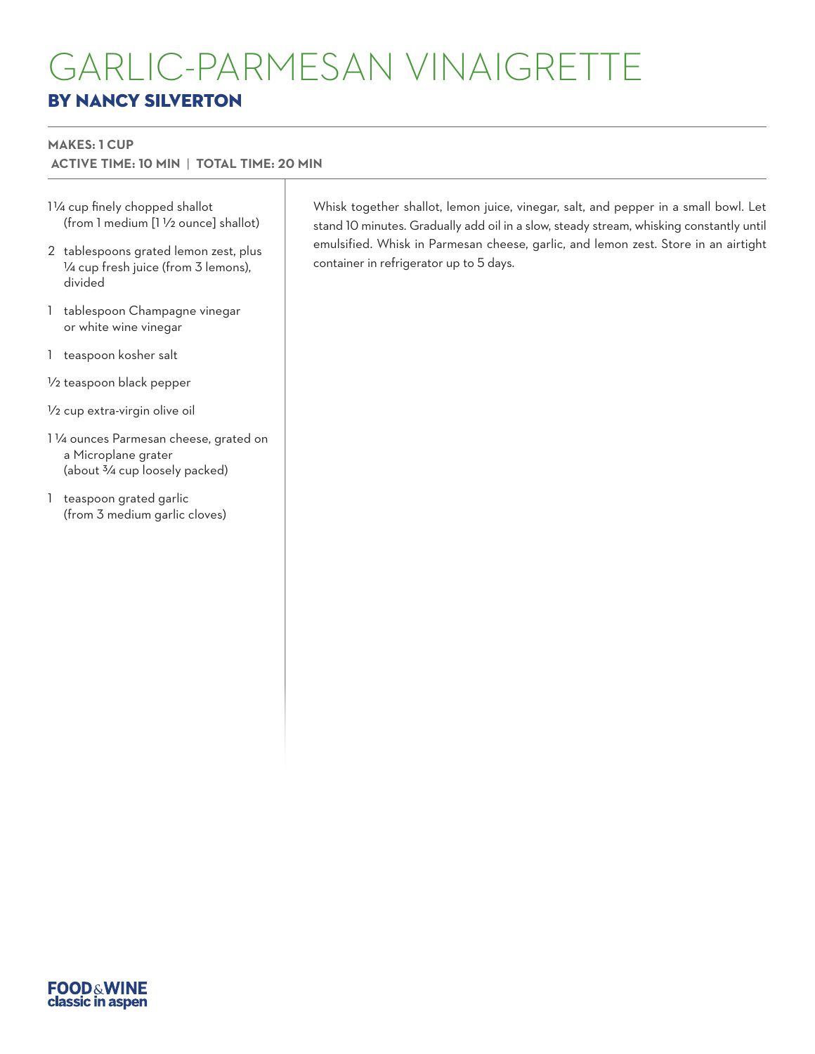# GARLIC-PARMESAN VINAIGRETTE

## BY NANCY SILVERTON

**MAKES: 1 CUP**
**ACTIVE TIME: 10 MIN | TOTAL TIME: 20 MIN**

- 1¼ cup finely chopped shallot (from 1 medium [1 ½ ounce] shallot)
- 2 tablespoons grated lemon zest, plus ¼ cup fresh juice (from 3 lemons), divided
- 1 tablespoon Champagne vinegar or white wine vinegar
- 1 teaspoon kosher salt
- ½ teaspoon black pepper
- ½ cup extra-virgin olive oil
- 1 ¼ ounces Parmesan cheese, grated on a Microplane grater (about ¾ cup loosely packed)
- 1 teaspoon grated garlic (from 3 medium garlic cloves)

Whisk together shallot, lemon juice, vinegar, salt, and pepper in a small bowl. Let stand 10 minutes. Gradually add oil in a slow, steady stream, whisking constantly until emulsified. Whisk in Parmesan cheese, garlic, and lemon zest. Store in an airtight container in refrigerator up to 5 days.

FOOD & WINE classic in aspen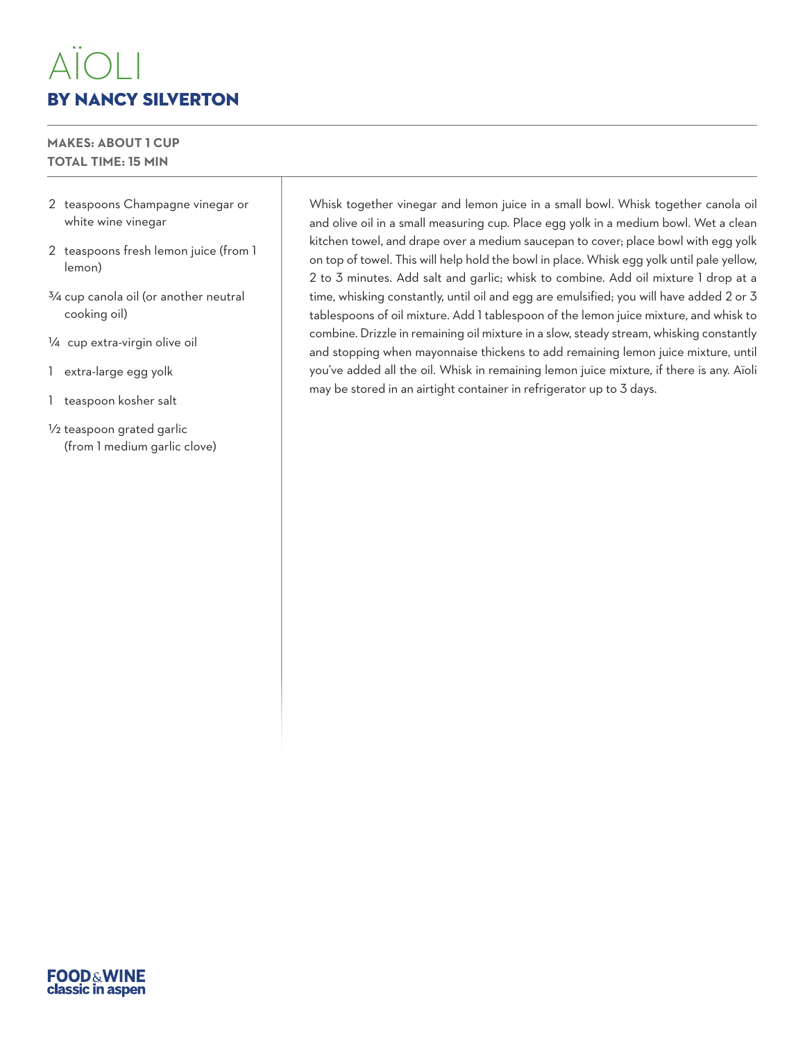# AÏOLI

## BY NANCY SILVERTON

**MAKES: ABOUT 1 CUP**
**TOTAL TIME: 15 MIN**

- 2 teaspoons Champagne vinegar or white wine vinegar
- 2 teaspoons fresh lemon juice (from 1 lemon)
- ¾ cup canola oil (or another neutral cooking oil)
- ¼ cup extra-virgin olive oil
- 1 extra-large egg yolk
- 1 teaspoon kosher salt
- ½ teaspoon grated garlic (from 1 medium garlic clove)

Whisk together vinegar and lemon juice in a small bowl. Whisk together canola oil and olive oil in a small measuring cup. Place egg yolk in a medium bowl. Wet a clean kitchen towel, and drape over a medium saucepan to cover; place bowl with egg yolk on top of towel. This will help hold the bowl in place. Whisk egg yolk until pale yellow, 2 to 3 minutes. Add salt and garlic; whisk to combine. Add oil mixture 1 drop at a time, whisking constantly, until oil and egg are emulsified; you will have added 2 or 3 tablespoons of oil mixture. Add 1 tablespoon of the lemon juice mixture, and whisk to combine. Drizzle in remaining oil mixture in a slow, steady stream, whisking constantly and stopping when mayonnaise thickens to add remaining lemon juice mixture, until you've added all the oil. Whisk in remaining lemon juice mixture, if there is any. Aïoli may be stored in an airtight container in refrigerator up to 3 days.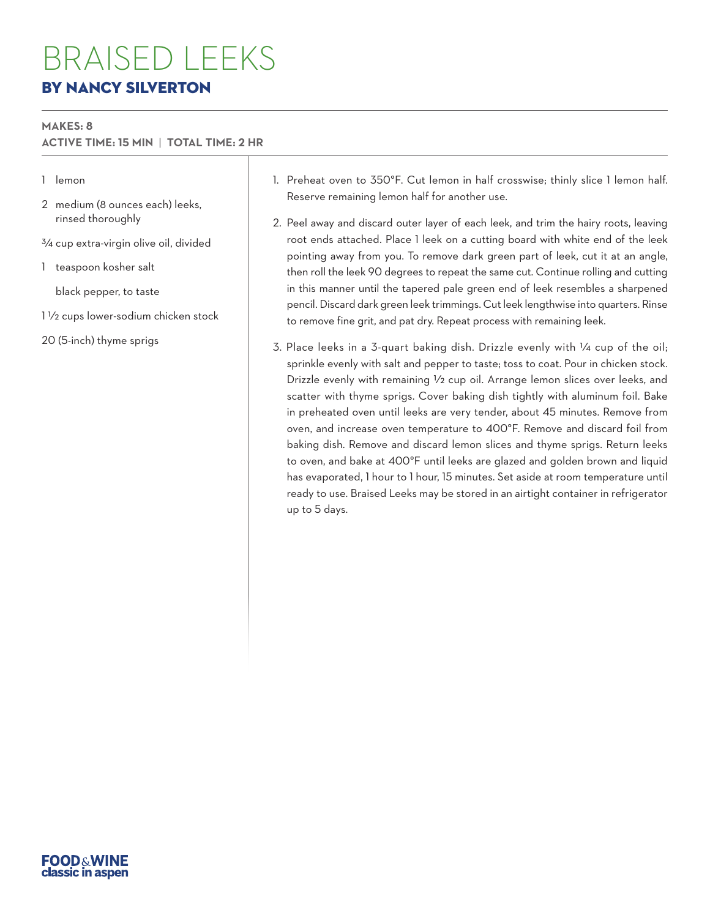# BRAISED LEEKS

## BY NANCY SILVERTON

**MAKES: 8**
**ACTIVE TIME: 15 MIN | TOTAL TIME: 2 HR**

- 1 lemon
- 2 medium (8 ounces each) leeks, rinsed thoroughly
- ¾ cup extra-virgin olive oil, divided
- 1 teaspoon kosher salt
- black pepper, to taste
- 1 ½ cups lower-sodium chicken stock
- 20 (5-inch) thyme sprigs

1. Preheat oven to 350°F. Cut lemon in half crosswise; thinly slice 1 lemon half. Reserve remaining lemon half for another use.
2. Peel away and discard outer layer of each leek, and trim the hairy roots, leaving root ends attached. Place 1 leek on a cutting board with white end of the leek pointing away from you. To remove dark green part of leek, cut it at an angle, then roll the leek 90 degrees to repeat the same cut. Continue rolling and cutting in this manner until the tapered pale green end of leek resembles a sharpened pencil. Discard dark green leek trimmings. Cut leek lengthwise into quarters. Rinse to remove fine grit, and pat dry. Repeat process with remaining leek.
3. Place leeks in a 3-quart baking dish. Drizzle evenly with ¼ cup of the oil; sprinkle evenly with salt and pepper to taste; toss to coat. Pour in chicken stock. Drizzle evenly with remaining ½ cup oil. Arrange lemon slices over leeks, and scatter with thyme sprigs. Cover baking dish tightly with aluminum foil. Bake in preheated oven until leeks are very tender, about 45 minutes. Remove from oven, and increase oven temperature to 400°F. Remove and discard foil from baking dish. Remove and discard lemon slices and thyme sprigs. Return leeks to oven, and bake at 400°F until leeks are glazed and golden brown and liquid has evaporated, 1 hour to 1 hour, 15 minutes. Set aside at room temperature until ready to use. Braised Leeks may be stored in an airtight container in refrigerator up to 5 days.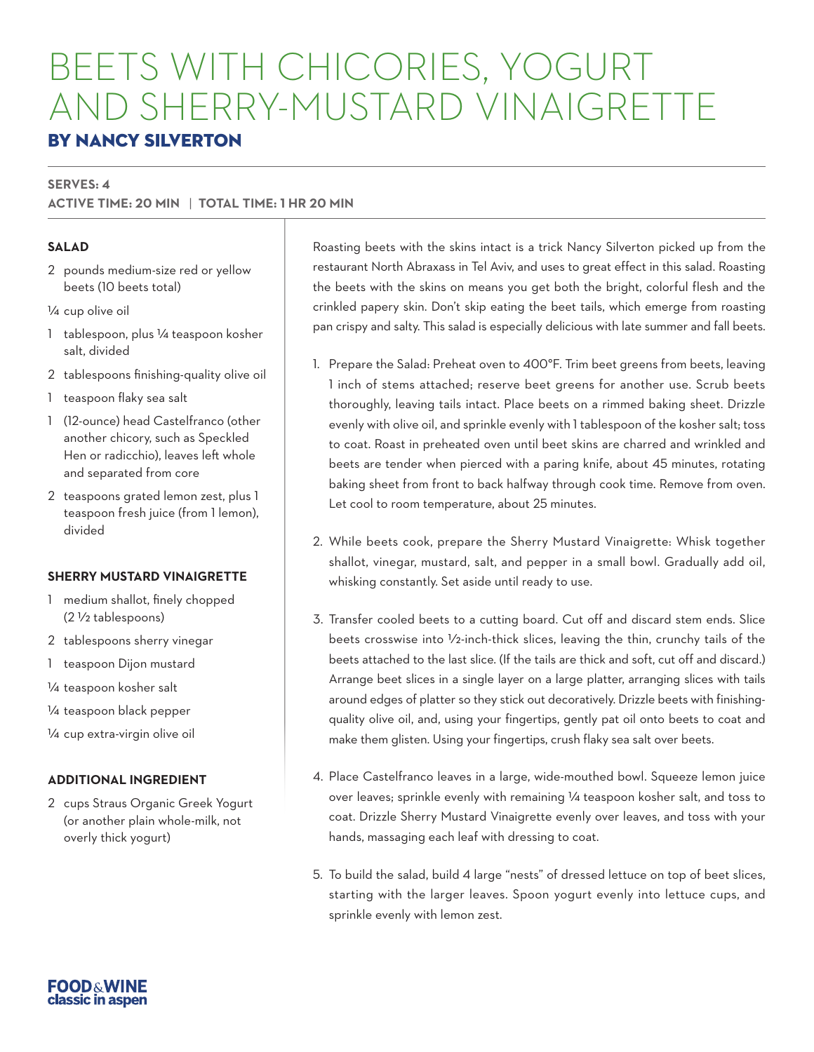# BEETS WITH CHICORIES, YOGURT AND SHERRY-MUSTARD VINAIGRETTE

## BY NANCY SILVERTON

**SERVES: 4**
**ACTIVE TIME: 20 MIN | TOTAL TIME: 1 HR 20 MIN**

### SALAD

- 2 pounds medium-size red or yellow beets (10 beets total)
- ¼ cup olive oil
- 1 tablespoon, plus ¼ teaspoon kosher salt, divided
- 2 tablespoons finishing-quality olive oil
- 1 teaspoon flaky sea salt
- 1 (12-ounce) head Castelfranco (other another chicory, such as Speckled Hen or radicchio), leaves left whole and separated from core
- 2 teaspoons grated lemon zest, plus 1 teaspoon fresh juice (from 1 lemon), divided

### SHERRY MUSTARD VINAIGRETTE

- 1 medium shallot, finely chopped (2 ½ tablespoons)
- 2 tablespoons sherry vinegar
- 1 teaspoon Dijon mustard
- ¼ teaspoon kosher salt
- ¼ teaspoon black pepper
- ¼ cup extra-virgin olive oil

### ADDITIONAL INGREDIENT

- 2 cups Straus Organic Greek Yogurt (or another plain whole-milk, not overly thick yogurt)

Roasting beets with the skins intact is a trick Nancy Silverton picked up from the restaurant North Abraxass in Tel Aviv, and uses to great effect in this salad. Roasting the beets with the skins on means you get both the bright, colorful flesh and the crinkled papery skin. Don't skip eating the beet tails, which emerge from roasting pan crispy and salty. This salad is especially delicious with late summer and fall beets.

1. Prepare the Salad: Preheat oven to 400°F. Trim beet greens from beets, leaving 1 inch of stems attached; reserve beet greens for another use. Scrub beets thoroughly, leaving tails intact. Place beets on a rimmed baking sheet. Drizzle evenly with olive oil, and sprinkle evenly with 1 tablespoon of the kosher salt; toss to coat. Roast in preheated oven until beet skins are charred and wrinkled and beets are tender when pierced with a paring knife, about 45 minutes, rotating baking sheet from front to back halfway through cook time. Remove from oven. Let cool to room temperature, about 25 minutes.

2. While beets cook, prepare the Sherry Mustard Vinaigrette: Whisk together shallot, vinegar, mustard, salt, and pepper in a small bowl. Gradually add oil, whisking constantly. Set aside until ready to use.

3. Transfer cooled beets to a cutting board. Cut off and discard stem ends. Slice beets crosswise into ½-inch-thick slices, leaving the thin, crunchy tails of the beets attached to the last slice. (If the tails are thick and soft, cut off and discard.) Arrange beet slices in a single layer on a large platter, arranging slices with tails around edges of platter so they stick out decoratively. Drizzle beets with finishing-quality olive oil, and, using your fingertips, gently pat oil onto beets to coat and make them glisten. Using your fingertips, crush flaky sea salt over beets.

4. Place Castelfranco leaves in a large, wide-mouthed bowl. Squeeze lemon juice over leaves; sprinkle evenly with remaining ¼ teaspoon kosher salt, and toss to coat. Drizzle Sherry Mustard Vinaigrette evenly over leaves, and toss with your hands, massaging each leaf with dressing to coat.

5. To build the salad, build 4 large "nests" of dressed lettuce on top of beet slices, starting with the larger leaves. Spoon yogurt evenly into lettuce cups, and sprinkle evenly with lemon zest.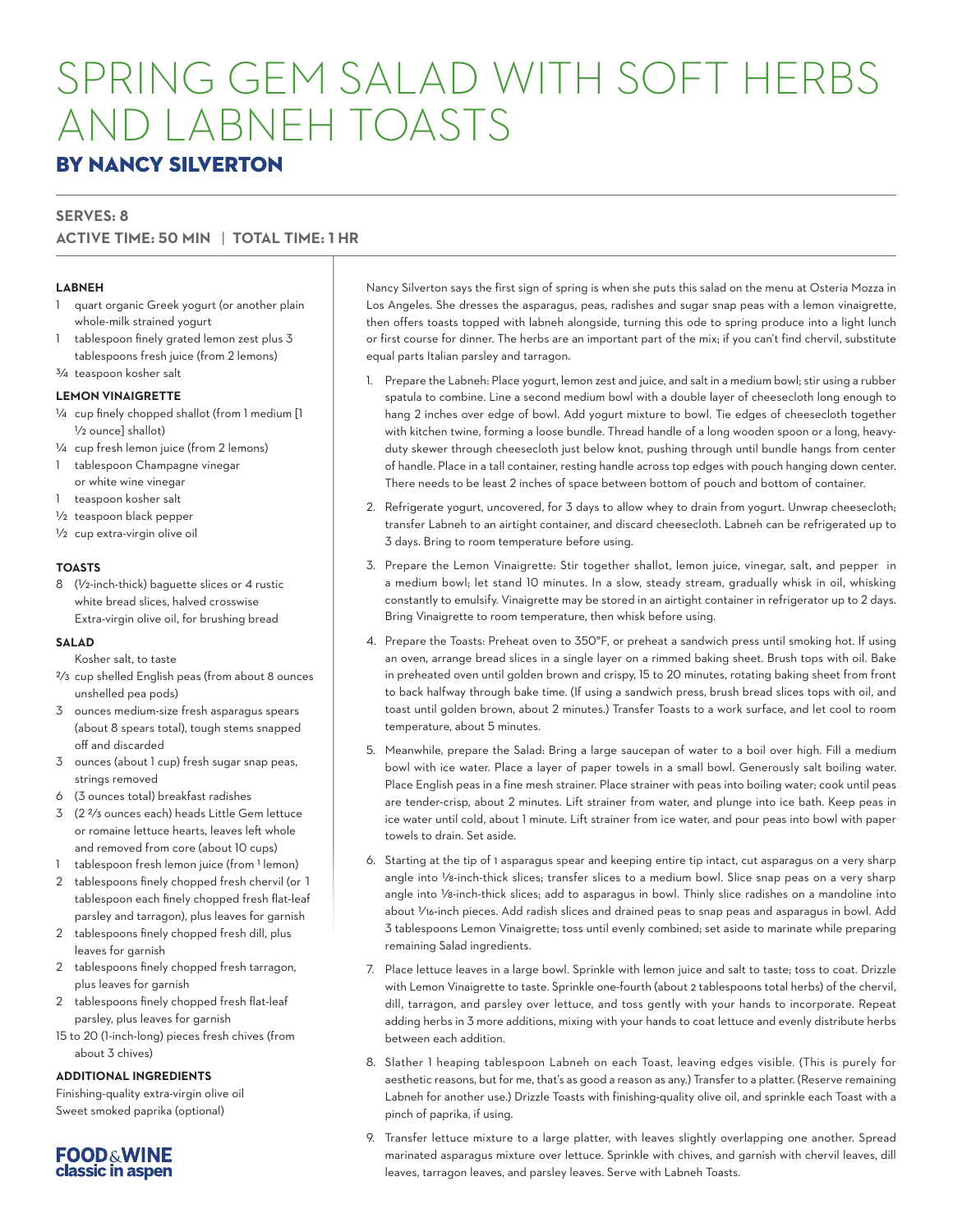# SPRING GEM SALAD WITH SOFT HERBS AND LABNEH TOASTS

## BY NANCY SILVERTON

**SERVES: 8**

**ACTIVE TIME: 50 MIN | TOTAL TIME: 1 HR**

**LABNEH**

- 1 quart organic Greek yogurt (or another plain whole-milk strained yogurt
- 1 tablespoon finely grated lemon zest plus 3 tablespoons fresh juice (from 2 lemons)
- ¾ teaspoon kosher salt

**LEMON VINAIGRETTE**

- ¼ cup finely chopped shallot (from 1 medium [1 ½ ounce] shallot)
- ¼ cup fresh lemon juice (from 2 lemons)
- 1 tablespoon Champagne vinegar or white wine vinegar
- 1 teaspoon kosher salt
- ½ teaspoon black pepper
- ½ cup extra-virgin olive oil

**TOASTS**

- 8 (½-inch-thick) baguette slices or 4 rustic white bread slices, halved crosswise
- Extra-virgin olive oil, for brushing bread

**SALAD**

- Kosher salt, to taste
- ⅔ cup shelled English peas (from about 8 ounces unshelled pea pods)
- 3 ounces medium-size fresh asparagus spears (about 8 spears total), tough stems snapped off and discarded
- 3 ounces (about 1 cup) fresh sugar snap peas, strings removed
- 6 (3 ounces total) breakfast radishes
- 3 (2 ⅔ ounces each) heads Little Gem lettuce or romaine lettuce hearts, leaves left whole and removed from core (about 10 cups)
- 1 tablespoon fresh lemon juice (from 1 lemon)
- 2 tablespoons finely chopped fresh chervil (or 1 tablespoon each finely chopped fresh flat-leaf parsley and tarragon), plus leaves for garnish
- 2 tablespoons finely chopped fresh dill, plus leaves for garnish
- 2 tablespoons finely chopped fresh tarragon, plus leaves for garnish
- 2 tablespoons finely chopped fresh flat-leaf parsley, plus leaves for garnish
- 15 to 20 (1-inch-long) pieces fresh chives (from about 3 chives)

**ADDITIONAL INGREDIENTS**

Finishing-quality extra-virgin olive oil
Sweet smoked paprika (optional)

Nancy Silverton says the first sign of spring is when she puts this salad on the menu at Osteria Mozza in Los Angeles. She dresses the asparagus, peas, radishes and sugar snap peas with a lemon vinaigrette, then offers toasts topped with labneh alongside, turning this ode to spring produce into a light lunch or first course for dinner. The herbs are an important part of the mix; if you can't find chervil, substitute equal parts Italian parsley and tarragon.

1. Prepare the Labneh: Place yogurt, lemon zest and juice, and salt in a medium bowl; stir using a rubber spatula to combine. Line a second medium bowl with a double layer of cheesecloth long enough to hang 2 inches over edge of bowl. Add yogurt mixture to bowl. Tie edges of cheesecloth together with kitchen twine, forming a loose bundle. Thread handle of a long wooden spoon or a long, heavy-duty skewer through cheesecloth just below knot, pushing through until bundle hangs from center of handle. Place in a tall container, resting handle across top edges with pouch hanging down center. There needs to be least 2 inches of space between bottom of pouch and bottom of container.
2. Refrigerate yogurt, uncovered, for 3 days to allow whey to drain from yogurt. Unwrap cheesecloth; transfer Labneh to an airtight container, and discard cheesecloth. Labneh can be refrigerated up to 3 days. Bring to room temperature before using.
3. Prepare the Lemon Vinaigrette: Stir together shallot, lemon juice, vinegar, salt, and pepper in a medium bowl; let stand 10 minutes. In a slow, steady stream, gradually whisk in oil, whisking constantly to emulsify. Vinaigrette may be stored in an airtight container in refrigerator up to 2 days. Bring Vinaigrette to room temperature, then whisk before using.
4. Prepare the Toasts: Preheat oven to 350°F, or preheat a sandwich press until smoking hot. If using an oven, arrange bread slices in a single layer on a rimmed baking sheet. Brush tops with oil. Bake in preheated oven until golden brown and crispy, 15 to 20 minutes, rotating baking sheet from front to back halfway through bake time. (If using a sandwich press, brush bread slices tops with oil, and toast until golden brown, about 2 minutes.) Transfer Toasts to a work surface, and let cool to room temperature, about 5 minutes.
5. Meanwhile, prepare the Salad: Bring a large saucepan of water to a boil over high. Fill a medium bowl with ice water. Place a layer of paper towels in a small bowl. Generously salt boiling water. Place English peas in a fine mesh strainer. Place strainer with peas into boiling water; cook until peas are tender-crisp, about 2 minutes. Lift strainer from water, and plunge into ice bath. Keep peas in ice water until cold, about 1 minute. Lift strainer from ice water, and pour peas into bowl with paper towels to drain. Set aside.
6. Starting at the tip of 1 asparagus spear and keeping entire tip intact, cut asparagus on a very sharp angle into ⅛-inch-thick slices; transfer slices to a medium bowl. Slice snap peas on a very sharp angle into ⅛-inch-thick slices; add to asparagus in bowl. Thinly slice radishes on a mandoline into about 1/16-inch pieces. Add radish slices and drained peas to snap peas and asparagus in bowl. Add 3 tablespoons Lemon Vinaigrette; toss until evenly combined; set aside to marinate while preparing remaining Salad ingredients.
7. Place lettuce leaves in a large bowl. Sprinkle with lemon juice and salt to taste; toss to coat. Drizzle with Lemon Vinaigrette to taste. Sprinkle one-fourth (about 2 tablespoons total herbs) of the chervil, dill, tarragon, and parsley over lettuce, and toss gently with your hands to incorporate. Repeat adding herbs in 3 more additions, mixing with your hands to coat lettuce and evenly distribute herbs between each addition.
8. Slather 1 heaping tablespoon Labneh on each Toast, leaving edges visible. (This is purely for aesthetic reasons, but for me, that's as good a reason as any.) Transfer to a platter. (Reserve remaining Labneh for another use.) Drizzle Toasts with finishing-quality olive oil, and sprinkle each Toast with a pinch of paprika, if using.
9. Transfer lettuce mixture to a large platter, with leaves slightly overlapping one another. Spread marinated asparagus mixture over lettuce. Sprinkle with chives, and garnish with chervil leaves, dill leaves, tarragon leaves, and parsley leaves. Serve with Labneh Toasts.

**FOOD&WINE classic in aspen**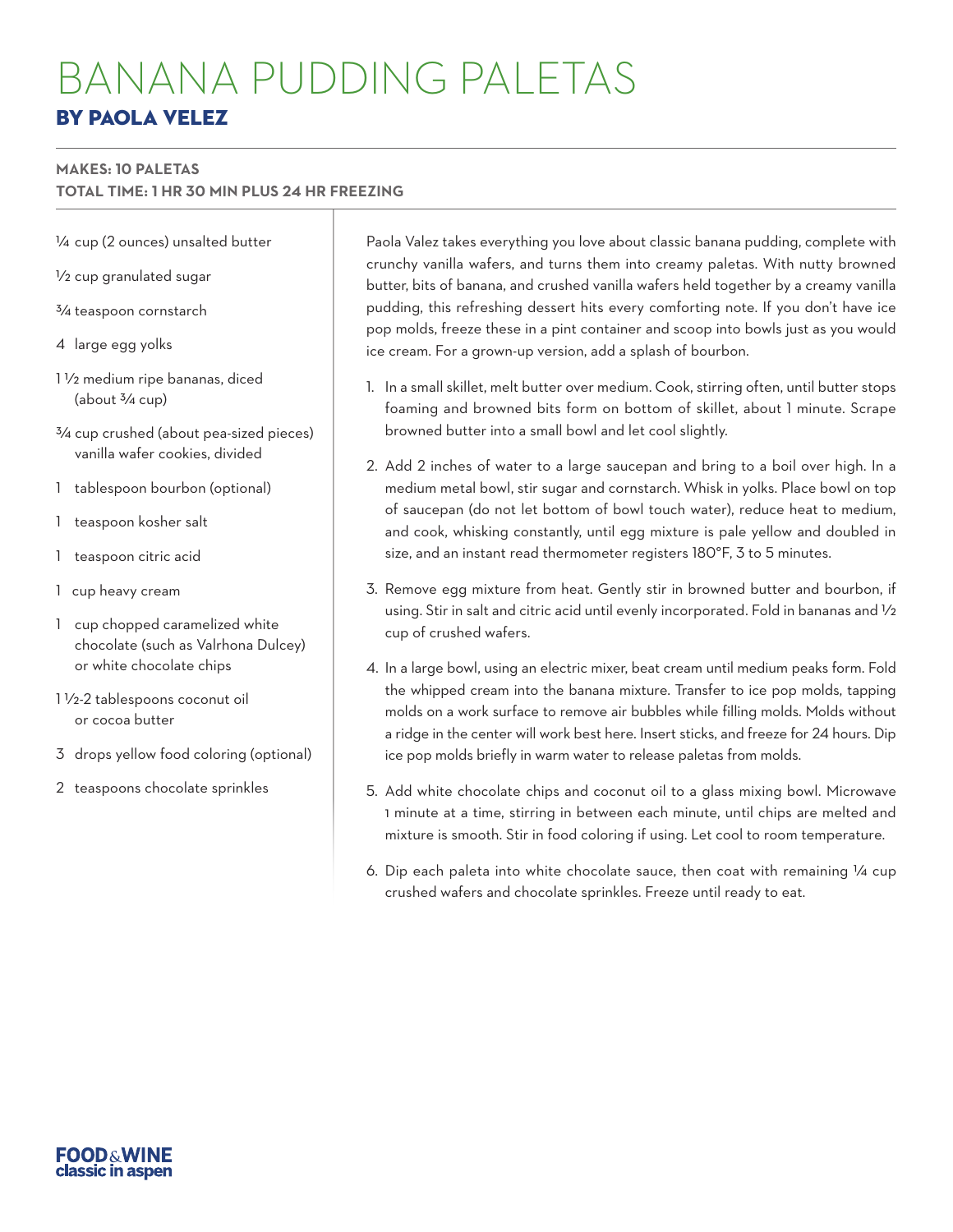# BANANA PUDDING PALETAS

## BY PAOLA VELEZ

**MAKES: 10 PALETAS**
**TOTAL TIME: 1 HR 30 MIN PLUS 24 HR FREEZING**

- ¼ cup (2 ounces) unsalted butter
- ½ cup granulated sugar
- ¾ teaspoon cornstarch
- 4 large egg yolks
- 1 ½ medium ripe bananas, diced (about ¾ cup)
- ¾ cup crushed (about pea-sized pieces) vanilla wafer cookies, divided
- 1 tablespoon bourbon (optional)
- 1 teaspoon kosher salt
- 1 teaspoon citric acid
- 1 cup heavy cream
- 1 cup chopped caramelized white chocolate (such as Valrhona Dulcey) or white chocolate chips
- 1 ½-2 tablespoons coconut oil or cocoa butter
- 3 drops yellow food coloring (optional)
- 2 teaspoons chocolate sprinkles

Paola Valez takes everything you love about classic banana pudding, complete with crunchy vanilla wafers, and turns them into creamy paletas. With nutty browned butter, bits of banana, and crushed vanilla wafers held together by a creamy vanilla pudding, this refreshing dessert hits every comforting note. If you don't have ice pop molds, freeze these in a pint container and scoop into bowls just as you would ice cream. For a grown-up version, add a splash of bourbon.

1. In a small skillet, melt butter over medium. Cook, stirring often, until butter stops foaming and browned bits form on bottom of skillet, about 1 minute. Scrape browned butter into a small bowl and let cool slightly.
2. Add 2 inches of water to a large saucepan and bring to a boil over high. In a medium metal bowl, stir sugar and cornstarch. Whisk in yolks. Place bowl on top of saucepan (do not let bottom of bowl touch water), reduce heat to medium, and cook, whisking constantly, until egg mixture is pale yellow and doubled in size, and an instant read thermometer registers 180°F, 3 to 5 minutes.
3. Remove egg mixture from heat. Gently stir in browned butter and bourbon, if using. Stir in salt and citric acid until evenly incorporated. Fold in bananas and ½ cup of crushed wafers.
4. In a large bowl, using an electric mixer, beat cream until medium peaks form. Fold the whipped cream into the banana mixture. Transfer to ice pop molds, tapping molds on a work surface to remove air bubbles while filling molds. Molds without a ridge in the center will work best here. Insert sticks, and freeze for 24 hours. Dip ice pop molds briefly in warm water to release paletas from molds.
5. Add white chocolate chips and coconut oil to a glass mixing bowl. Microwave 1 minute at a time, stirring in between each minute, until chips are melted and mixture is smooth. Stir in food coloring if using. Let cool to room temperature.
6. Dip each paleta into white chocolate sauce, then coat with remaining ¼ cup crushed wafers and chocolate sprinkles. Freeze until ready to eat.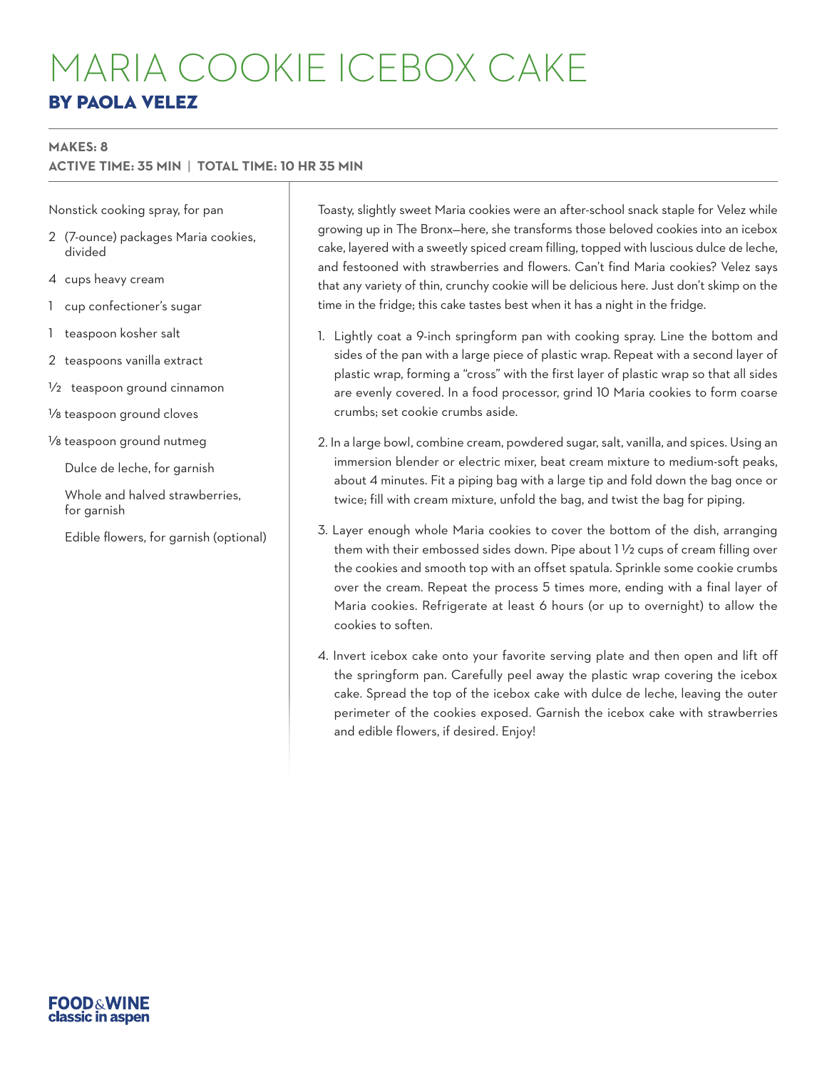# MARIA COOKIE ICEBOX CAKE

## BY PAOLA VELEZ

**MAKES: 8**
**ACTIVE TIME: 35 MIN | TOTAL TIME: 10 HR 35 MIN**

- Nonstick cooking spray, for pan
- 2 (7-ounce) packages Maria cookies, divided
- 4 cups heavy cream
- 1 cup confectioner's sugar
- 1 teaspoon kosher salt
- 2 teaspoons vanilla extract
- ½ teaspoon ground cinnamon
- ⅛ teaspoon ground cloves
- ⅛ teaspoon ground nutmeg
- Dulce de leche, for garnish
- Whole and halved strawberries, for garnish
- Edible flowers, for garnish (optional)

Toasty, slightly sweet Maria cookies were an after-school snack staple for Velez while growing up in The Bronx—here, she transforms those beloved cookies into an icebox cake, layered with a sweetly spiced cream filling, topped with luscious dulce de leche, and festooned with strawberries and flowers. Can't find Maria cookies? Velez says that any variety of thin, crunchy cookie will be delicious here. Just don't skimp on the time in the fridge; this cake tastes best when it has a night in the fridge.

1. Lightly coat a 9-inch springform pan with cooking spray. Line the bottom and sides of the pan with a large piece of plastic wrap. Repeat with a second layer of plastic wrap, forming a "cross" with the first layer of plastic wrap so that all sides are evenly covered. In a food processor, grind 10 Maria cookies to form coarse crumbs; set cookie crumbs aside.
2. In a large bowl, combine cream, powdered sugar, salt, vanilla, and spices. Using an immersion blender or electric mixer, beat cream mixture to medium-soft peaks, about 4 minutes. Fit a piping bag with a large tip and fold down the bag once or twice; fill with cream mixture, unfold the bag, and twist the bag for piping.
3. Layer enough whole Maria cookies to cover the bottom of the dish, arranging them with their embossed sides down. Pipe about 1 ½ cups of cream filling over the cookies and smooth top with an offset spatula. Sprinkle some cookie crumbs over the cream. Repeat the process 5 times more, ending with a final layer of Maria cookies. Refrigerate at least 6 hours (or up to overnight) to allow the cookies to soften.
4. Invert icebox cake onto your favorite serving plate and then open and lift off the springform pan. Carefully peel away the plastic wrap covering the icebox cake. Spread the top of the icebox cake with dulce de leche, leaving the outer perimeter of the cookies exposed. Garnish the icebox cake with strawberries and edible flowers, if desired. Enjoy!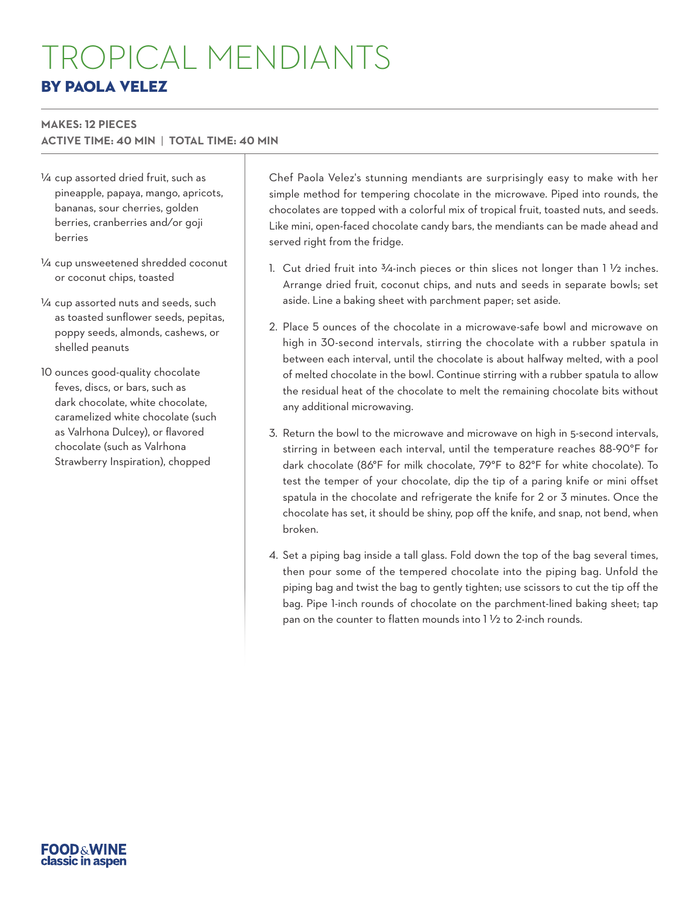# TROPICAL MENDIANTS

## BY PAOLA VELEZ

**MAKES: 12 PIECES**
**ACTIVE TIME: 40 MIN | TOTAL TIME: 40 MIN**

- ¼ cup assorted dried fruit, such as pineapple, papaya, mango, apricots, bananas, sour cherries, golden berries, cranberries and/or goji berries
- ¼ cup unsweetened shredded coconut or coconut chips, toasted
- ¼ cup assorted nuts and seeds, such as toasted sunflower seeds, pepitas, poppy seeds, almonds, cashews, or shelled peanuts
- 10 ounces good-quality chocolate feves, discs, or bars, such as dark chocolate, white chocolate, caramelized white chocolate (such as Valrhona Dulcey), or flavored chocolate (such as Valrhona Strawberry Inspiration), chopped

Chef Paola Velez's stunning mendiants are surprisingly easy to make with her simple method for tempering chocolate in the microwave. Piped into rounds, the chocolates are topped with a colorful mix of tropical fruit, toasted nuts, and seeds. Like mini, open-faced chocolate candy bars, the mendiants can be made ahead and served right from the fridge.

1. Cut dried fruit into ¾-inch pieces or thin slices not longer than 1 ½ inches. Arrange dried fruit, coconut chips, and nuts and seeds in separate bowls; set aside. Line a baking sheet with parchment paper; set aside.
2. Place 5 ounces of the chocolate in a microwave-safe bowl and microwave on high in 30-second intervals, stirring the chocolate with a rubber spatula in between each interval, until the chocolate is about halfway melted, with a pool of melted chocolate in the bowl. Continue stirring with a rubber spatula to allow the residual heat of the chocolate to melt the remaining chocolate bits without any additional microwaving.
3. Return the bowl to the microwave and microwave on high in 5-second intervals, stirring in between each interval, until the temperature reaches 88-90°F for dark chocolate (86°F for milk chocolate, 79°F to 82°F for white chocolate). To test the temper of your chocolate, dip the tip of a paring knife or mini offset spatula in the chocolate and refrigerate the knife for 2 or 3 minutes. Once the chocolate has set, it should be shiny, pop off the knife, and snap, not bend, when broken.
4. Set a piping bag inside a tall glass. Fold down the top of the bag several times, then pour some of the tempered chocolate into the piping bag. Unfold the piping bag and twist the bag to gently tighten; use scissors to cut the tip off the bag. Pipe 1-inch rounds of chocolate on the parchment-lined baking sheet; tap pan on the counter to flatten mounds into 1 ½ to 2-inch rounds.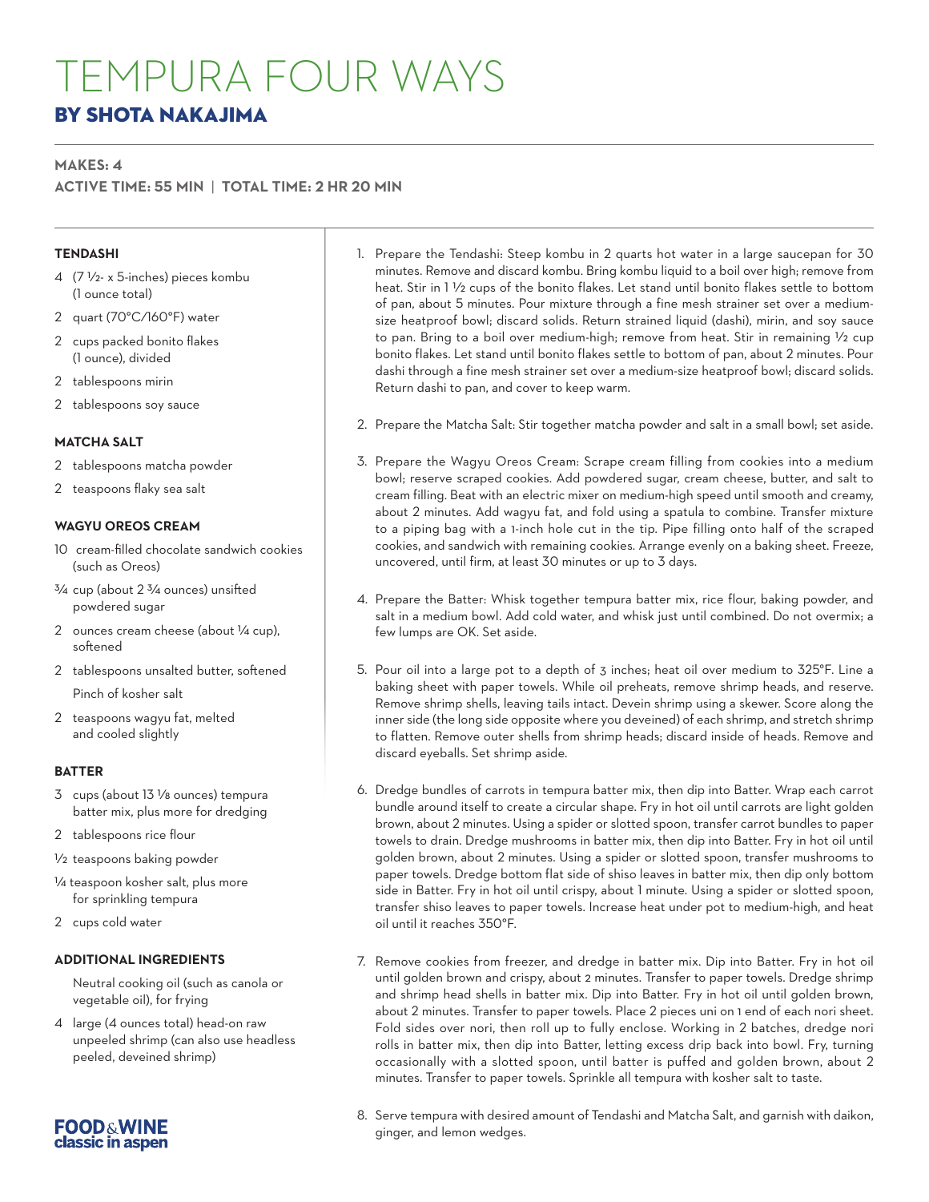# TEMPURA FOUR WAYS

## BY SHOTA NAKAJIMA

**MAKES: 4**

**ACTIVE TIME: 55 MIN | TOTAL TIME: 2 HR 20 MIN**

### TENDASHI

- 4 (7 ½- x 5-inches) pieces kombu (1 ounce total)
- 2 quart (70°C/160°F) water
- 2 cups packed bonito flakes (1 ounce), divided
- 2 tablespoons mirin
- 2 tablespoons soy sauce

### MATCHA SALT

- 2 tablespoons matcha powder
- 2 teaspoons flaky sea salt

### WAGYU OREOS CREAM

- 10 cream-filled chocolate sandwich cookies (such as Oreos)
- ¾ cup (about 2 ¾ ounces) unsifted powdered sugar
- 2 ounces cream cheese (about ¼ cup), softened
- 2 tablespoons unsalted butter, softened
- Pinch of kosher salt
- 2 teaspoons wagyu fat, melted and cooled slightly

### BATTER

- 3 cups (about 13 ⅛ ounces) tempura batter mix, plus more for dredging
- 2 tablespoons rice flour
- ½ teaspoons baking powder
- ¼ teaspoon kosher salt, plus more for sprinkling tempura
- 2 cups cold water

### ADDITIONAL INGREDIENTS

- Neutral cooking oil (such as canola or vegetable oil), for frying
- 4 large (4 ounces total) head-on raw unpeeled shrimp (can also use headless peeled, deveined shrimp)

1. Prepare the Tendashi: Steep kombu in 2 quarts hot water in a large saucepan for 30 minutes. Remove and discard kombu. Bring kombu liquid to a boil over high; remove from heat. Stir in 1 ½ cups of the bonito flakes. Let stand until bonito flakes settle to bottom of pan, about 5 minutes. Pour mixture through a fine mesh strainer set over a medium-size heatproof bowl; discard solids. Return strained liquid (dashi), mirin, and soy sauce to pan. Bring to a boil over medium-high; remove from heat. Stir in remaining ½ cup bonito flakes. Let stand until bonito flakes settle to bottom of pan, about 2 minutes. Pour dashi through a fine mesh strainer set over a medium-size heatproof bowl; discard solids. Return dashi to pan, and cover to keep warm.

2. Prepare the Matcha Salt: Stir together matcha powder and salt in a small bowl; set aside.

3. Prepare the Wagyu Oreos Cream: Scrape cream filling from cookies into a medium bowl; reserve scraped cookies. Add powdered sugar, cream cheese, butter, and salt to cream filling. Beat with an electric mixer on medium-high speed until smooth and creamy, about 2 minutes. Add wagyu fat, and fold using a spatula to combine. Transfer mixture to a piping bag with a 1-inch hole cut in the tip. Pipe filling onto half of the scraped cookies, and sandwich with remaining cookies. Arrange evenly on a baking sheet. Freeze, uncovered, until firm, at least 30 minutes or up to 3 days.

4. Prepare the Batter: Whisk together tempura batter mix, rice flour, baking powder, and salt in a medium bowl. Add cold water, and whisk just until combined. Do not overmix; a few lumps are OK. Set aside.

5. Pour oil into a large pot to a depth of 3 inches; heat oil over medium to 325°F. Line a baking sheet with paper towels. While oil preheats, remove shrimp heads, and reserve. Remove shrimp shells, leaving tails intact. Devein shrimp using a skewer. Score along the inner side (the long side opposite where you deveined) of each shrimp, and stretch shrimp to flatten. Remove outer shells from shrimp heads; discard inside of heads. Remove and discard eyeballs. Set shrimp aside.

6. Dredge bundles of carrots in tempura batter mix, then dip into Batter. Wrap each carrot bundle around itself to create a circular shape. Fry in hot oil until carrots are light golden brown, about 2 minutes. Using a spider or slotted spoon, transfer carrot bundles to paper towels to drain. Dredge mushrooms in batter mix, then dip into Batter. Fry in hot oil until golden brown, about 2 minutes. Using a spider or slotted spoon, transfer mushrooms to paper towels. Dredge bottom flat side of shiso leaves in batter mix, then dip only bottom side in Batter. Fry in hot oil until crispy, about 1 minute. Using a spider or slotted spoon, transfer shiso leaves to paper towels. Increase heat under pot to medium-high, and heat oil until it reaches 350°F.

7. Remove cookies from freezer, and dredge in batter mix. Dip into Batter. Fry in hot oil until golden brown and crispy, about 2 minutes. Transfer to paper towels. Dredge shrimp and shrimp head shells in batter mix. Dip into Batter. Fry in hot oil until golden brown, about 2 minutes. Transfer to paper towels. Place 2 pieces uni on 1 end of each nori sheet. Fold sides over nori, then roll up to fully enclose. Working in 2 batches, dredge nori rolls in batter mix, then dip into Batter, letting excess drip back into bowl. Fry, turning occasionally with a slotted spoon, until batter is puffed and golden brown, about 2 minutes. Transfer to paper towels. Sprinkle all tempura with kosher salt to taste.

8. Serve tempura with desired amount of Tendashi and Matcha Salt, and garnish with daikon, ginger, and lemon wedges.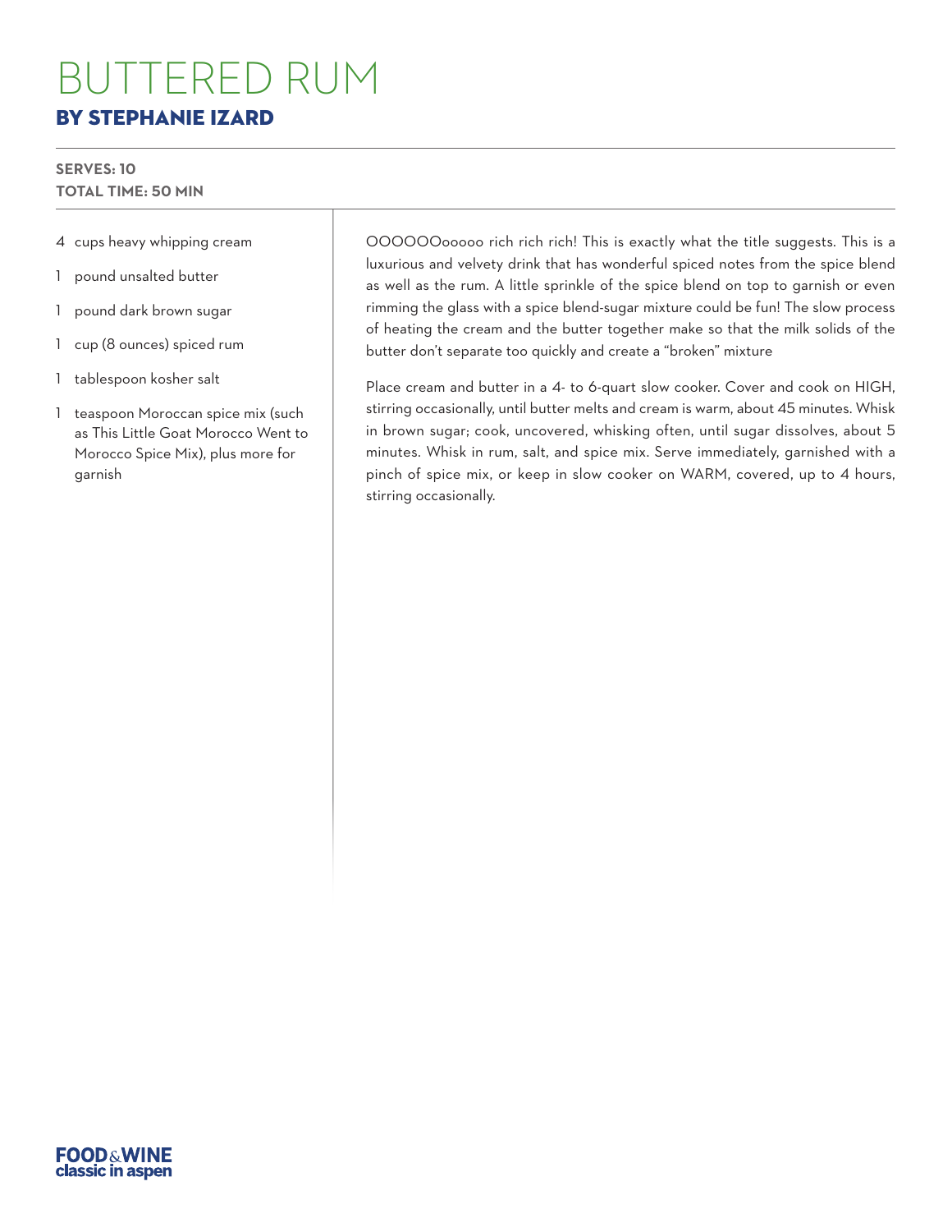# BUTTERED RUM

## BY STEPHANIE IZARD

**SERVES: 10**
**TOTAL TIME: 50 MIN**

- 4 cups heavy whipping cream
- 1 pound unsalted butter
- 1 pound dark brown sugar
- 1 cup (8 ounces) spiced rum
- 1 tablespoon kosher salt
- 1 teaspoon Moroccan spice mix (such as This Little Goat Morocco Went to Morocco Spice Mix), plus more for garnish

OOOOOOooooo rich rich rich! This is exactly what the title suggests. This is a luxurious and velvety drink that has wonderful spiced notes from the spice blend as well as the rum. A little sprinkle of the spice blend on top to garnish or even rimming the glass with a spice blend-sugar mixture could be fun! The slow process of heating the cream and the butter together make so that the milk solids of the butter don't separate too quickly and create a "broken" mixture

Place cream and butter in a 4- to 6-quart slow cooker. Cover and cook on HIGH, stirring occasionally, until butter melts and cream is warm, about 45 minutes. Whisk in brown sugar; cook, uncovered, whisking often, until sugar dissolves, about 5 minutes. Whisk in rum, salt, and spice mix. Serve immediately, garnished with a pinch of spice mix, or keep in slow cooker on WARM, covered, up to 4 hours, stirring occasionally.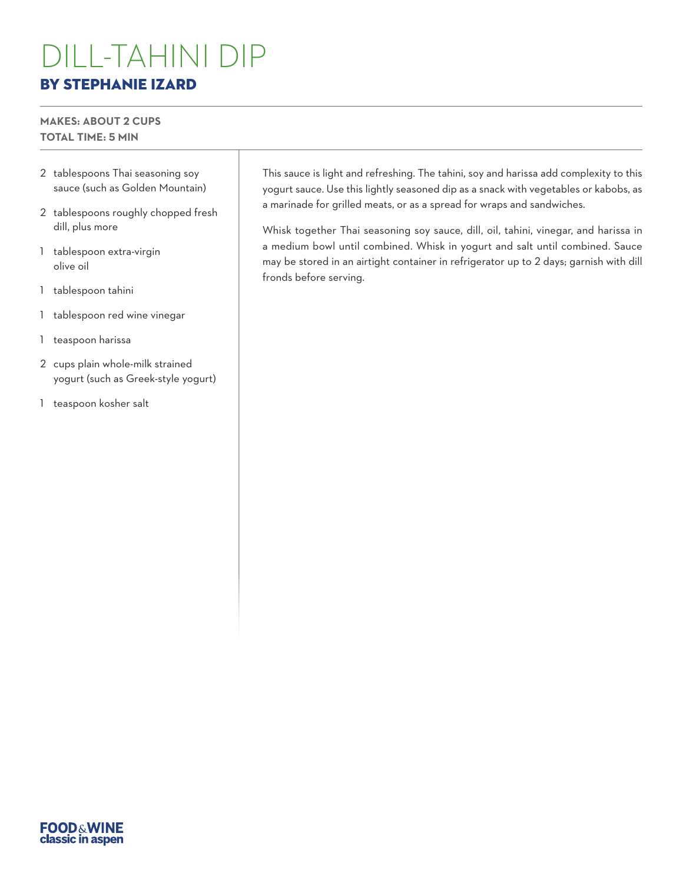# DILL-TAHINI DIP

## BY STEPHANIE IZARD

**MAKES: ABOUT 2 CUPS**
**TOTAL TIME: 5 MIN**

- 2 tablespoons Thai seasoning soy sauce (such as Golden Mountain)
- 2 tablespoons roughly chopped fresh dill, plus more
- 1 tablespoon extra-virgin olive oil
- 1 tablespoon tahini
- 1 tablespoon red wine vinegar
- 1 teaspoon harissa
- 2 cups plain whole-milk strained yogurt (such as Greek-style yogurt)
- 1 teaspoon kosher salt

This sauce is light and refreshing. The tahini, soy and harissa add complexity to this yogurt sauce. Use this lightly seasoned dip as a snack with vegetables or kabobs, as a marinade for grilled meats, or as a spread for wraps and sandwiches.

Whisk together Thai seasoning soy sauce, dill, oil, tahini, vinegar, and harissa in a medium bowl until combined. Whisk in yogurt and salt until combined. Sauce may be stored in an airtight container in refrigerator up to 2 days; garnish with dill fronds before serving.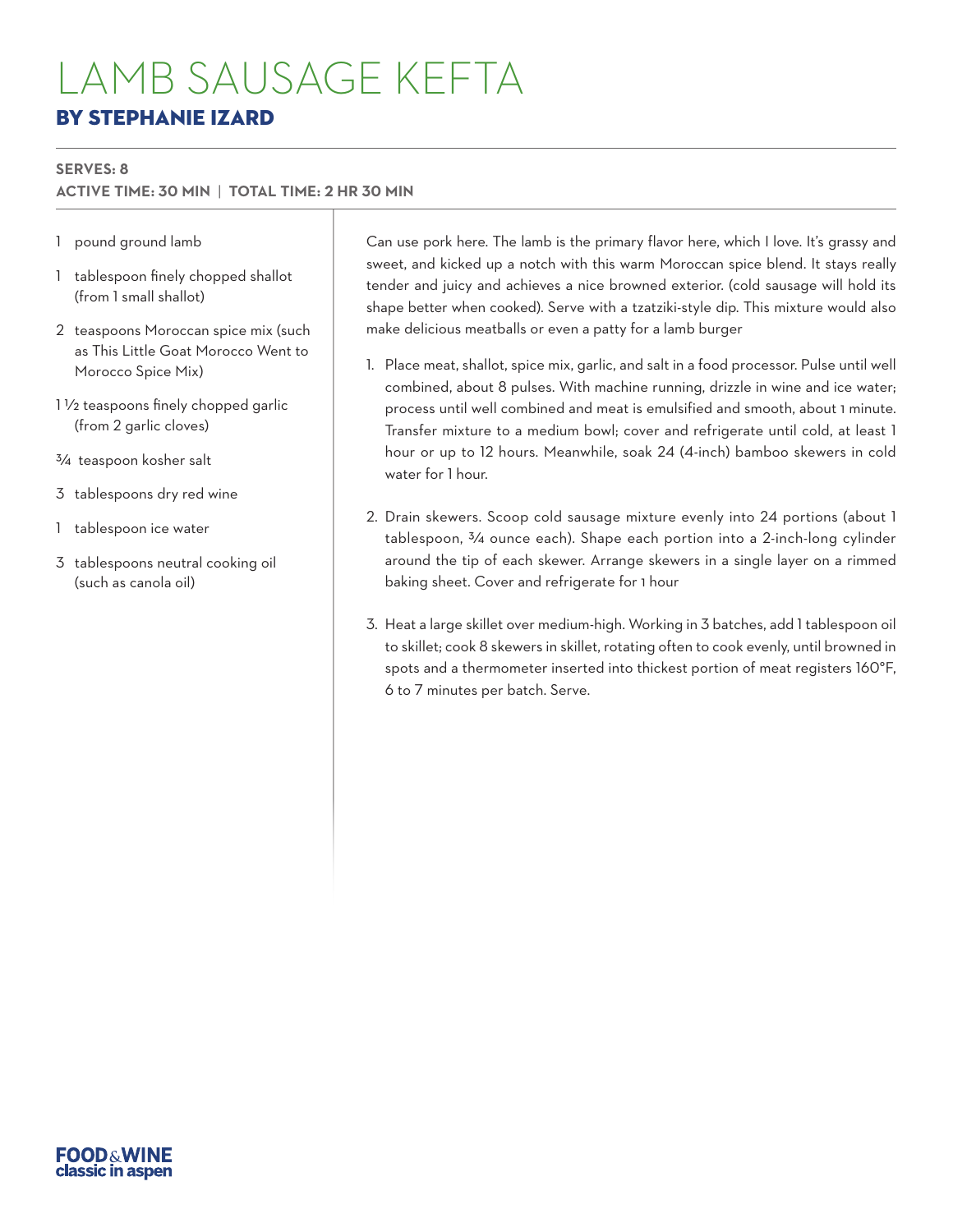# LAMB SAUSAGE KEFTA

## BY STEPHANIE IZARD

**SERVES: 8**

**ACTIVE TIME: 30 MIN | TOTAL TIME: 2 HR 30 MIN**

- 1 pound ground lamb
- 1 tablespoon finely chopped shallot (from 1 small shallot)
- 2 teaspoons Moroccan spice mix (such as This Little Goat Morocco Went to Morocco Spice Mix)
- 1 ½ teaspoons finely chopped garlic (from 2 garlic cloves)
- ¾ teaspoon kosher salt
- 3 tablespoons dry red wine
- 1 tablespoon ice water
- 3 tablespoons neutral cooking oil (such as canola oil)

Can use pork here. The lamb is the primary flavor here, which I love. It's grassy and sweet, and kicked up a notch with this warm Moroccan spice blend. It stays really tender and juicy and achieves a nice browned exterior. (cold sausage will hold its shape better when cooked). Serve with a tzatziki-style dip. This mixture would also make delicious meatballs or even a patty for a lamb burger

1. Place meat, shallot, spice mix, garlic, and salt in a food processor. Pulse until well combined, about 8 pulses. With machine running, drizzle in wine and ice water; process until well combined and meat is emulsified and smooth, about 1 minute. Transfer mixture to a medium bowl; cover and refrigerate until cold, at least 1 hour or up to 12 hours. Meanwhile, soak 24 (4-inch) bamboo skewers in cold water for 1 hour.

2. Drain skewers. Scoop cold sausage mixture evenly into 24 portions (about 1 tablespoon, ¾ ounce each). Shape each portion into a 2-inch-long cylinder around the tip of each skewer. Arrange skewers in a single layer on a rimmed baking sheet. Cover and refrigerate for 1 hour

3. Heat a large skillet over medium-high. Working in 3 batches, add 1 tablespoon oil to skillet; cook 8 skewers in skillet, rotating often to cook evenly, until browned in spots and a thermometer inserted into thickest portion of meat registers 160°F, 6 to 7 minutes per batch. Serve.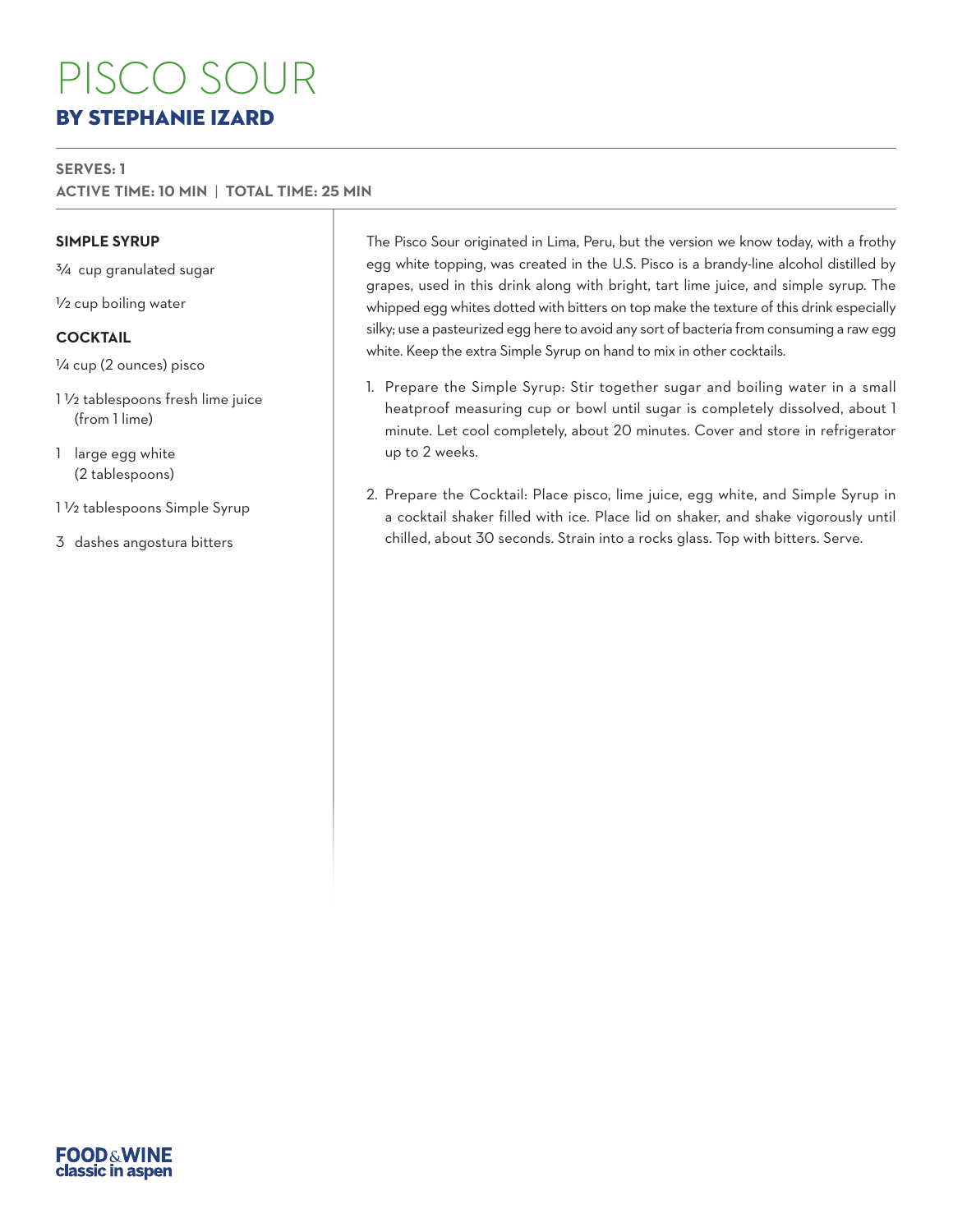# PISCO SOUR

## BY STEPHANIE IZARD

**SERVES: 1**

**ACTIVE TIME: 10 MIN | TOTAL TIME: 25 MIN**

### SIMPLE SYRUP

¾ cup granulated sugar

½ cup boiling water

### COCKTAIL

¼ cup (2 ounces) pisco

1 ½ tablespoons fresh lime juice (from 1 lime)

1 large egg white (2 tablespoons)

1 ½ tablespoons Simple Syrup

3 dashes angostura bitters

The Pisco Sour originated in Lima, Peru, but the version we know today, with a frothy egg white topping, was created in the U.S. Pisco is a brandy-line alcohol distilled by grapes, used in this drink along with bright, tart lime juice, and simple syrup. The whipped egg whites dotted with bitters on top make the texture of this drink especially silky; use a pasteurized egg here to avoid any sort of bacteria from consuming a raw egg white. Keep the extra Simple Syrup on hand to mix in other cocktails.

1. Prepare the Simple Syrup: Stir together sugar and boiling water in a small heatproof measuring cup or bowl until sugar is completely dissolved, about 1 minute. Let cool completely, about 20 minutes. Cover and store in refrigerator up to 2 weeks.

2. Prepare the Cocktail: Place pisco, lime juice, egg white, and Simple Syrup in a cocktail shaker filled with ice. Place lid on shaker, and shake vigorously until chilled, about 30 seconds. Strain into a rocks glass. Top with bitters. Serve.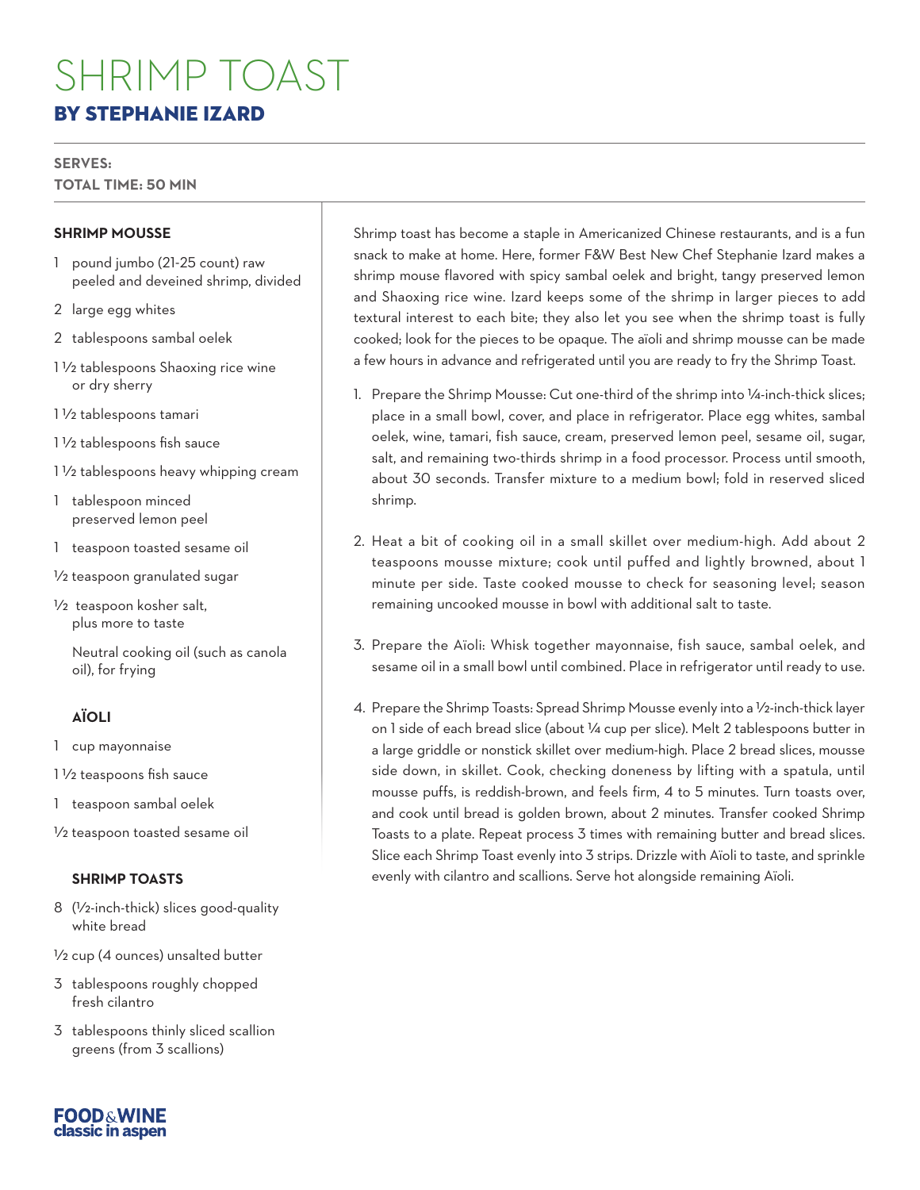# SHRIMP TOAST

## BY STEPHANIE IZARD

**SERVES:**
**TOTAL TIME: 50 MIN**

Shrimp toast has become a staple in Americanized Chinese restaurants, and is a fun snack to make at home. Here, former F&W Best New Chef Stephanie Izard makes a shrimp mouse flavored with spicy sambal oelek and bright, tangy preserved lemon and Shaoxing rice wine. Izard keeps some of the shrimp in larger pieces to add textural interest to each bite; they also let you see when the shrimp toast is fully cooked; look for the pieces to be opaque. The aïoli and shrimp mousse can be made a few hours in advance and refrigerated until you are ready to fry the Shrimp Toast.

### SHRIMP MOUSSE

- 1 pound jumbo (21-25 count) raw peeled and deveined shrimp, divided
- 2 large egg whites
- 2 tablespoons sambal oelek
- 1 ½ tablespoons Shaoxing rice wine or dry sherry
- 1 ½ tablespoons tamari
- 1 ½ tablespoons fish sauce
- 1 ½ tablespoons heavy whipping cream
- 1 tablespoon minced preserved lemon peel
- 1 teaspoon toasted sesame oil
- ½ teaspoon granulated sugar
- ½ teaspoon kosher salt, plus more to taste
- Neutral cooking oil (such as canola oil), for frying

### AÏOLI

- 1 cup mayonnaise
- 1 ½ teaspoons fish sauce
- 1 teaspoon sambal oelek
- ½ teaspoon toasted sesame oil

### SHRIMP TOASTS

- 8 (½-inch-thick) slices good-quality white bread
- ½ cup (4 ounces) unsalted butter
- 3 tablespoons roughly chopped fresh cilantro
- 3 tablespoons thinly sliced scallion greens (from 3 scallions)

1. Prepare the Shrimp Mousse: Cut one-third of the shrimp into ¼-inch-thick slices; place in a small bowl, cover, and place in refrigerator. Place egg whites, sambal oelek, wine, tamari, fish sauce, cream, preserved lemon peel, sesame oil, sugar, salt, and remaining two-thirds shrimp in a food processor. Process until smooth, about 30 seconds. Transfer mixture to a medium bowl; fold in reserved sliced shrimp.

2. Heat a bit of cooking oil in a small skillet over medium-high. Add about 2 teaspoons mousse mixture; cook until puffed and lightly browned, about 1 minute per side. Taste cooked mousse to check for seasoning level; season remaining uncooked mousse in bowl with additional salt to taste.

3. Prepare the Aïoli: Whisk together mayonnaise, fish sauce, sambal oelek, and sesame oil in a small bowl until combined. Place in refrigerator until ready to use.

4. Prepare the Shrimp Toasts: Spread Shrimp Mousse evenly into a ½-inch-thick layer on 1 side of each bread slice (about ¼ cup per slice). Melt 2 tablespoons butter in a large griddle or nonstick skillet over medium-high. Place 2 bread slices, mousse side down, in skillet. Cook, checking doneness by lifting with a spatula, until mousse puffs, is reddish-brown, and feels firm, 4 to 5 minutes. Turn toasts over, and cook until bread is golden brown, about 2 minutes. Transfer cooked Shrimp Toasts to a plate. Repeat process 3 times with remaining butter and bread slices. Slice each Shrimp Toast evenly into 3 strips. Drizzle with Aïoli to taste, and sprinkle evenly with cilantro and scallions. Serve hot alongside remaining Aïoli.

FOOD&WINE classic in aspen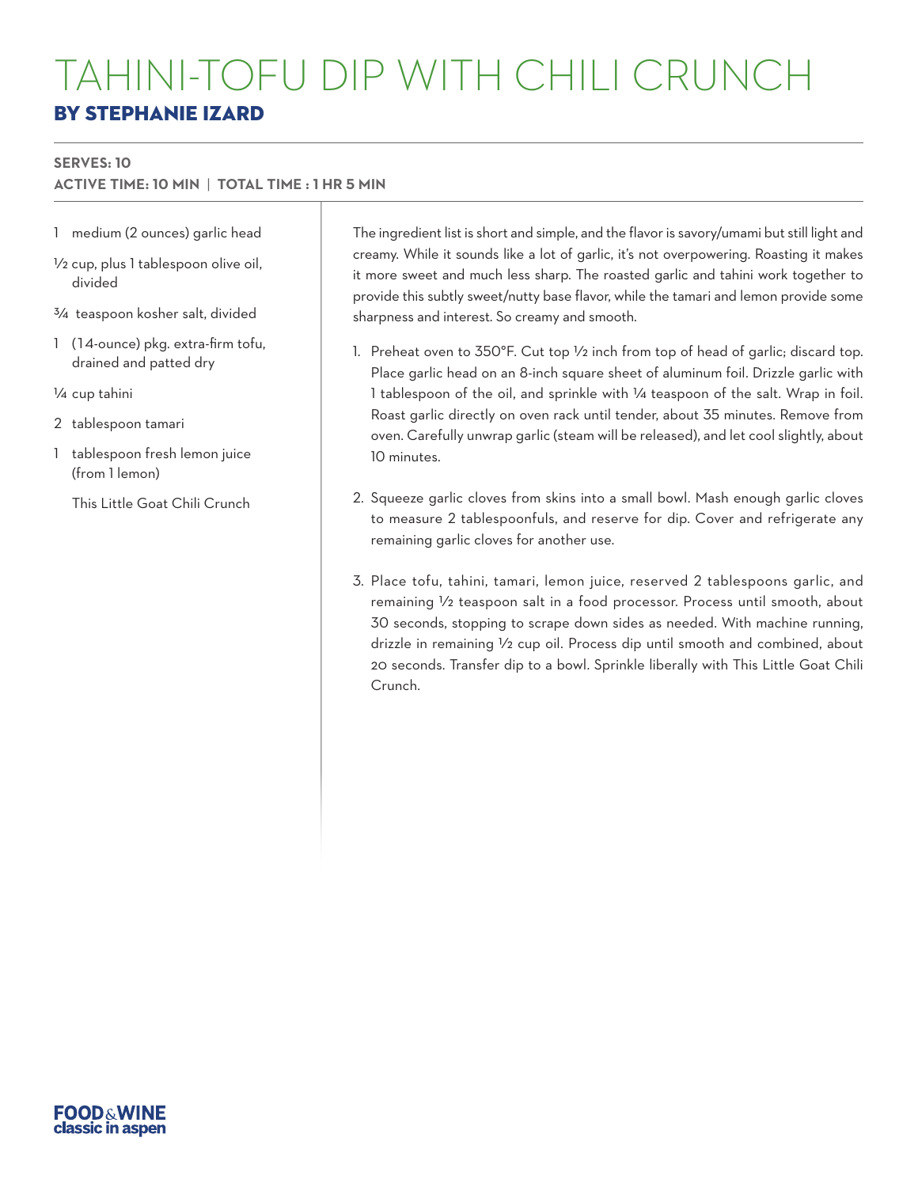# TAHINI-TOFU DIP WITH CHILI CRUNCH

## BY STEPHANIE IZARD

**SERVES: 10**
**ACTIVE TIME: 10 MIN | TOTAL TIME : 1 HR 5 MIN**

- 1 medium (2 ounces) garlic head
- ½ cup, plus 1 tablespoon olive oil, divided
- ¾ teaspoon kosher salt, divided
- 1 (14-ounce) pkg. extra-firm tofu, drained and patted dry
- ¼ cup tahini
- 2 tablespoon tamari
- 1 tablespoon fresh lemon juice (from 1 lemon)
- This Little Goat Chili Crunch

The ingredient list is short and simple, and the flavor is savory/umami but still light and creamy. While it sounds like a lot of garlic, it's not overpowering. Roasting it makes it more sweet and much less sharp. The roasted garlic and tahini work together to provide this subtly sweet/nutty base flavor, while the tamari and lemon provide some sharpness and interest. So creamy and smooth.

1. Preheat oven to 350°F. Cut top ½ inch from top of head of garlic; discard top. Place garlic head on an 8-inch square sheet of aluminum foil. Drizzle garlic with 1 tablespoon of the oil, and sprinkle with ¼ teaspoon of the salt. Wrap in foil. Roast garlic directly on oven rack until tender, about 35 minutes. Remove from oven. Carefully unwrap garlic (steam will be released), and let cool slightly, about 10 minutes.
2. Squeeze garlic cloves from skins into a small bowl. Mash enough garlic cloves to measure 2 tablespoonfuls, and reserve for dip. Cover and refrigerate any remaining garlic cloves for another use.
3. Place tofu, tahini, tamari, lemon juice, reserved 2 tablespoons garlic, and remaining ½ teaspoon salt in a food processor. Process until smooth, about 30 seconds, stopping to scrape down sides as needed. With machine running, drizzle in remaining ½ cup oil. Process dip until smooth and combined, about 20 seconds. Transfer dip to a bowl. Sprinkle liberally with This Little Goat Chili Crunch.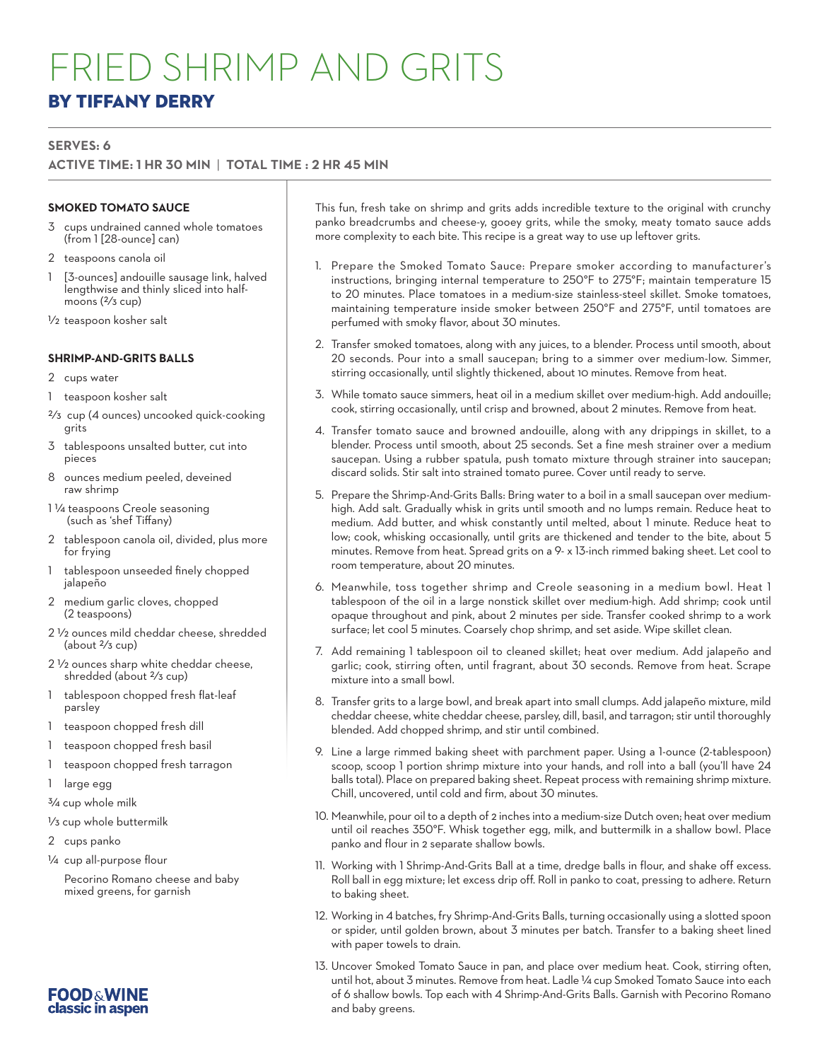# FRIED SHRIMP AND GRITS

## BY TIFFANY DERRY

**SERVES: 6**

**ACTIVE TIME: 1 HR 30 MIN | TOTAL TIME : 2 HR 45 MIN**

### SMOKED TOMATO SAUCE

- 3 cups undrained canned whole tomatoes (from 1 [28-ounce] can)
- 2 teaspoons canola oil
- 1 [3-ounces] andouille sausage link, halved lengthwise and thinly sliced into half-moons (⅔ cup)
- ½ teaspoon kosher salt

### SHRIMP-AND-GRITS BALLS

- 2 cups water
- 1 teaspoon kosher salt
- ⅔ cup (4 ounces) uncooked quick-cooking grits
- 3 tablespoons unsalted butter, cut into pieces
- 8 ounces medium peeled, deveined raw shrimp
- 1 ¼ teaspoons Creole seasoning (such as 'shef Tiffany)
- 2 tablespoon canola oil, divided, plus more for frying
- 1 tablespoon unseeded finely chopped jalapeño
- 2 medium garlic cloves, chopped (2 teaspoons)
- 2 ½ ounces mild cheddar cheese, shredded (about ⅔ cup)
- 2 ½ ounces sharp white cheddar cheese, shredded (about ⅔ cup)
- 1 tablespoon chopped fresh flat-leaf parsley
- 1 teaspoon chopped fresh dill
- 1 teaspoon chopped fresh basil
- 1 teaspoon chopped fresh tarragon
- 1 large egg
- ¾ cup whole milk
- ⅓ cup whole buttermilk
- 2 cups panko
- ¼ cup all-purpose flour
- Pecorino Romano cheese and baby mixed greens, for garnish

This fun, fresh take on shrimp and grits adds incredible texture to the original with crunchy panko breadcrumbs and cheese-y, gooey grits, while the smoky, meaty tomato sauce adds more complexity to each bite. This recipe is a great way to use up leftover grits.

1. Prepare the Smoked Tomato Sauce: Prepare smoker according to manufacturer's instructions, bringing internal temperature to 250°F to 275°F; maintain temperature 15 to 20 minutes. Place tomatoes in a medium-size stainless-steel skillet. Smoke tomatoes, maintaining temperature inside smoker between 250°F and 275°F, until tomatoes are perfumed with smoky flavor, about 30 minutes.
2. Transfer smoked tomatoes, along with any juices, to a blender. Process until smooth, about 20 seconds. Pour into a small saucepan; bring to a simmer over medium-low. Simmer, stirring occasionally, until slightly thickened, about 10 minutes. Remove from heat.
3. While tomato sauce simmers, heat oil in a medium skillet over medium-high. Add andouille; cook, stirring occasionally, until crisp and browned, about 2 minutes. Remove from heat.
4. Transfer tomato sauce and browned andouille, along with any drippings in skillet, to a blender. Process until smooth, about 25 seconds. Set a fine mesh strainer over a medium saucepan. Using a rubber spatula, push tomato mixture through strainer into saucepan; discard solids. Stir salt into strained tomato puree. Cover until ready to serve.
5. Prepare the Shrimp-And-Grits Balls: Bring water to a boil in a small saucepan over medium-high. Add salt. Gradually whisk in grits until smooth and no lumps remain. Reduce heat to medium. Add butter, and whisk constantly until melted, about 1 minute. Reduce heat to low; cook, whisking occasionally, until grits are thickened and tender to the bite, about 5 minutes. Remove from heat. Spread grits on a 9- x 13-inch rimmed baking sheet. Let cool to room temperature, about 20 minutes.
6. Meanwhile, toss together shrimp and Creole seasoning in a medium bowl. Heat 1 tablespoon of the oil in a large nonstick skillet over medium-high. Add shrimp; cook until opaque throughout and pink, about 2 minutes per side. Transfer cooked shrimp to a work surface; let cool 5 minutes. Coarsely chop shrimp, and set aside. Wipe skillet clean.
7. Add remaining 1 tablespoon oil to cleaned skillet; heat over medium. Add jalapeño and garlic; cook, stirring often, until fragrant, about 30 seconds. Remove from heat. Scrape mixture into a small bowl.
8. Transfer grits to a large bowl, and break apart into small clumps. Add jalapeño mixture, mild cheddar cheese, white cheddar cheese, parsley, dill, basil, and tarragon; stir until thoroughly blended. Add chopped shrimp, and stir until combined.
9. Line a large rimmed baking sheet with parchment paper. Using a 1-ounce (2-tablespoon) scoop, scoop 1 portion shrimp mixture into your hands, and roll into a ball (you'll have 24 balls total). Place on prepared baking sheet. Repeat process with remaining shrimp mixture. Chill, uncovered, until cold and firm, about 30 minutes.
10. Meanwhile, pour oil to a depth of 2 inches into a medium-size Dutch oven; heat over medium until oil reaches 350°F. Whisk together egg, milk, and buttermilk in a shallow bowl. Place panko and flour in 2 separate shallow bowls.
11. Working with 1 Shrimp-And-Grits Ball at a time, dredge balls in flour, and shake off excess. Roll ball in egg mixture; let excess drip off. Roll in panko to coat, pressing to adhere. Return to baking sheet.
12. Working in 4 batches, fry Shrimp-And-Grits Balls, turning occasionally using a slotted spoon or spider, until golden brown, about 3 minutes per batch. Transfer to a baking sheet lined with paper towels to drain.
13. Uncover Smoked Tomato Sauce in pan, and place over medium heat. Cook, stirring often, until hot, about 3 minutes. Remove from heat. Ladle ¼ cup Smoked Tomato Sauce into each of 6 shallow bowls. Top each with 4 Shrimp-And-Grits Balls. Garnish with Pecorino Romano and baby greens.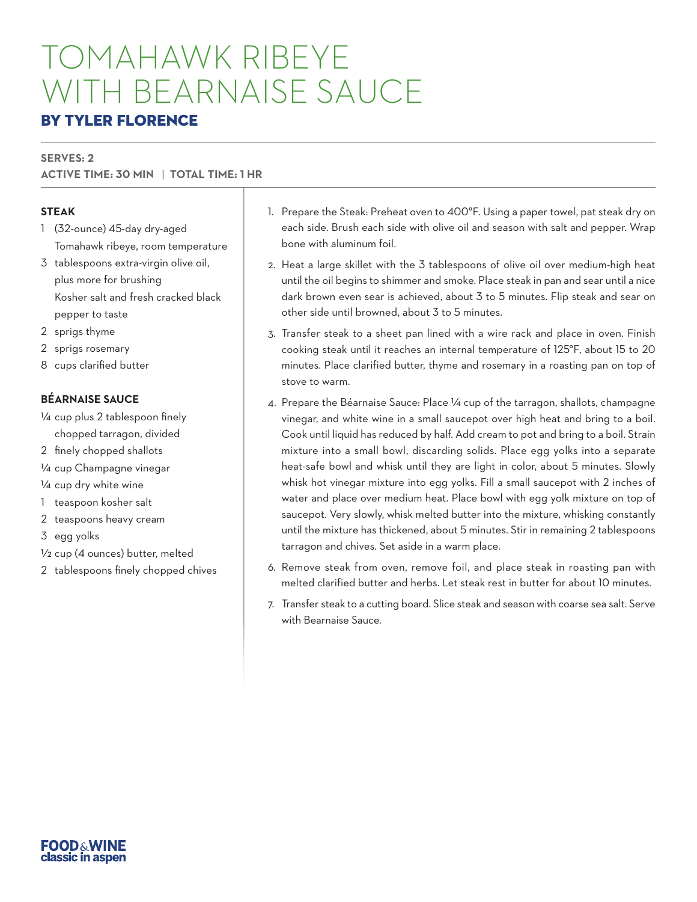# TOMAHAWK RIBEYE WITH BEARNAISE SAUCE

## BY TYLER FLORENCE

**SERVES: 2**
**ACTIVE TIME: 30 MIN | TOTAL TIME: 1 HR**

### STEAK

- 1 (32-ounce) 45-day dry-aged Tomahawk ribeye, room temperature
- 3 tablespoons extra-virgin olive oil, plus more for brushing
- Kosher salt and fresh cracked black pepper to taste
- 2 sprigs thyme
- 2 sprigs rosemary
- 8 cups clarified butter

### BÉARNAISE SAUCE

- ¼ cup plus 2 tablespoon finely chopped tarragon, divided
- 2 finely chopped shallots
- ¼ cup Champagne vinegar
- ¼ cup dry white wine
- 1 teaspoon kosher salt
- 2 teaspoons heavy cream
- 3 egg yolks
- ½ cup (4 ounces) butter, melted
- 2 tablespoons finely chopped chives

1. Prepare the Steak: Preheat oven to 400°F. Using a paper towel, pat steak dry on each side. Brush each side with olive oil and season with salt and pepper. Wrap bone with aluminum foil.
2. Heat a large skillet with the 3 tablespoons of olive oil over medium-high heat until the oil begins to shimmer and smoke. Place steak in pan and sear until a nice dark brown even sear is achieved, about 3 to 5 minutes. Flip steak and sear on other side until browned, about 3 to 5 minutes.
3. Transfer steak to a sheet pan lined with a wire rack and place in oven. Finish cooking steak until it reaches an internal temperature of 125°F, about 15 to 20 minutes. Place clarified butter, thyme and rosemary in a roasting pan on top of stove to warm.
4. Prepare the Béarnaise Sauce: Place ¼ cup of the tarragon, shallots, champagne vinegar, and white wine in a small saucepot over high heat and bring to a boil. Cook until liquid has reduced by half. Add cream to pot and bring to a boil. Strain mixture into a small bowl, discarding solids. Place egg yolks into a separate heat-safe bowl and whisk until they are light in color, about 5 minutes. Slowly whisk hot vinegar mixture into egg yolks. Fill a small saucepot with 2 inches of water and place over medium heat. Place bowl with egg yolk mixture on top of saucepot. Very slowly, whisk melted butter into the mixture, whisking constantly until the mixture has thickened, about 5 minutes. Stir in remaining 2 tablespoons tarragon and chives. Set aside in a warm place.
6. Remove steak from oven, remove foil, and place steak in roasting pan with melted clarified butter and herbs. Let steak rest in butter for about 10 minutes.
7. Transfer steak to a cutting board. Slice steak and season with coarse sea salt. Serve with Bearnaise Sauce.

FOOD&WINE classic in aspen